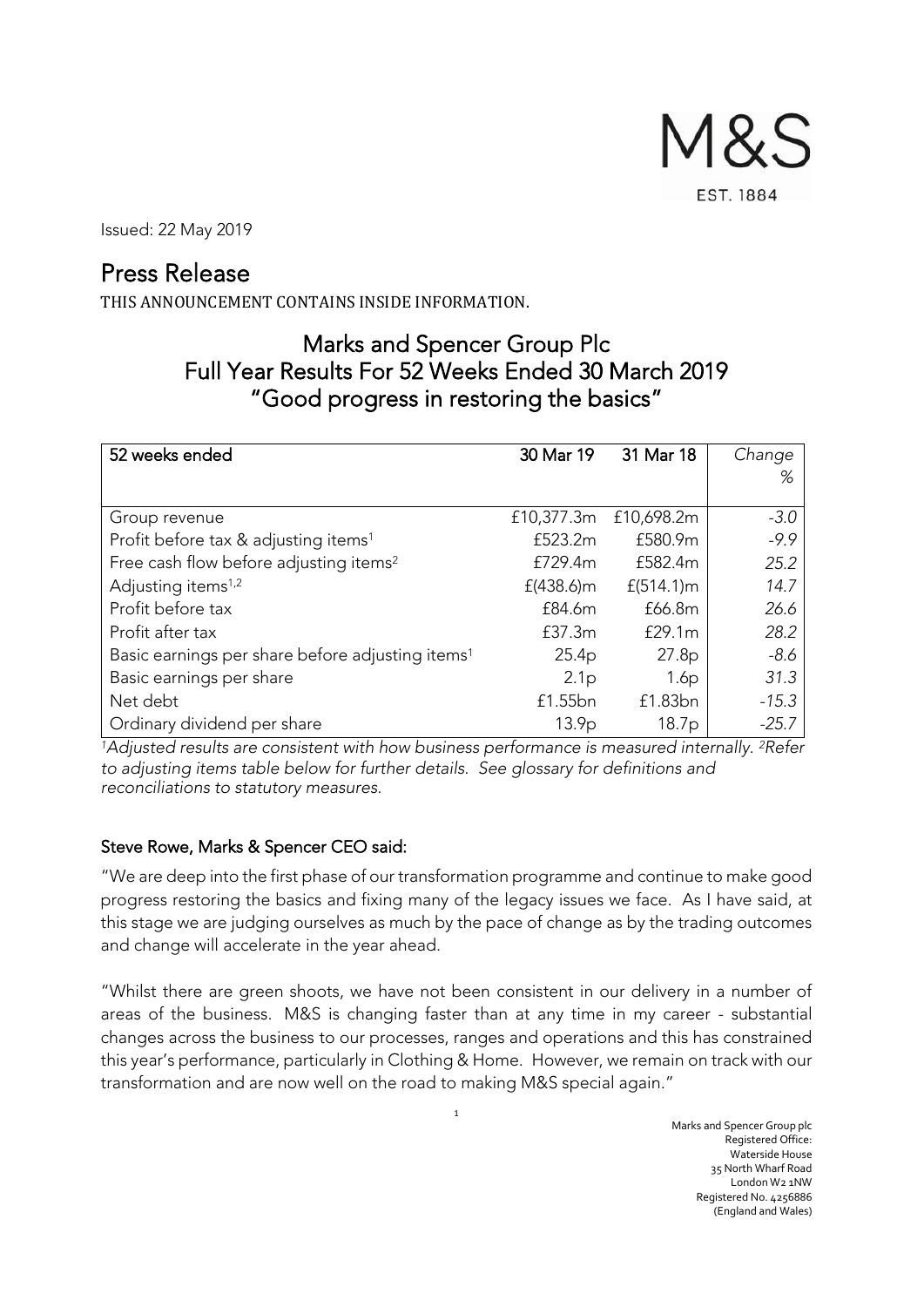M&S
EST. 1884

Issued: 22 May 2019

# Press Release

THIS ANNOUNCEMENT CONTAINS INSIDE INFORMATION.

## Marks and Spencer Group Plc
## Full Year Results For 52 Weeks Ended 30 March 2019
## "Good progress in restoring the basics"

| 52 weeks ended | 30 Mar 19 | 31 Mar 18 | *Change %* |
|---|---|---|---|
| Group revenue | £10,377.3m | £10,698.2m | *-3.0* |
| Profit before tax & adjusting items[1] | £523.2m | £580.9m | *-9.9* |
| Free cash flow before adjusting items[2] | £729.4m | £582.4m | *25.2* |
| Adjusting items[1,2] | £(438.6)m | £(514.1)m | *14.7* |
| Profit before tax | £84.6m | £66.8m | *26.6* |
| Profit after tax | £37.3m | £29.1m | *28.2* |
| Basic earnings per share before adjusting items[1] | 25.4p | 27.8p | *-8.6* |
| Basic earnings per share | 2.1p | 1.6p | *31.3* |
| Net debt | £1.55bn | £1.83bn | *-15.3* |
| Ordinary dividend per share | 13.9p | 18.7p | *-25.7* |

*[1]Adjusted results are consistent with how business performance is measured internally. [2]Refer to adjusting items table below for further details. See glossary for definitions and reconciliations to statutory measures.*

### Steve Rowe, Marks & Spencer CEO said:

"We are deep into the first phase of our transformation programme and continue to make good progress restoring the basics and fixing many of the legacy issues we face. As I have said, at this stage we are judging ourselves as much by the pace of change as by the trading outcomes and change will accelerate in the year ahead.

"Whilst there are green shoots, we have not been consistent in our delivery in a number of areas of the business. M&S is changing faster than at any time in my career - substantial changes across the business to our processes, ranges and operations and this has constrained this year's performance, particularly in Clothing & Home. However, we remain on track with our transformation and are now well on the road to making M&S special again."

Marks and Spencer Group plc
Registered Office:
Waterside House
35 North Wharf Road
London W2 1NW
Registered No. 4256886
(England and Wales)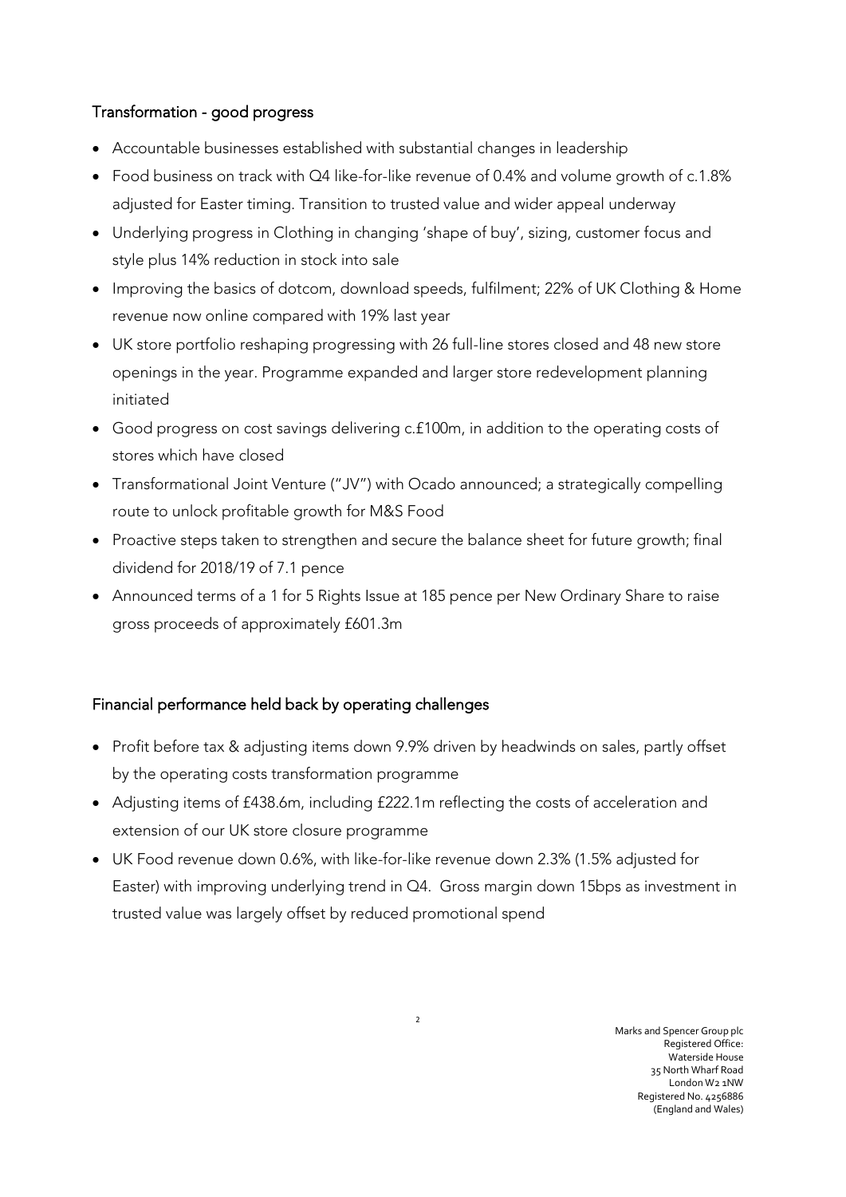## Transformation - good progress

- Accountable businesses established with substantial changes in leadership
- Food business on track with Q4 like-for-like revenue of 0.4% and volume growth of c.1.8% adjusted for Easter timing. Transition to trusted value and wider appeal underway
- Underlying progress in Clothing in changing 'shape of buy', sizing, customer focus and style plus 14% reduction in stock into sale
- Improving the basics of dotcom, download speeds, fulfilment; 22% of UK Clothing & Home revenue now online compared with 19% last year
- UK store portfolio reshaping progressing with 26 full-line stores closed and 48 new store openings in the year. Programme expanded and larger store redevelopment planning initiated
- Good progress on cost savings delivering c.£100m, in addition to the operating costs of stores which have closed
- Transformational Joint Venture ("JV") with Ocado announced; a strategically compelling route to unlock profitable growth for M&S Food
- Proactive steps taken to strengthen and secure the balance sheet for future growth; final dividend for 2018/19 of 7.1 pence
- Announced terms of a 1 for 5 Rights Issue at 185 pence per New Ordinary Share to raise gross proceeds of approximately £601.3m

## Financial performance held back by operating challenges

- Profit before tax & adjusting items down 9.9% driven by headwinds on sales, partly offset by the operating costs transformation programme
- Adjusting items of £438.6m, including £222.1m reflecting the costs of acceleration and extension of our UK store closure programme
- UK Food revenue down 0.6%, with like-for-like revenue down 2.3% (1.5% adjusted for Easter) with improving underlying trend in Q4. Gross margin down 15bps as investment in trusted value was largely offset by reduced promotional spend

Marks and Spencer Group plc
Registered Office:
Waterside House
35 North Wharf Road
London W2 1NW
Registered No. 4256886
(England and Wales)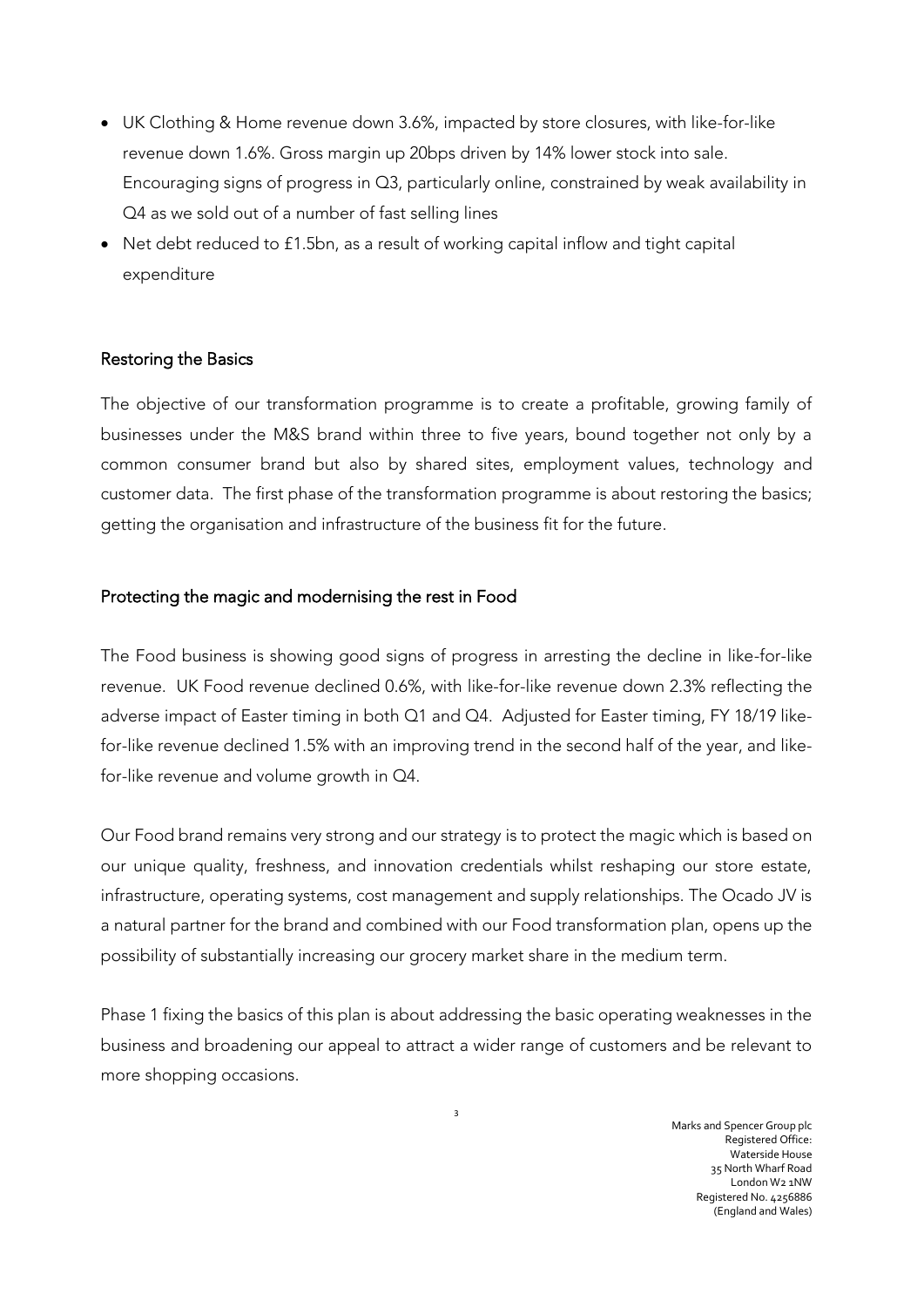- UK Clothing & Home revenue down 3.6%, impacted by store closures, with like-for-like revenue down 1.6%. Gross margin up 20bps driven by 14% lower stock into sale. Encouraging signs of progress in Q3, particularly online, constrained by weak availability in Q4 as we sold out of a number of fast selling lines
- Net debt reduced to £1.5bn, as a result of working capital inflow and tight capital expenditure

## Restoring the Basics

The objective of our transformation programme is to create a profitable, growing family of businesses under the M&S brand within three to five years, bound together not only by a common consumer brand but also by shared sites, employment values, technology and customer data. The first phase of the transformation programme is about restoring the basics; getting the organisation and infrastructure of the business fit for the future.

## Protecting the magic and modernising the rest in Food

The Food business is showing good signs of progress in arresting the decline in like-for-like revenue. UK Food revenue declined 0.6%, with like-for-like revenue down 2.3% reflecting the adverse impact of Easter timing in both Q1 and Q4. Adjusted for Easter timing, FY 18/19 like-for-like revenue declined 1.5% with an improving trend in the second half of the year, and like-for-like revenue and volume growth in Q4.

Our Food brand remains very strong and our strategy is to protect the magic which is based on our unique quality, freshness, and innovation credentials whilst reshaping our store estate, infrastructure, operating systems, cost management and supply relationships. The Ocado JV is a natural partner for the brand and combined with our Food transformation plan, opens up the possibility of substantially increasing our grocery market share in the medium term.

Phase 1 fixing the basics of this plan is about addressing the basic operating weaknesses in the business and broadening our appeal to attract a wider range of customers and be relevant to more shopping occasions.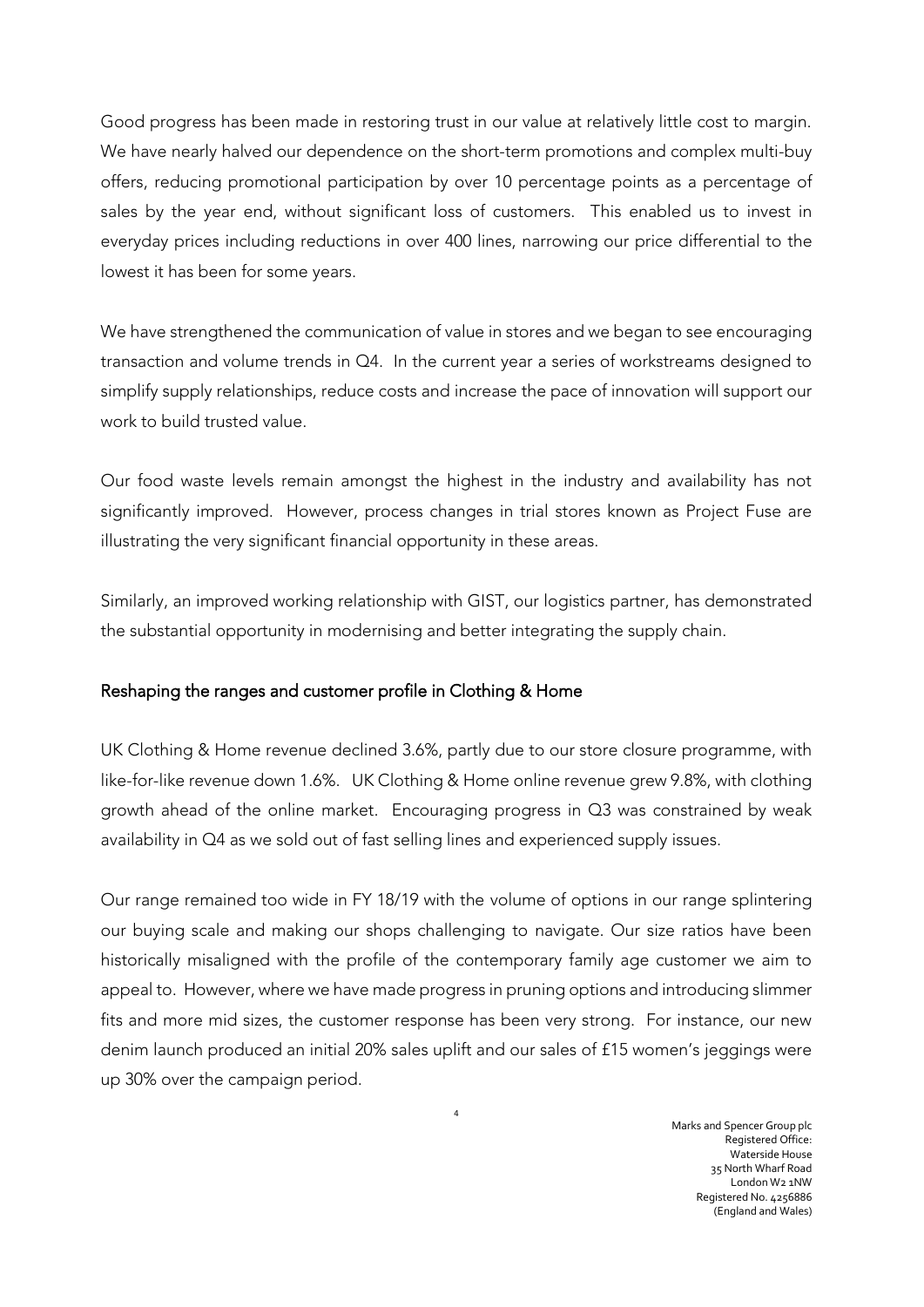Good progress has been made in restoring trust in our value at relatively little cost to margin. We have nearly halved our dependence on the short-term promotions and complex multi-buy offers, reducing promotional participation by over 10 percentage points as a percentage of sales by the year end, without significant loss of customers. This enabled us to invest in everyday prices including reductions in over 400 lines, narrowing our price differential to the lowest it has been for some years.

We have strengthened the communication of value in stores and we began to see encouraging transaction and volume trends in Q4. In the current year a series of workstreams designed to simplify supply relationships, reduce costs and increase the pace of innovation will support our work to build trusted value.

Our food waste levels remain amongst the highest in the industry and availability has not significantly improved. However, process changes in trial stores known as Project Fuse are illustrating the very significant financial opportunity in these areas.

Similarly, an improved working relationship with GIST, our logistics partner, has demonstrated the substantial opportunity in modernising and better integrating the supply chain.

## Reshaping the ranges and customer profile in Clothing & Home

UK Clothing & Home revenue declined 3.6%, partly due to our store closure programme, with like-for-like revenue down 1.6%. UK Clothing & Home online revenue grew 9.8%, with clothing growth ahead of the online market. Encouraging progress in Q3 was constrained by weak availability in Q4 as we sold out of fast selling lines and experienced supply issues.

Our range remained too wide in FY 18/19 with the volume of options in our range splintering our buying scale and making our shops challenging to navigate. Our size ratios have been historically misaligned with the profile of the contemporary family age customer we aim to appeal to. However, where we have made progress in pruning options and introducing slimmer fits and more mid sizes, the customer response has been very strong. For instance, our new denim launch produced an initial 20% sales uplift and our sales of £15 women's jeggings were up 30% over the campaign period.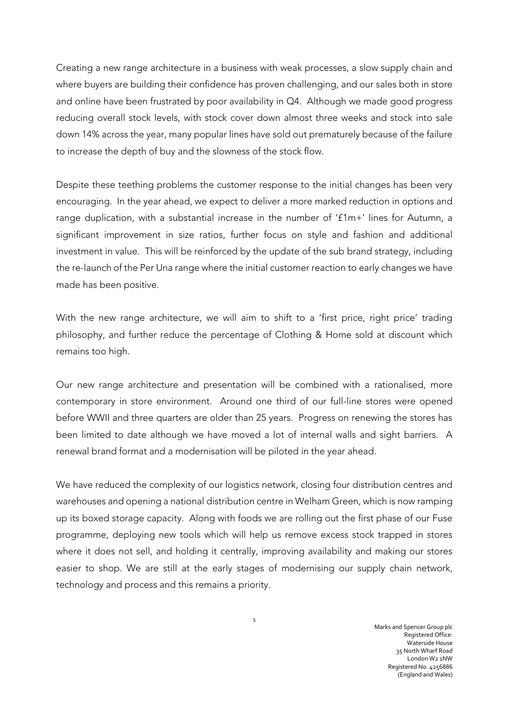Creating a new range architecture in a business with weak processes, a slow supply chain and where buyers are building their confidence has proven challenging, and our sales both in store and online have been frustrated by poor availability in Q4. Although we made good progress reducing overall stock levels, with stock cover down almost three weeks and stock into sale down 14% across the year, many popular lines have sold out prematurely because of the failure to increase the depth of buy and the slowness of the stock flow.

Despite these teething problems the customer response to the initial changes has been very encouraging. In the year ahead, we expect to deliver a more marked reduction in options and range duplication, with a substantial increase in the number of '£1m+' lines for Autumn, a significant improvement in size ratios, further focus on style and fashion and additional investment in value. This will be reinforced by the update of the sub brand strategy, including the re-launch of the Per Una range where the initial customer reaction to early changes we have made has been positive.

With the new range architecture, we will aim to shift to a 'first price, right price' trading philosophy, and further reduce the percentage of Clothing & Home sold at discount which remains too high.

Our new range architecture and presentation will be combined with a rationalised, more contemporary in store environment. Around one third of our full-line stores were opened before WWII and three quarters are older than 25 years. Progress on renewing the stores has been limited to date although we have moved a lot of internal walls and sight barriers. A renewal brand format and a modernisation will be piloted in the year ahead.

We have reduced the complexity of our logistics network, closing four distribution centres and warehouses and opening a national distribution centre in Welham Green, which is now ramping up its boxed storage capacity. Along with foods we are rolling out the first phase of our Fuse programme, deploying new tools which will help us remove excess stock trapped in stores where it does not sell, and holding it centrally, improving availability and making our stores easier to shop. We are still at the early stages of modernising our supply chain network, technology and process and this remains a priority.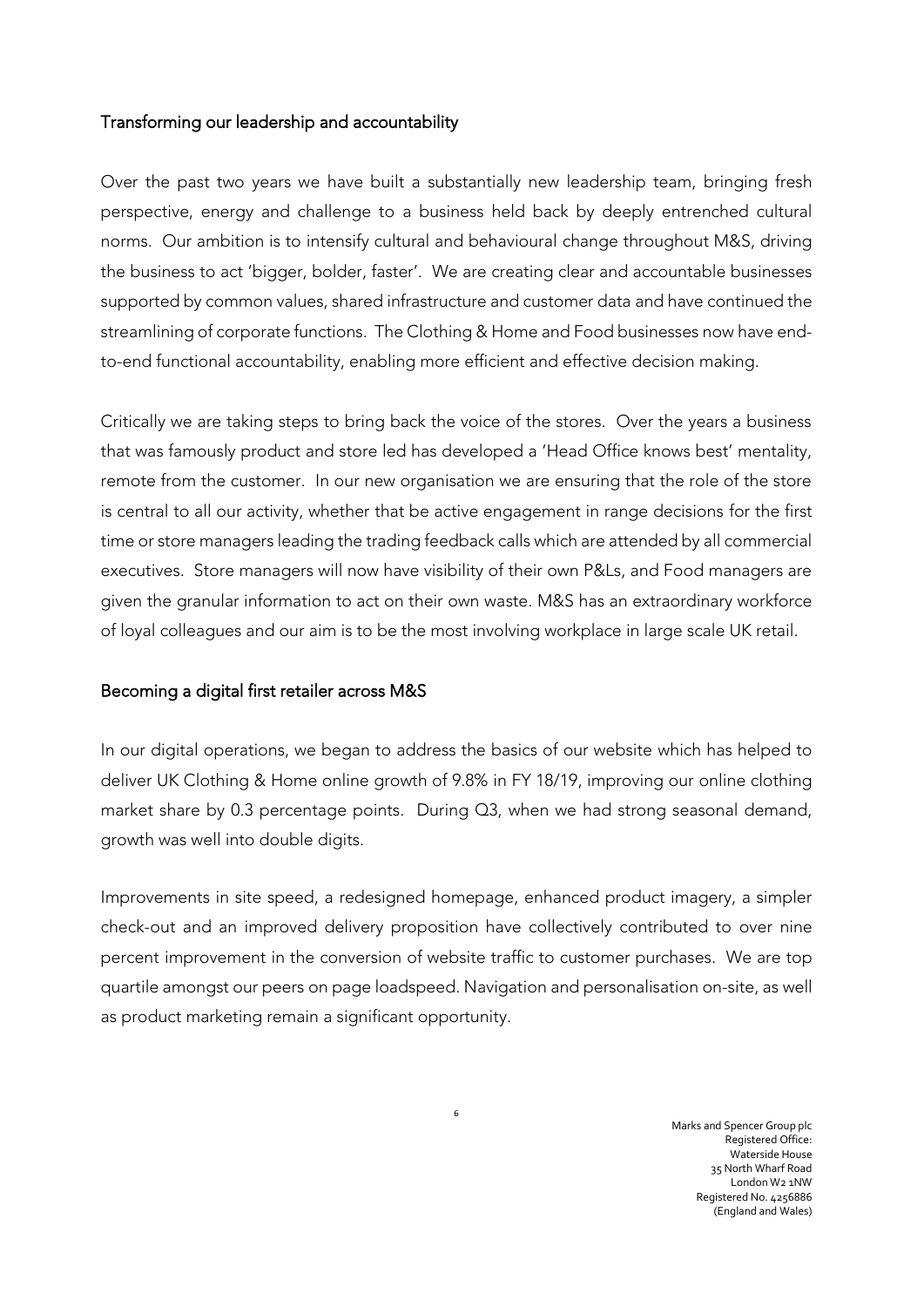## Transforming our leadership and accountability

Over the past two years we have built a substantially new leadership team, bringing fresh perspective, energy and challenge to a business held back by deeply entrenched cultural norms. Our ambition is to intensify cultural and behavioural change throughout M&S, driving the business to act 'bigger, bolder, faster'. We are creating clear and accountable businesses supported by common values, shared infrastructure and customer data and have continued the streamlining of corporate functions. The Clothing & Home and Food businesses now have end-to-end functional accountability, enabling more efficient and effective decision making.

Critically we are taking steps to bring back the voice of the stores. Over the years a business that was famously product and store led has developed a 'Head Office knows best' mentality, remote from the customer. In our new organisation we are ensuring that the role of the store is central to all our activity, whether that be active engagement in range decisions for the first time or store managers leading the trading feedback calls which are attended by all commercial executives. Store managers will now have visibility of their own P&Ls, and Food managers are given the granular information to act on their own waste. M&S has an extraordinary workforce of loyal colleagues and our aim is to be the most involving workplace in large scale UK retail.

## Becoming a digital first retailer across M&S

In our digital operations, we began to address the basics of our website which has helped to deliver UK Clothing & Home online growth of 9.8% in FY 18/19, improving our online clothing market share by 0.3 percentage points. During Q3, when we had strong seasonal demand, growth was well into double digits.

Improvements in site speed, a redesigned homepage, enhanced product imagery, a simpler check-out and an improved delivery proposition have collectively contributed to over nine percent improvement in the conversion of website traffic to customer purchases. We are top quartile amongst our peers on page loadspeed. Navigation and personalisation on-site, as well as product marketing remain a significant opportunity.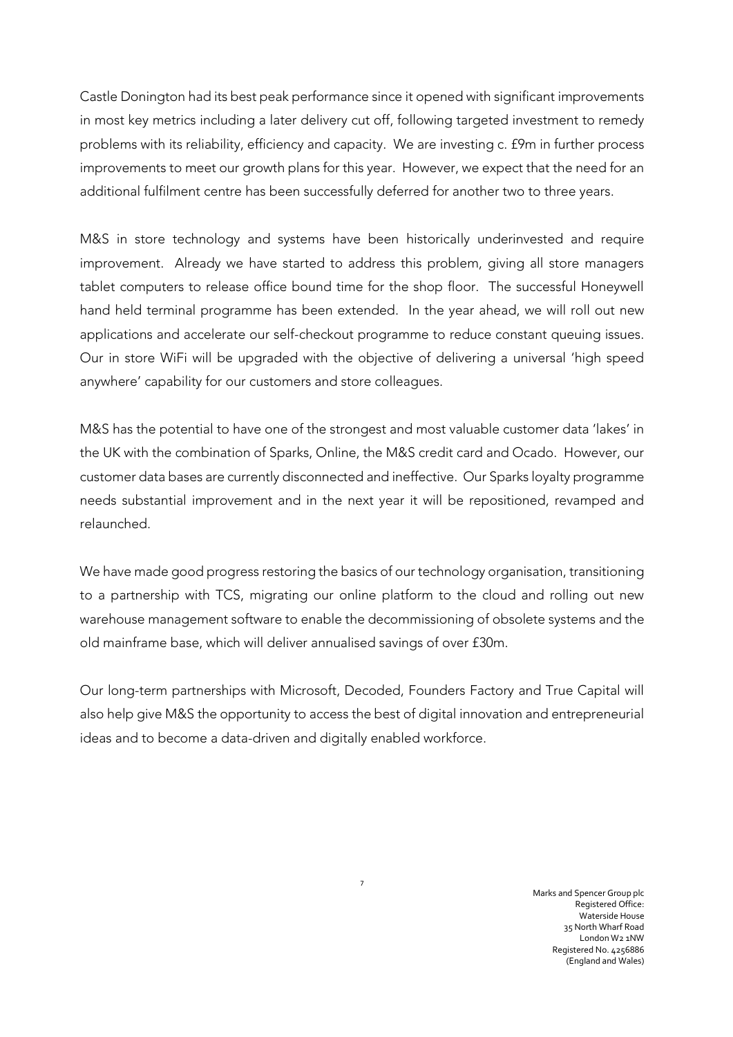Castle Donington had its best peak performance since it opened with significant improvements in most key metrics including a later delivery cut off, following targeted investment to remedy problems with its reliability, efficiency and capacity. We are investing c. £9m in further process improvements to meet our growth plans for this year. However, we expect that the need for an additional fulfilment centre has been successfully deferred for another two to three years.

M&S in store technology and systems have been historically underinvested and require improvement. Already we have started to address this problem, giving all store managers tablet computers to release office bound time for the shop floor. The successful Honeywell hand held terminal programme has been extended. In the year ahead, we will roll out new applications and accelerate our self-checkout programme to reduce constant queuing issues. Our in store WiFi will be upgraded with the objective of delivering a universal 'high speed anywhere' capability for our customers and store colleagues.

M&S has the potential to have one of the strongest and most valuable customer data 'lakes' in the UK with the combination of Sparks, Online, the M&S credit card and Ocado. However, our customer data bases are currently disconnected and ineffective. Our Sparks loyalty programme needs substantial improvement and in the next year it will be repositioned, revamped and relaunched.

We have made good progress restoring the basics of our technology organisation, transitioning to a partnership with TCS, migrating our online platform to the cloud and rolling out new warehouse management software to enable the decommissioning of obsolete systems and the old mainframe base, which will deliver annualised savings of over £30m.

Our long-term partnerships with Microsoft, Decoded, Founders Factory and True Capital will also help give M&S the opportunity to access the best of digital innovation and entrepreneurial ideas and to become a data-driven and digitally enabled workforce.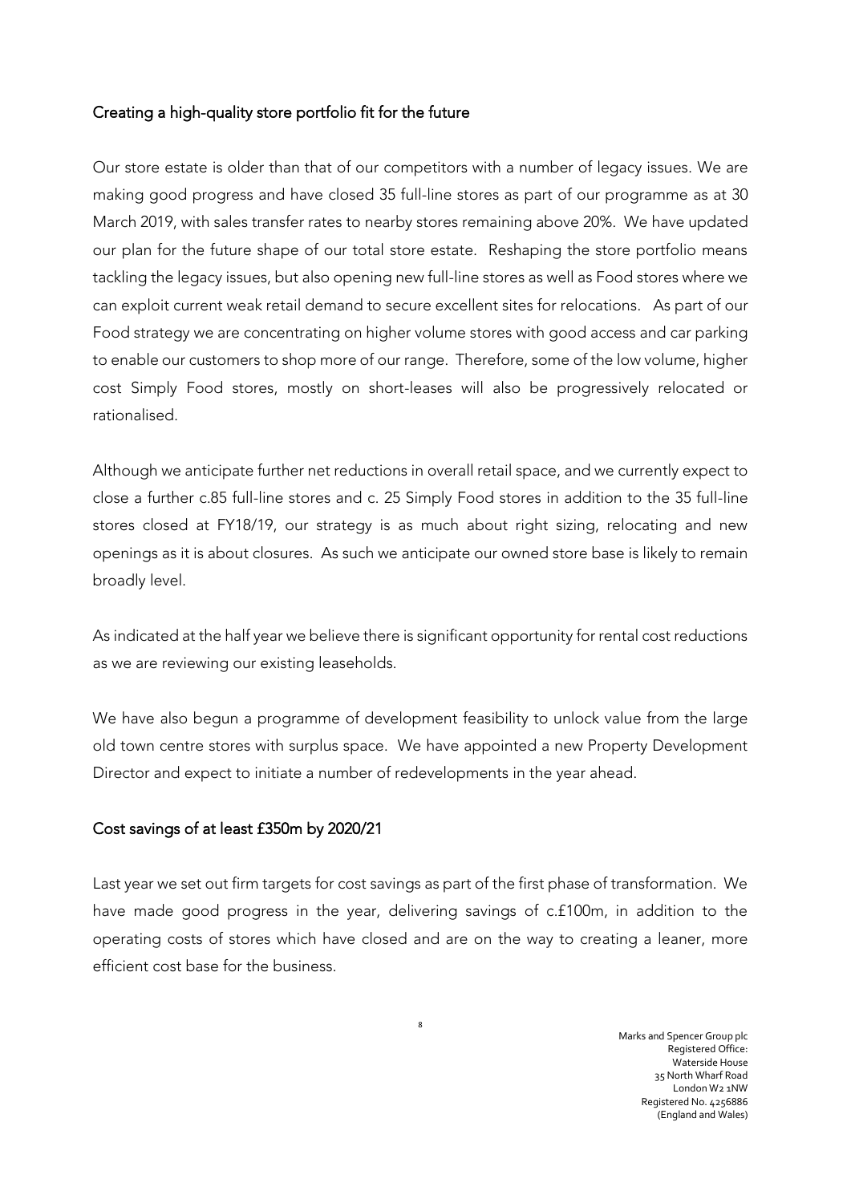## Creating a high-quality store portfolio fit for the future

Our store estate is older than that of our competitors with a number of legacy issues. We are making good progress and have closed 35 full-line stores as part of our programme as at 30 March 2019, with sales transfer rates to nearby stores remaining above 20%. We have updated our plan for the future shape of our total store estate. Reshaping the store portfolio means tackling the legacy issues, but also opening new full-line stores as well as Food stores where we can exploit current weak retail demand to secure excellent sites for relocations. As part of our Food strategy we are concentrating on higher volume stores with good access and car parking to enable our customers to shop more of our range. Therefore, some of the low volume, higher cost Simply Food stores, mostly on short-leases will also be progressively relocated or rationalised.

Although we anticipate further net reductions in overall retail space, and we currently expect to close a further c.85 full-line stores and c. 25 Simply Food stores in addition to the 35 full-line stores closed at FY18/19, our strategy is as much about right sizing, relocating and new openings as it is about closures. As such we anticipate our owned store base is likely to remain broadly level.

As indicated at the half year we believe there is significant opportunity for rental cost reductions as we are reviewing our existing leaseholds.

We have also begun a programme of development feasibility to unlock value from the large old town centre stores with surplus space. We have appointed a new Property Development Director and expect to initiate a number of redevelopments in the year ahead.

## Cost savings of at least £350m by 2020/21

Last year we set out firm targets for cost savings as part of the first phase of transformation. We have made good progress in the year, delivering savings of c.£100m, in addition to the operating costs of stores which have closed and are on the way to creating a leaner, more efficient cost base for the business.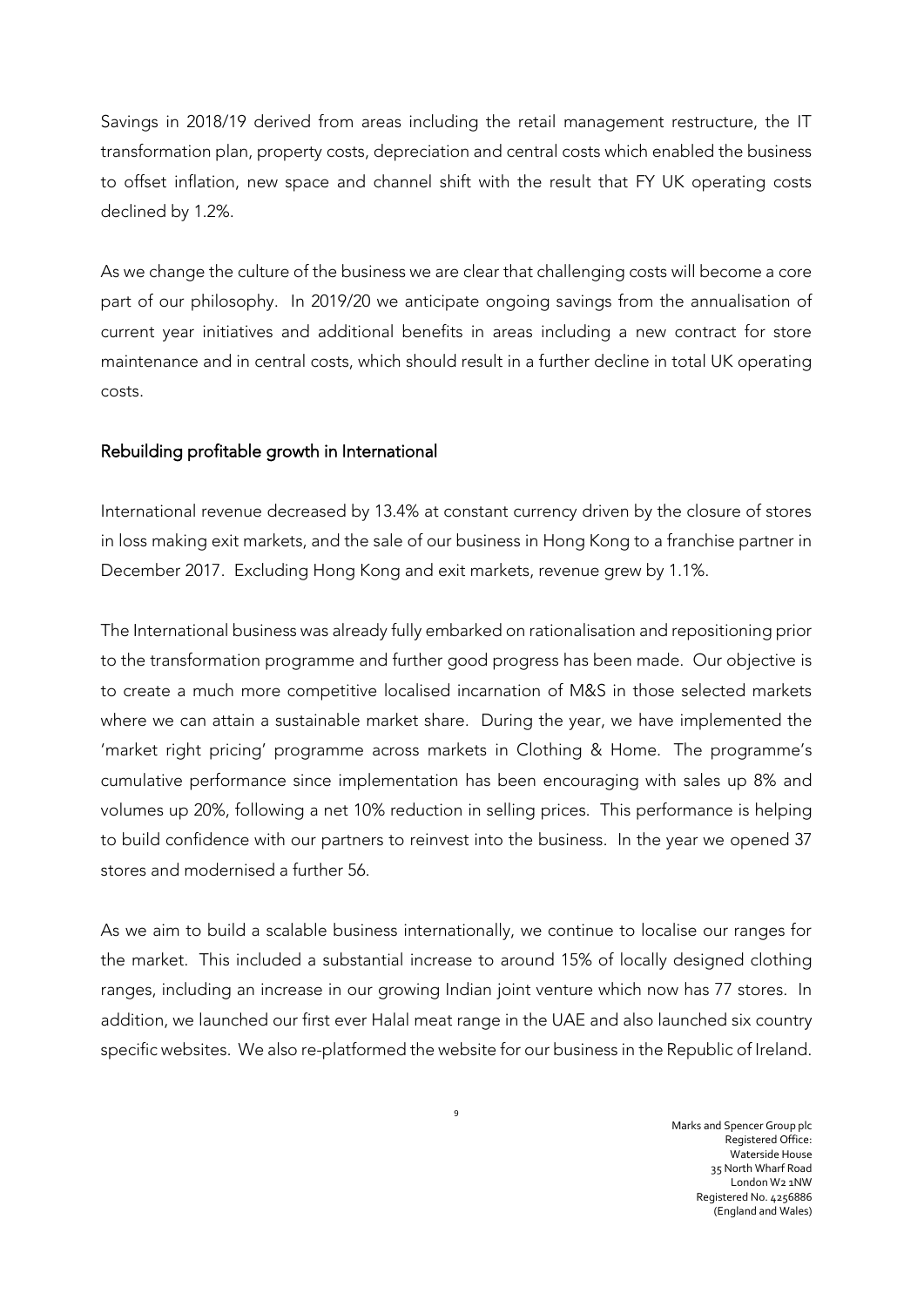Savings in 2018/19 derived from areas including the retail management restructure, the IT transformation plan, property costs, depreciation and central costs which enabled the business to offset inflation, new space and channel shift with the result that FY UK operating costs declined by 1.2%.

As we change the culture of the business we are clear that challenging costs will become a core part of our philosophy. In 2019/20 we anticipate ongoing savings from the annualisation of current year initiatives and additional benefits in areas including a new contract for store maintenance and in central costs, which should result in a further decline in total UK operating costs.

## Rebuilding profitable growth in International

International revenue decreased by 13.4% at constant currency driven by the closure of stores in loss making exit markets, and the sale of our business in Hong Kong to a franchise partner in December 2017. Excluding Hong Kong and exit markets, revenue grew by 1.1%.

The International business was already fully embarked on rationalisation and repositioning prior to the transformation programme and further good progress has been made. Our objective is to create a much more competitive localised incarnation of M&S in those selected markets where we can attain a sustainable market share. During the year, we have implemented the 'market right pricing' programme across markets in Clothing & Home. The programme's cumulative performance since implementation has been encouraging with sales up 8% and volumes up 20%, following a net 10% reduction in selling prices. This performance is helping to build confidence with our partners to reinvest into the business. In the year we opened 37 stores and modernised a further 56.

As we aim to build a scalable business internationally, we continue to localise our ranges for the market. This included a substantial increase to around 15% of locally designed clothing ranges, including an increase in our growing Indian joint venture which now has 77 stores. In addition, we launched our first ever Halal meat range in the UAE and also launched six country specific websites. We also re-platformed the website for our business in the Republic of Ireland.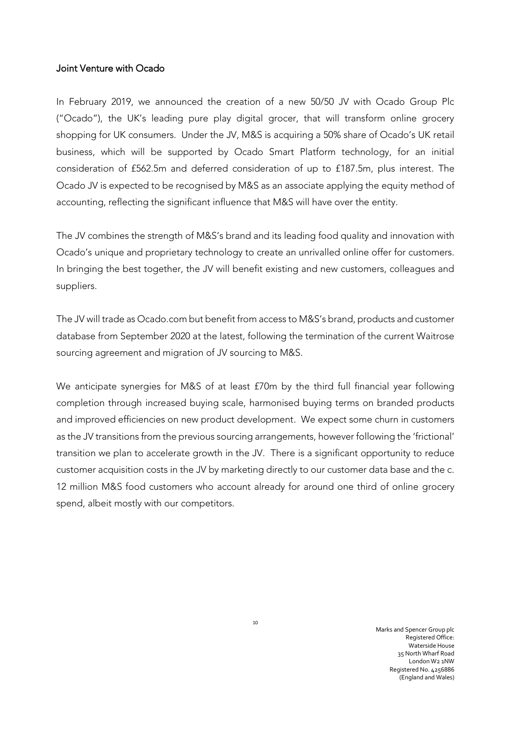## Joint Venture with Ocado

In February 2019, we announced the creation of a new 50/50 JV with Ocado Group Plc ("Ocado"), the UK's leading pure play digital grocer, that will transform online grocery shopping for UK consumers. Under the JV, M&S is acquiring a 50% share of Ocado's UK retail business, which will be supported by Ocado Smart Platform technology, for an initial consideration of £562.5m and deferred consideration of up to £187.5m, plus interest. The Ocado JV is expected to be recognised by M&S as an associate applying the equity method of accounting, reflecting the significant influence that M&S will have over the entity.

The JV combines the strength of M&S's brand and its leading food quality and innovation with Ocado's unique and proprietary technology to create an unrivalled online offer for customers. In bringing the best together, the JV will benefit existing and new customers, colleagues and suppliers.

The JV will trade as Ocado.com but benefit from access to M&S's brand, products and customer database from September 2020 at the latest, following the termination of the current Waitrose sourcing agreement and migration of JV sourcing to M&S.

We anticipate synergies for M&S of at least £70m by the third full financial year following completion through increased buying scale, harmonised buying terms on branded products and improved efficiencies on new product development. We expect some churn in customers as the JV transitions from the previous sourcing arrangements, however following the 'frictional' transition we plan to accelerate growth in the JV. There is a significant opportunity to reduce customer acquisition costs in the JV by marketing directly to our customer data base and the c. 12 million M&S food customers who account already for around one third of online grocery spend, albeit mostly with our competitors.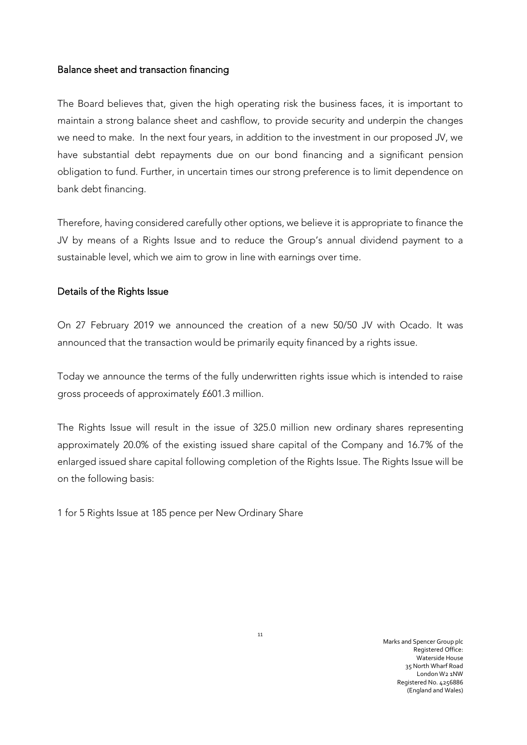## Balance sheet and transaction financing

The Board believes that, given the high operating risk the business faces, it is important to maintain a strong balance sheet and cashflow, to provide security and underpin the changes we need to make. In the next four years, in addition to the investment in our proposed JV, we have substantial debt repayments due on our bond financing and a significant pension obligation to fund. Further, in uncertain times our strong preference is to limit dependence on bank debt financing.

Therefore, having considered carefully other options, we believe it is appropriate to finance the JV by means of a Rights Issue and to reduce the Group's annual dividend payment to a sustainable level, which we aim to grow in line with earnings over time.

## Details of the Rights Issue

On 27 February 2019 we announced the creation of a new 50/50 JV with Ocado. It was announced that the transaction would be primarily equity financed by a rights issue.

Today we announce the terms of the fully underwritten rights issue which is intended to raise gross proceeds of approximately £601.3 million.

The Rights Issue will result in the issue of 325.0 million new ordinary shares representing approximately 20.0% of the existing issued share capital of the Company and 16.7% of the enlarged issued share capital following completion of the Rights Issue. The Rights Issue will be on the following basis:

1 for 5 Rights Issue at 185 pence per New Ordinary Share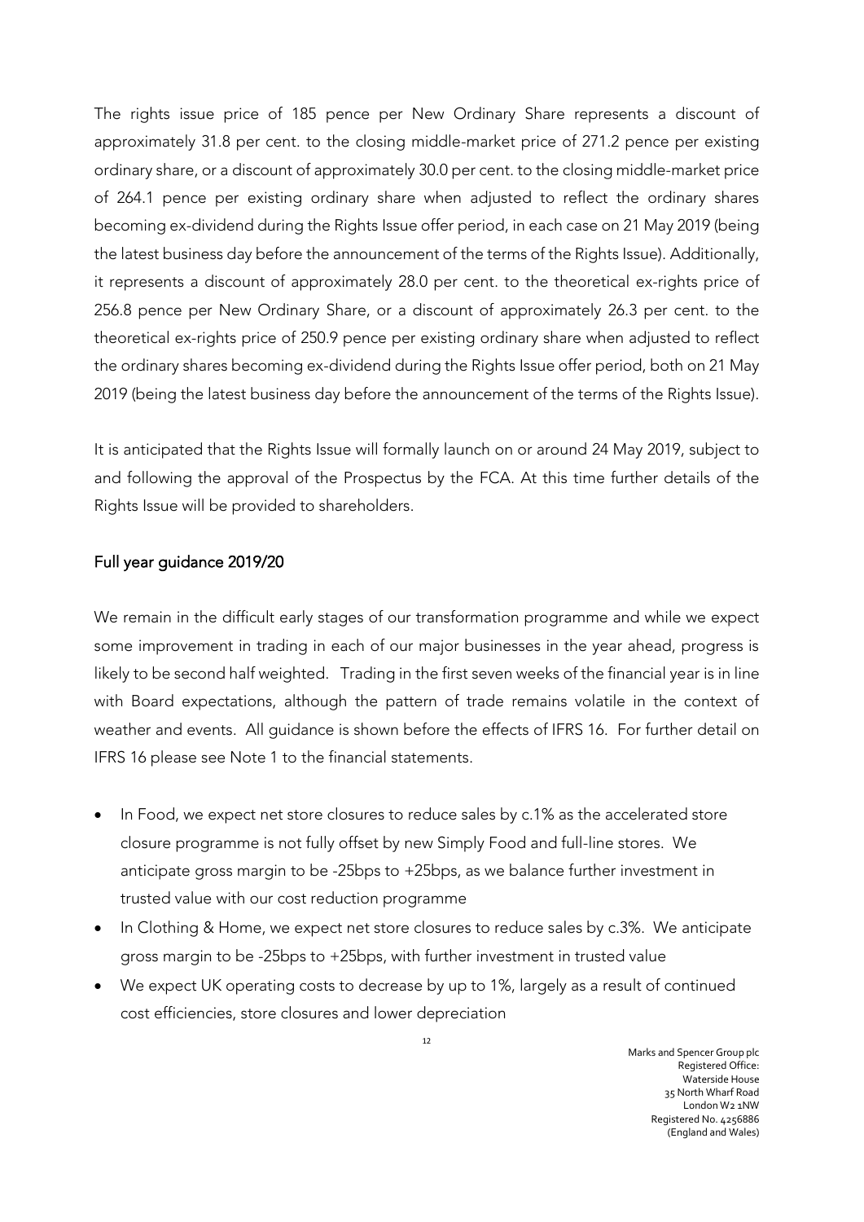The rights issue price of 185 pence per New Ordinary Share represents a discount of approximately 31.8 per cent. to the closing middle-market price of 271.2 pence per existing ordinary share, or a discount of approximately 30.0 per cent. to the closing middle-market price of 264.1 pence per existing ordinary share when adjusted to reflect the ordinary shares becoming ex-dividend during the Rights Issue offer period, in each case on 21 May 2019 (being the latest business day before the announcement of the terms of the Rights Issue). Additionally, it represents a discount of approximately 28.0 per cent. to the theoretical ex-rights price of 256.8 pence per New Ordinary Share, or a discount of approximately 26.3 per cent. to the theoretical ex-rights price of 250.9 pence per existing ordinary share when adjusted to reflect the ordinary shares becoming ex-dividend during the Rights Issue offer period, both on 21 May 2019 (being the latest business day before the announcement of the terms of the Rights Issue).

It is anticipated that the Rights Issue will formally launch on or around 24 May 2019, subject to and following the approval of the Prospectus by the FCA. At this time further details of the Rights Issue will be provided to shareholders.

## Full year guidance 2019/20

We remain in the difficult early stages of our transformation programme and while we expect some improvement in trading in each of our major businesses in the year ahead, progress is likely to be second half weighted. Trading in the first seven weeks of the financial year is in line with Board expectations, although the pattern of trade remains volatile in the context of weather and events. All guidance is shown before the effects of IFRS 16. For further detail on IFRS 16 please see Note 1 to the financial statements.

- In Food, we expect net store closures to reduce sales by c.1% as the accelerated store closure programme is not fully offset by new Simply Food and full-line stores. We anticipate gross margin to be -25bps to +25bps, as we balance further investment in trusted value with our cost reduction programme
- In Clothing & Home, we expect net store closures to reduce sales by c.3%. We anticipate gross margin to be -25bps to +25bps, with further investment in trusted value
- We expect UK operating costs to decrease by up to 1%, largely as a result of continued cost efficiencies, store closures and lower depreciation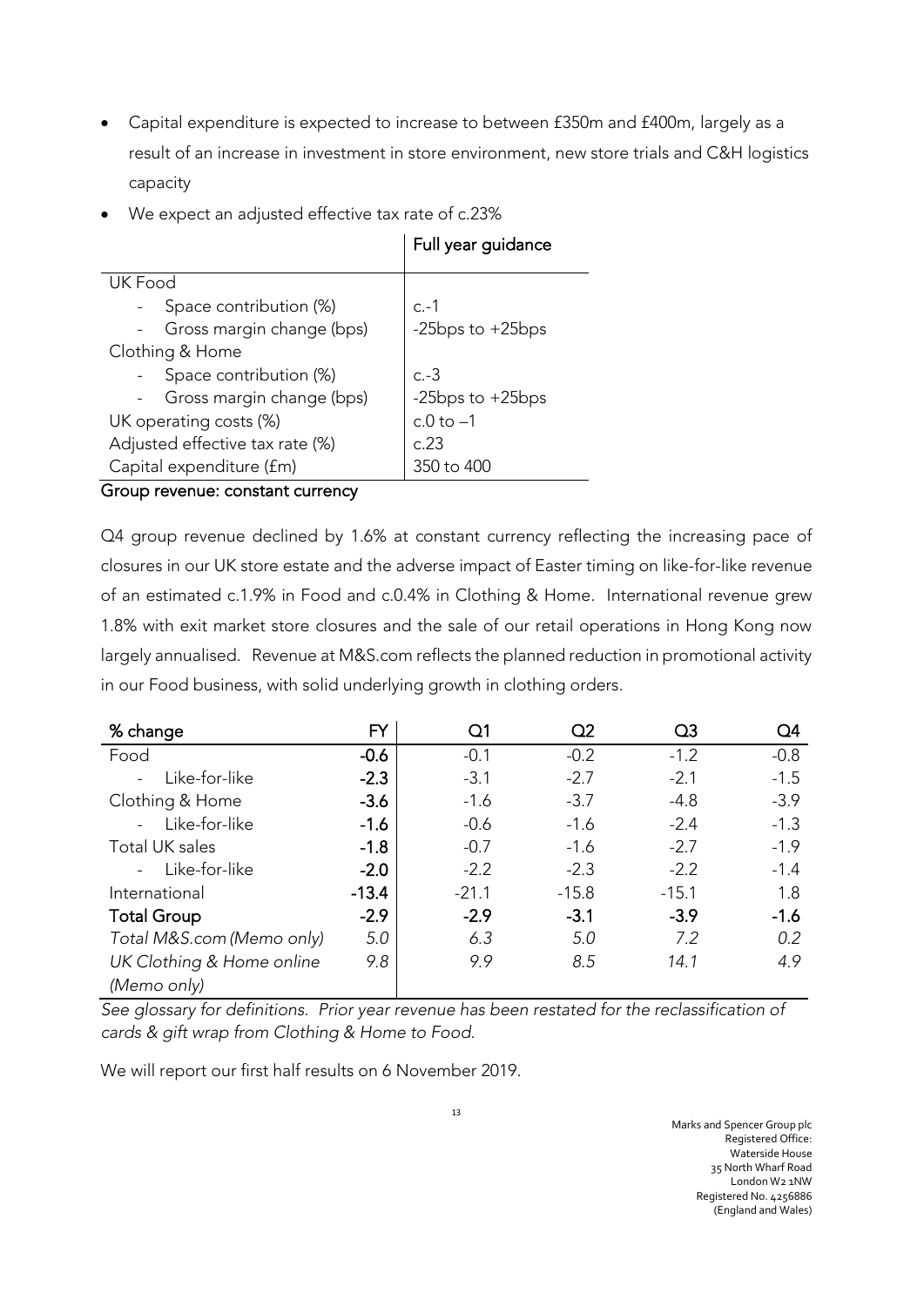- Capital expenditure is expected to increase to between £350m and £400m, largely as a result of an increase in investment in store environment, new store trials and C&H logistics capacity
- We expect an adjusted effective tax rate of c.23%

| | Full year guidance |
|---|---|
| UK Food | |
| - Space contribution (%) | c.-1 |
| - Gross margin change (bps) | -25bps to +25bps |
| Clothing & Home | |
| - Space contribution (%) | c.-3 |
| - Gross margin change (bps) | -25bps to +25bps |
| UK operating costs (%) | c.0 to –1 |
| Adjusted effective tax rate (%) | c.23 |
| Capital expenditure (£m) | 350 to 400 |

**Group revenue: constant currency**

Q4 group revenue declined by 1.6% at constant currency reflecting the increasing pace of closures in our UK store estate and the adverse impact of Easter timing on like-for-like revenue of an estimated c.1.9% in Food and c.0.4% in Clothing & Home. International revenue grew 1.8% with exit market store closures and the sale of our retail operations in Hong Kong now largely annualised. Revenue at M&S.com reflects the planned reduction in promotional activity in our Food business, with solid underlying growth in clothing orders.

| % change | FY | Q1 | Q2 | Q3 | Q4 |
|---|---|---|---|---|---|
| Food | -0.6 | -0.1 | -0.2 | -1.2 | -0.8 |
| - Like-for-like | -2.3 | -3.1 | -2.7 | -2.1 | -1.5 |
| Clothing & Home | -3.6 | -1.6 | -3.7 | -4.8 | -3.9 |
| - Like-for-like | -1.6 | -0.6 | -1.6 | -2.4 | -1.3 |
| Total UK sales | -1.8 | -0.7 | -1.6 | -2.7 | -1.9 |
| - Like-for-like | -2.0 | -2.2 | -2.3 | -2.2 | -1.4 |
| International | -13.4 | -21.1 | -15.8 | -15.1 | 1.8 |
| **Total Group** | **-2.9** | **-2.9** | **-3.1** | **-3.9** | **-1.6** |
| *Total M&S.com (Memo only)* | *5.0* | *6.3* | *5.0* | *7.2* | *0.2* |
| *UK Clothing & Home online (Memo only)* | *9.8* | *9.9* | *8.5* | *14.1* | *4.9* |

*See glossary for definitions. Prior year revenue has been restated for the reclassification of cards & gift wrap from Clothing & Home to Food.*

We will report our first half results on 6 November 2019.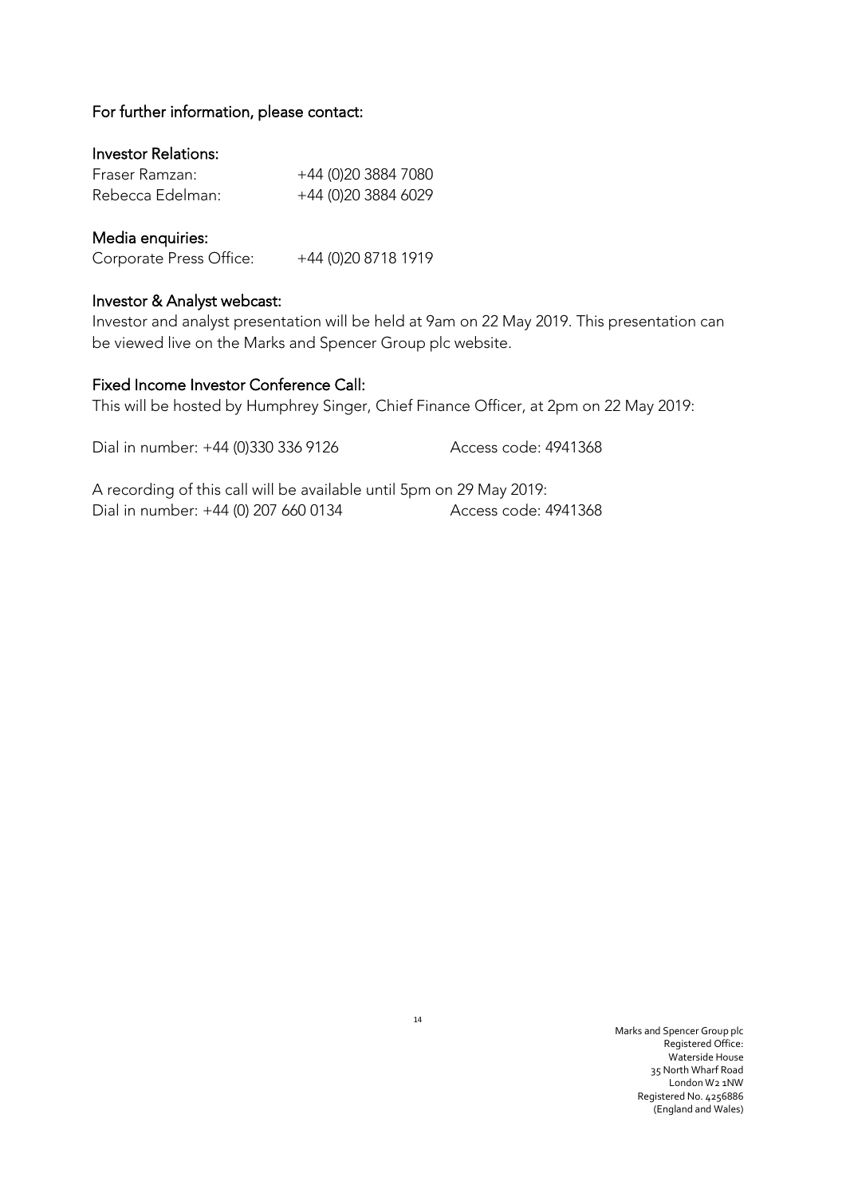## For further information, please contact:

### Investor Relations:

| | |
|---|---|
| Fraser Ramzan: | +44 (0)20 3884 7080 |
| Rebecca Edelman: | +44 (0)20 3884 6029 |

### Media enquiries:

| | |
|---|---|
| Corporate Press Office: | +44 (0)20 8718 1919 |

### Investor & Analyst webcast:

Investor and analyst presentation will be held at 9am on 22 May 2019. This presentation can be viewed live on the Marks and Spencer Group plc website.

### Fixed Income Investor Conference Call:

This will be hosted by Humphrey Singer, Chief Finance Officer, at 2pm on 22 May 2019:

Dial in number: +44 (0)330 336 9126 Access code: 4941368

A recording of this call will be available until 5pm on 29 May 2019:
Dial in number: +44 (0) 207 660 0134 Access code: 4941368

Marks and Spencer Group plc
Registered Office:
Waterside House
35 North Wharf Road
London W2 1NW
Registered No. 4256886
(England and Wales)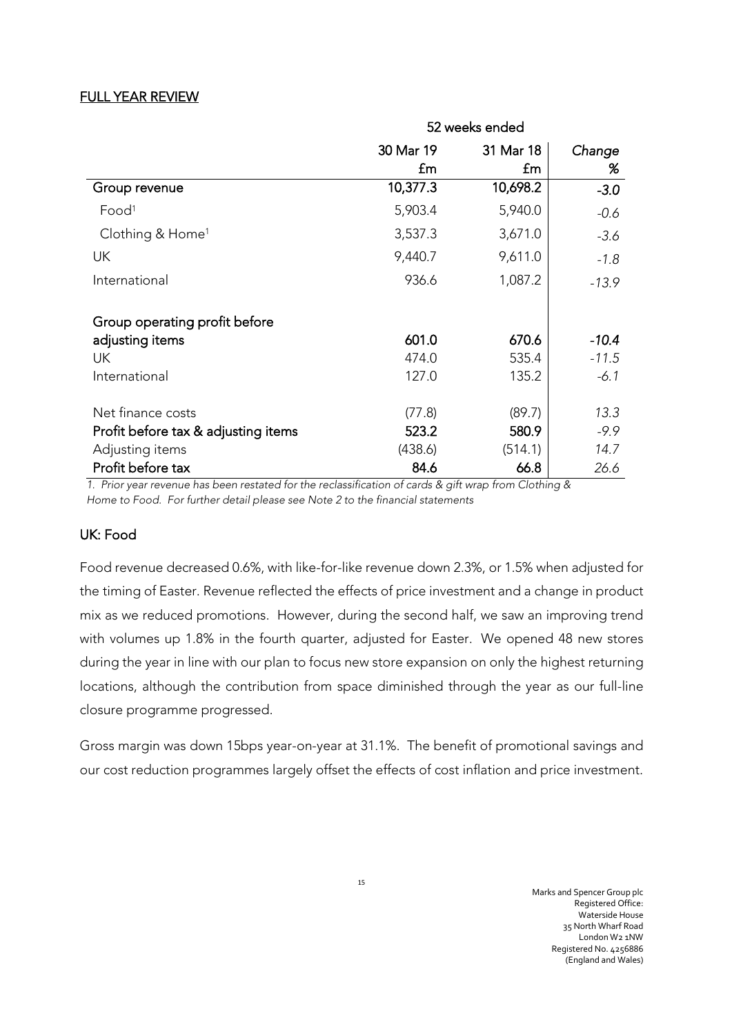## FULL YEAR REVIEW

| | 52 weeks ended | | |
|---|---|---|---|
| | 30 Mar 19 £m | 31 Mar 18 £m | Change % |
| **Group revenue** | **10,377.3** | **10,698.2** | ***-3.0*** |
| Food[1] | 5,903.4 | 5,940.0 | *-0.6* |
| Clothing & Home[1] | 3,537.3 | 3,671.0 | *-3.6* |
| UK | 9,440.7 | 9,611.0 | *-1.8* |
| International | 936.6 | 1,087.2 | *-13.9* |
| **Group operating profit before adjusting items** | **601.0** | **670.6** | ***-10.4*** |
| UK | 474.0 | 535.4 | *-11.5* |
| International | 127.0 | 135.2 | *-6.1* |
| Net finance costs | (77.8) | (89.7) | *13.3* |
| **Profit before tax & adjusting items** | **523.2** | **580.9** | *-9.9* |
| Adjusting items | (438.6) | (514.1) | *14.7* |
| **Profit before tax** | **84.6** | **66.8** | *26.6* |

*1. Prior year revenue has been restated for the reclassification of cards & gift wrap from Clothing & Home to Food. For further detail please see Note 2 to the financial statements*

### UK: Food

Food revenue decreased 0.6%, with like-for-like revenue down 2.3%, or 1.5% when adjusted for the timing of Easter. Revenue reflected the effects of price investment and a change in product mix as we reduced promotions. However, during the second half, we saw an improving trend with volumes up 1.8% in the fourth quarter, adjusted for Easter. We opened 48 new stores during the year in line with our plan to focus new store expansion on only the highest returning locations, although the contribution from space diminished through the year as our full-line closure programme progressed.

Gross margin was down 15bps year-on-year at 31.1%. The benefit of promotional savings and our cost reduction programmes largely offset the effects of cost inflation and price investment.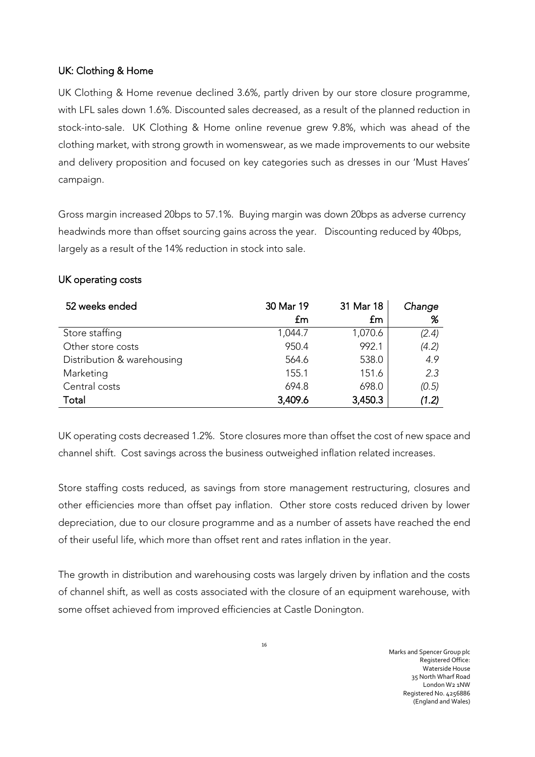## UK: Clothing & Home

UK Clothing & Home revenue declined 3.6%, partly driven by our store closure programme, with LFL sales down 1.6%. Discounted sales decreased, as a result of the planned reduction in stock-into-sale. UK Clothing & Home online revenue grew 9.8%, which was ahead of the clothing market, with strong growth in womenswear, as we made improvements to our website and delivery proposition and focused on key categories such as dresses in our 'Must Haves' campaign.

Gross margin increased 20bps to 57.1%. Buying margin was down 20bps as adverse currency headwinds more than offset sourcing gains across the year. Discounting reduced by 40bps, largely as a result of the 14% reduction in stock into sale.

## UK operating costs

| 52 weeks ended | 30 Mar 19 £m | 31 Mar 18 £m | *Change %* |
|---|---|---|---|
| Store staffing | 1,044.7 | 1,070.6 | *(2.4)* |
| Other store costs | 950.4 | 992.1 | *(4.2)* |
| Distribution & warehousing | 564.6 | 538.0 | *4.9* |
| Marketing | 155.1 | 151.6 | *2.3* |
| Central costs | 694.8 | 698.0 | *(0.5)* |
| **Total** | **3,409.6** | **3,450.3** | ***(1.2)*** |

UK operating costs decreased 1.2%. Store closures more than offset the cost of new space and channel shift. Cost savings across the business outweighed inflation related increases.

Store staffing costs reduced, as savings from store management restructuring, closures and other efficiencies more than offset pay inflation. Other store costs reduced driven by lower depreciation, due to our closure programme and as a number of assets have reached the end of their useful life, which more than offset rent and rates inflation in the year.

The growth in distribution and warehousing costs was largely driven by inflation and the costs of channel shift, as well as costs associated with the closure of an equipment warehouse, with some offset achieved from improved efficiencies at Castle Donington.

Marks and Spencer Group plc
Registered Office:
Waterside House
35 North Wharf Road
London W2 1NW
Registered No. 4256886
(England and Wales)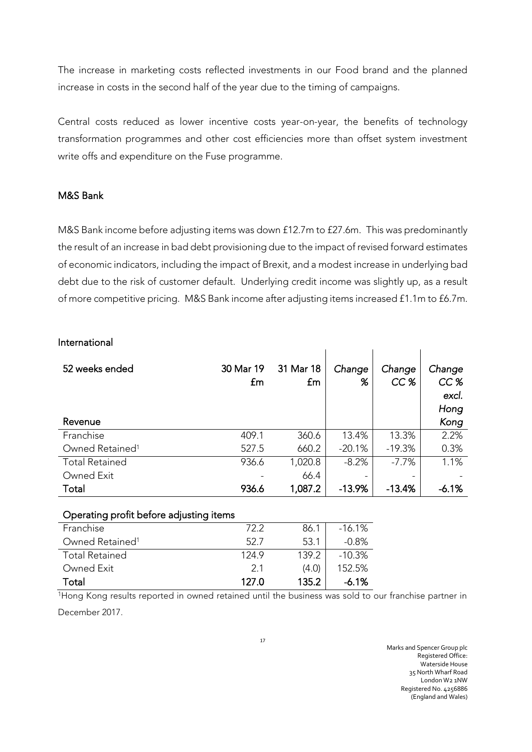The increase in marketing costs reflected investments in our Food brand and the planned increase in costs in the second half of the year due to the timing of campaigns.

Central costs reduced as lower incentive costs year-on-year, the benefits of technology transformation programmes and other cost efficiencies more than offset system investment write offs and expenditure on the Fuse programme.

## M&S Bank

M&S Bank income before adjusting items was down £12.7m to £27.6m. This was predominantly the result of an increase in bad debt provisioning due to the impact of revised forward estimates of economic indicators, including the impact of Brexit, and a modest increase in underlying bad debt due to the risk of customer default. Underlying credit income was slightly up, as a result of more competitive pricing. M&S Bank income after adjusting items increased £1.1m to £6.7m.

## International

| 52 weeks ended | 30 Mar 19 £m | 31 Mar 18 £m | *Change %* | *Change CC %* | *Change CC % excl. Hong Kong* |
|---|---|---|---|---|---|
| **Revenue** | | | | | |
| Franchise | 409.1 | 360.6 | 13.4% | 13.3% | 2.2% |
| Owned Retained[1] | 527.5 | 660.2 | -20.1% | -19.3% | 0.3% |
| Total Retained | 936.6 | 1,020.8 | -8.2% | -7.7% | 1.1% |
| Owned Exit | - | 66.4 | - | - | - |
| **Total** | **936.6** | **1,087.2** | **-13.9%** | **-13.4%** | **-6.1%** |

| Operating profit before adjusting items | 30 Mar 19 £m | 31 Mar 18 £m | *Change %* |
|---|---|---|---|
| Franchise | 72.2 | 86.1 | -16.1% |
| Owned Retained[1] | 52.7 | 53.1 | -0.8% |
| Total Retained | 124.9 | 139.2 | -10.3% |
| Owned Exit | 2.1 | (4.0) | 152.5% |
| **Total** | **127.0** | **135.2** | **-6.1%** |

[1]Hong Kong results reported in owned retained until the business was sold to our franchise partner in December 2017.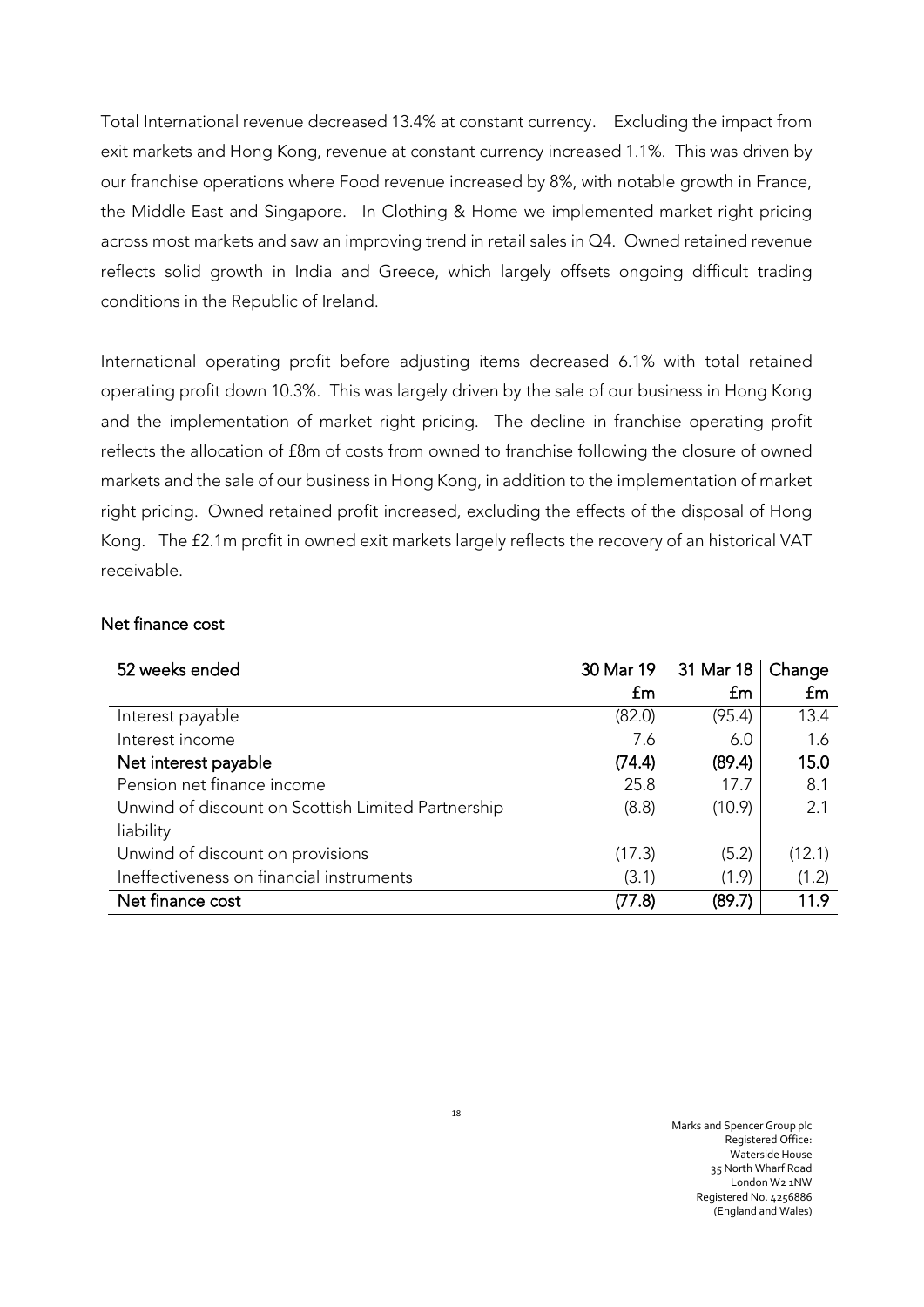Total International revenue decreased 13.4% at constant currency. Excluding the impact from exit markets and Hong Kong, revenue at constant currency increased 1.1%. This was driven by our franchise operations where Food revenue increased by 8%, with notable growth in France, the Middle East and Singapore. In Clothing & Home we implemented market right pricing across most markets and saw an improving trend in retail sales in Q4. Owned retained revenue reflects solid growth in India and Greece, which largely offsets ongoing difficult trading conditions in the Republic of Ireland.

International operating profit before adjusting items decreased 6.1% with total retained operating profit down 10.3%. This was largely driven by the sale of our business in Hong Kong and the implementation of market right pricing. The decline in franchise operating profit reflects the allocation of £8m of costs from owned to franchise following the closure of owned markets and the sale of our business in Hong Kong, in addition to the implementation of market right pricing. Owned retained profit increased, excluding the effects of the disposal of Hong Kong. The £2.1m profit in owned exit markets largely reflects the recovery of an historical VAT receivable.

## Net finance cost

| 52 weeks ended | 30 Mar 19 | 31 Mar 18 | Change |
|---|---|---|---|
| | £m | £m | £m |
| Interest payable | (82.0) | (95.4) | 13.4 |
| Interest income | 7.6 | 6.0 | 1.6 |
| **Net interest payable** | **(74.4)** | **(89.4)** | **15.0** |
| Pension net finance income | 25.8 | 17.7 | 8.1 |
| Unwind of discount on Scottish Limited Partnership liability | (8.8) | (10.9) | 2.1 |
| Unwind of discount on provisions | (17.3) | (5.2) | (12.1) |
| Ineffectiveness on financial instruments | (3.1) | (1.9) | (1.2) |
| **Net finance cost** | **(77.8)** | **(89.7)** | **11.9** |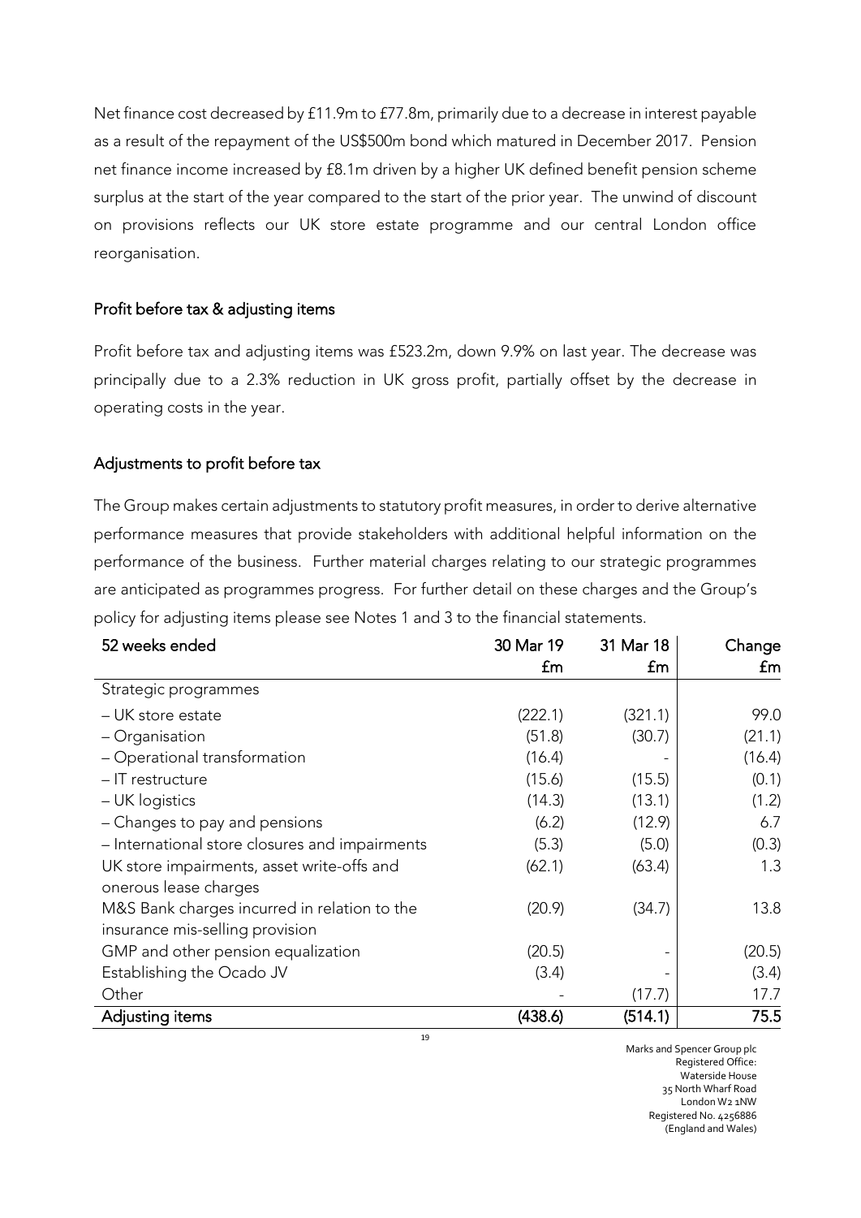Net finance cost decreased by £11.9m to £77.8m, primarily due to a decrease in interest payable as a result of the repayment of the US$500m bond which matured in December 2017. Pension net finance income increased by £8.1m driven by a higher UK defined benefit pension scheme surplus at the start of the year compared to the start of the prior year. The unwind of discount on provisions reflects our UK store estate programme and our central London office reorganisation.

## Profit before tax & adjusting items

Profit before tax and adjusting items was £523.2m, down 9.9% on last year. The decrease was principally due to a 2.3% reduction in UK gross profit, partially offset by the decrease in operating costs in the year.

## Adjustments to profit before tax

The Group makes certain adjustments to statutory profit measures, in order to derive alternative performance measures that provide stakeholders with additional helpful information on the performance of the business. Further material charges relating to our strategic programmes are anticipated as programmes progress. For further detail on these charges and the Group's policy for adjusting items please see Notes 1 and 3 to the financial statements.

| 52 weeks ended | 30 Mar 19 £m | 31 Mar 18 £m | Change £m |
|---|---|---|---|
| Strategic programmes | | | |
| – UK store estate | (222.1) | (321.1) | 99.0 |
| – Organisation | (51.8) | (30.7) | (21.1) |
| – Operational transformation | (16.4) | - | (16.4) |
| – IT restructure | (15.6) | (15.5) | (0.1) |
| – UK logistics | (14.3) | (13.1) | (1.2) |
| – Changes to pay and pensions | (6.2) | (12.9) | 6.7 |
| – International store closures and impairments | (5.3) | (5.0) | (0.3) |
| UK store impairments, asset write-offs and onerous lease charges | (62.1) | (63.4) | 1.3 |
| M&S Bank charges incurred in relation to the insurance mis-selling provision | (20.9) | (34.7) | 13.8 |
| GMP and other pension equalization | (20.5) | - | (20.5) |
| Establishing the Ocado JV | (3.4) | - | (3.4) |
| Other | - | (17.7) | 17.7 |
| **Adjusting items** | **(438.6)** | **(514.1)** | **75.5** |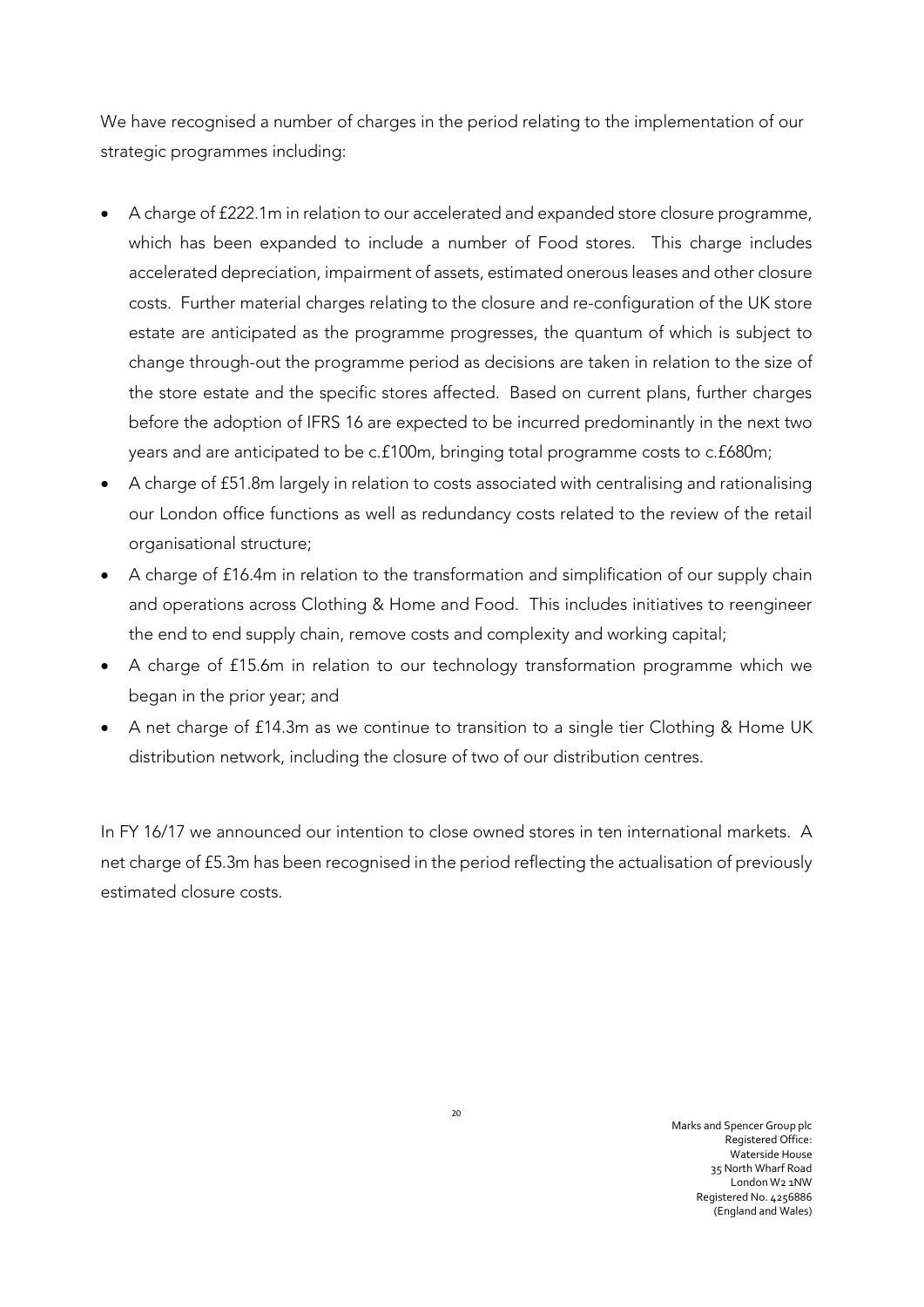We have recognised a number of charges in the period relating to the implementation of our strategic programmes including:

- A charge of £222.1m in relation to our accelerated and expanded store closure programme, which has been expanded to include a number of Food stores. This charge includes accelerated depreciation, impairment of assets, estimated onerous leases and other closure costs. Further material charges relating to the closure and re-configuration of the UK store estate are anticipated as the programme progresses, the quantum of which is subject to change through-out the programme period as decisions are taken in relation to the size of the store estate and the specific stores affected. Based on current plans, further charges before the adoption of IFRS 16 are expected to be incurred predominantly in the next two years and are anticipated to be c.£100m, bringing total programme costs to c.£680m;
- A charge of £51.8m largely in relation to costs associated with centralising and rationalising our London office functions as well as redundancy costs related to the review of the retail organisational structure;
- A charge of £16.4m in relation to the transformation and simplification of our supply chain and operations across Clothing & Home and Food. This includes initiatives to reengineer the end to end supply chain, remove costs and complexity and working capital;
- A charge of £15.6m in relation to our technology transformation programme which we began in the prior year; and
- A net charge of £14.3m as we continue to transition to a single tier Clothing & Home UK distribution network, including the closure of two of our distribution centres.

In FY 16/17 we announced our intention to close owned stores in ten international markets. A net charge of £5.3m has been recognised in the period reflecting the actualisation of previously estimated closure costs.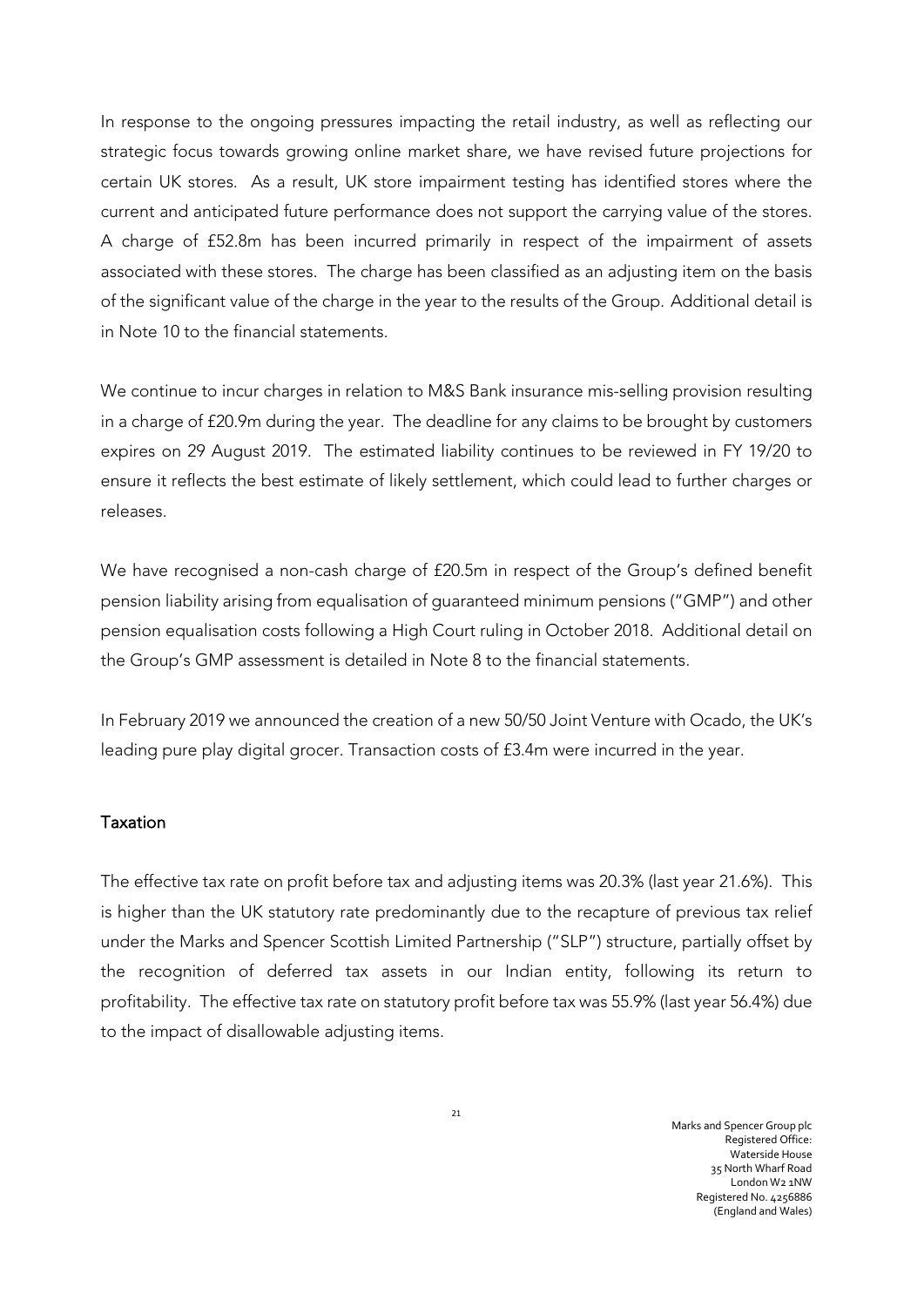In response to the ongoing pressures impacting the retail industry, as well as reflecting our strategic focus towards growing online market share, we have revised future projections for certain UK stores. As a result, UK store impairment testing has identified stores where the current and anticipated future performance does not support the carrying value of the stores. A charge of £52.8m has been incurred primarily in respect of the impairment of assets associated with these stores. The charge has been classified as an adjusting item on the basis of the significant value of the charge in the year to the results of the Group. Additional detail is in Note 10 to the financial statements.

We continue to incur charges in relation to M&S Bank insurance mis-selling provision resulting in a charge of £20.9m during the year. The deadline for any claims to be brought by customers expires on 29 August 2019. The estimated liability continues to be reviewed in FY 19/20 to ensure it reflects the best estimate of likely settlement, which could lead to further charges or releases.

We have recognised a non-cash charge of £20.5m in respect of the Group's defined benefit pension liability arising from equalisation of guaranteed minimum pensions ("GMP") and other pension equalisation costs following a High Court ruling in October 2018. Additional detail on the Group's GMP assessment is detailed in Note 8 to the financial statements.

In February 2019 we announced the creation of a new 50/50 Joint Venture with Ocado, the UK's leading pure play digital grocer. Transaction costs of £3.4m were incurred in the year.

## Taxation

The effective tax rate on profit before tax and adjusting items was 20.3% (last year 21.6%). This is higher than the UK statutory rate predominantly due to the recapture of previous tax relief under the Marks and Spencer Scottish Limited Partnership ("SLP") structure, partially offset by the recognition of deferred tax assets in our Indian entity, following its return to profitability. The effective tax rate on statutory profit before tax was 55.9% (last year 56.4%) due to the impact of disallowable adjusting items.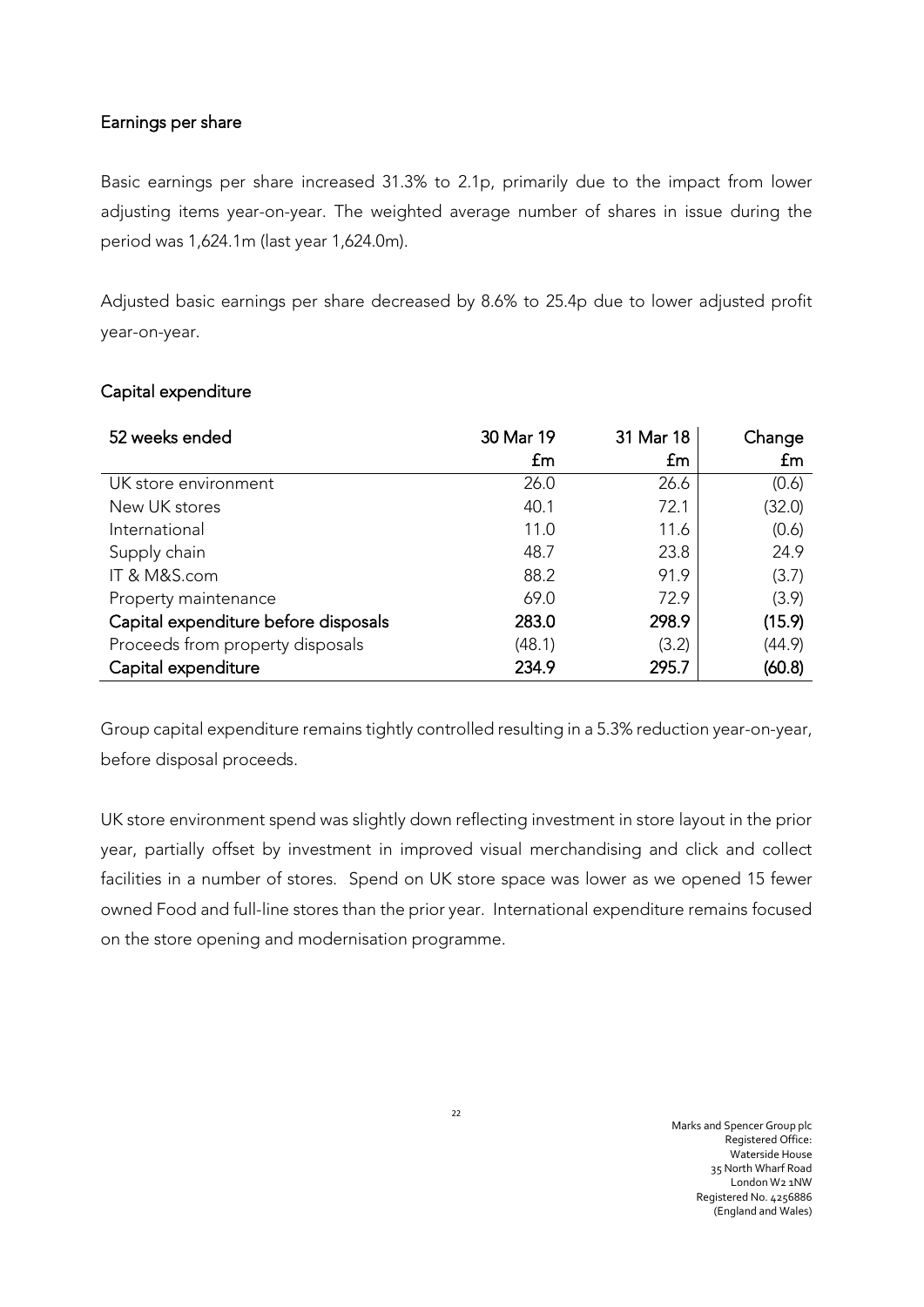## Earnings per share

Basic earnings per share increased 31.3% to 2.1p, primarily due to the impact from lower adjusting items year-on-year. The weighted average number of shares in issue during the period was 1,624.1m (last year 1,624.0m).

Adjusted basic earnings per share decreased by 8.6% to 25.4p due to lower adjusted profit year-on-year.

## Capital expenditure

| 52 weeks ended | 30 Mar 19 £m | 31 Mar 18 £m | Change £m |
|---|---|---|---|
| UK store environment | 26.0 | 26.6 | (0.6) |
| New UK stores | 40.1 | 72.1 | (32.0) |
| International | 11.0 | 11.6 | (0.6) |
| Supply chain | 48.7 | 23.8 | 24.9 |
| IT & M&S.com | 88.2 | 91.9 | (3.7) |
| Property maintenance | 69.0 | 72.9 | (3.9) |
| **Capital expenditure before disposals** | **283.0** | **298.9** | **(15.9)** |
| Proceeds from property disposals | (48.1) | (3.2) | (44.9) |
| **Capital expenditure** | **234.9** | **295.7** | **(60.8)** |

Group capital expenditure remains tightly controlled resulting in a 5.3% reduction year-on-year, before disposal proceeds.

UK store environment spend was slightly down reflecting investment in store layout in the prior year, partially offset by investment in improved visual merchandising and click and collect facilities in a number of stores. Spend on UK store space was lower as we opened 15 fewer owned Food and full-line stores than the prior year. International expenditure remains focused on the store opening and modernisation programme.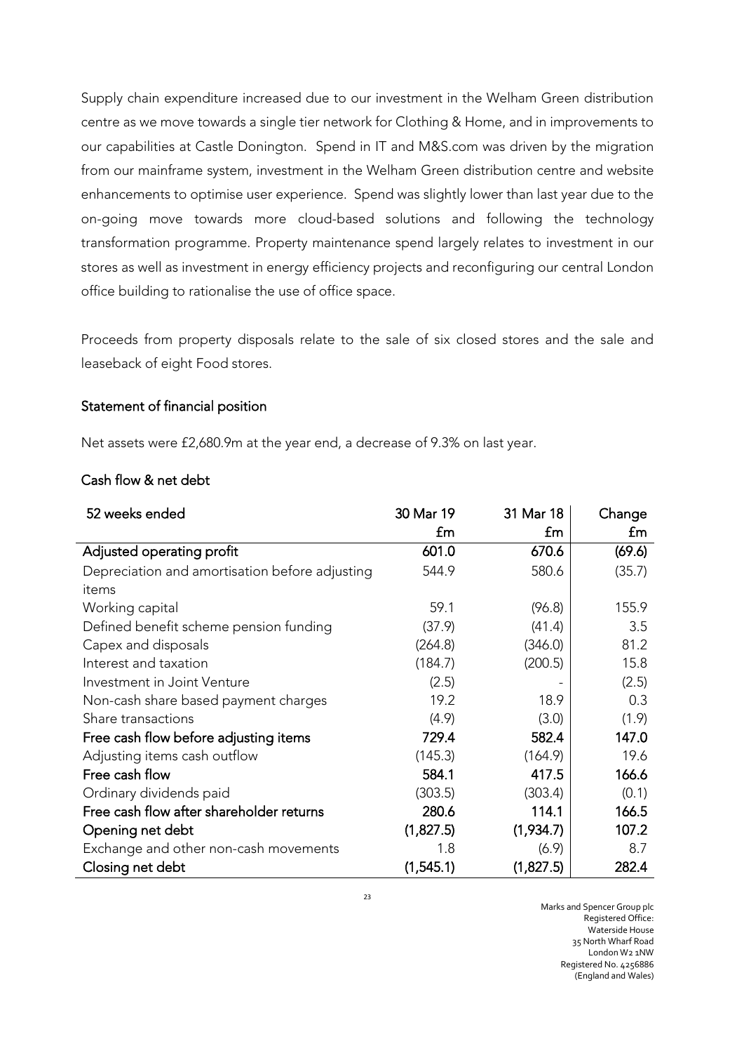Supply chain expenditure increased due to our investment in the Welham Green distribution centre as we move towards a single tier network for Clothing & Home, and in improvements to our capabilities at Castle Donington. Spend in IT and M&S.com was driven by the migration from our mainframe system, investment in the Welham Green distribution centre and website enhancements to optimise user experience. Spend was slightly lower than last year due to the on-going move towards more cloud-based solutions and following the technology transformation programme. Property maintenance spend largely relates to investment in our stores as well as investment in energy efficiency projects and reconfiguring our central London office building to rationalise the use of office space.

Proceeds from property disposals relate to the sale of six closed stores and the sale and leaseback of eight Food stores.

## Statement of financial position

Net assets were £2,680.9m at the year end, a decrease of 9.3% on last year.

## Cash flow & net debt

| 52 weeks ended | 30 Mar 19<br>£m | 31 Mar 18<br>£m | Change<br>£m |
|---|---|---|---|
| **Adjusted operating profit** | **601.0** | **670.6** | **(69.6)** |
| Depreciation and amortisation before adjusting items | 544.9 | 580.6 | (35.7) |
| Working capital | 59.1 | (96.8) | 155.9 |
| Defined benefit scheme pension funding | (37.9) | (41.4) | 3.5 |
| Capex and disposals | (264.8) | (346.0) | 81.2 |
| Interest and taxation | (184.7) | (200.5) | 15.8 |
| Investment in Joint Venture | (2.5) | - | (2.5) |
| Non-cash share based payment charges | 19.2 | 18.9 | 0.3 |
| Share transactions | (4.9) | (3.0) | (1.9) |
| **Free cash flow before adjusting items** | **729.4** | **582.4** | **147.0** |
| Adjusting items cash outflow | (145.3) | (164.9) | 19.6 |
| **Free cash flow** | **584.1** | **417.5** | **166.6** |
| Ordinary dividends paid | (303.5) | (303.4) | (0.1) |
| **Free cash flow after shareholder returns** | **280.6** | **114.1** | **166.5** |
| Opening net debt | (1,827.5) | (1,934.7) | 107.2 |
| Exchange and other non-cash movements | 1.8 | (6.9) | 8.7 |
| **Closing net debt** | **(1,545.1)** | **(1,827.5)** | **282.4** |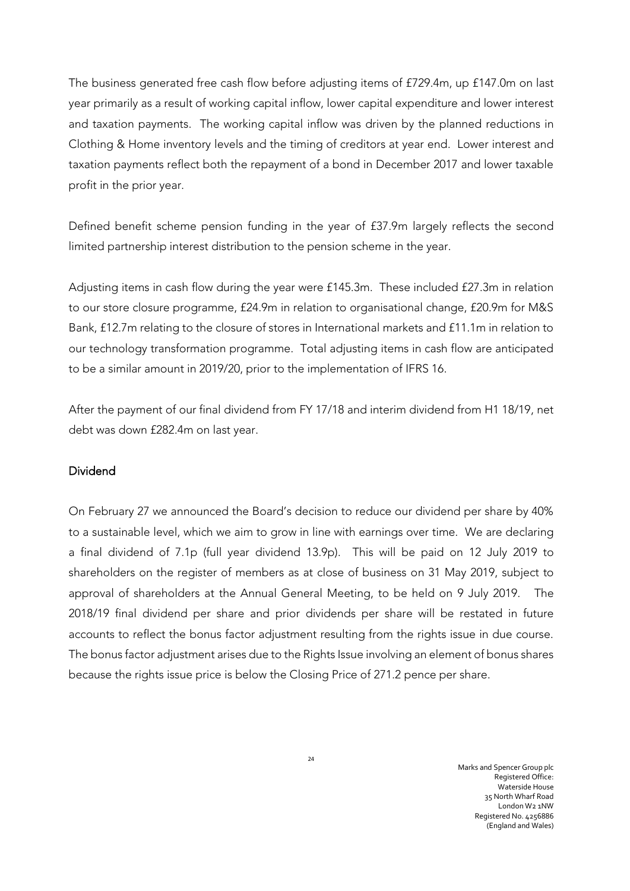The business generated free cash flow before adjusting items of £729.4m, up £147.0m on last year primarily as a result of working capital inflow, lower capital expenditure and lower interest and taxation payments. The working capital inflow was driven by the planned reductions in Clothing & Home inventory levels and the timing of creditors at year end. Lower interest and taxation payments reflect both the repayment of a bond in December 2017 and lower taxable profit in the prior year.

Defined benefit scheme pension funding in the year of £37.9m largely reflects the second limited partnership interest distribution to the pension scheme in the year.

Adjusting items in cash flow during the year were £145.3m. These included £27.3m in relation to our store closure programme, £24.9m in relation to organisational change, £20.9m for M&S Bank, £12.7m relating to the closure of stores in International markets and £11.1m in relation to our technology transformation programme. Total adjusting items in cash flow are anticipated to be a similar amount in 2019/20, prior to the implementation of IFRS 16.

After the payment of our final dividend from FY 17/18 and interim dividend from H1 18/19, net debt was down £282.4m on last year.

## Dividend

On February 27 we announced the Board's decision to reduce our dividend per share by 40% to a sustainable level, which we aim to grow in line with earnings over time. We are declaring a final dividend of 7.1p (full year dividend 13.9p). This will be paid on 12 July 2019 to shareholders on the register of members as at close of business on 31 May 2019, subject to approval of shareholders at the Annual General Meeting, to be held on 9 July 2019. The 2018/19 final dividend per share and prior dividends per share will be restated in future accounts to reflect the bonus factor adjustment resulting from the rights issue in due course. The bonus factor adjustment arises due to the Rights Issue involving an element of bonus shares because the rights issue price is below the Closing Price of 271.2 pence per share.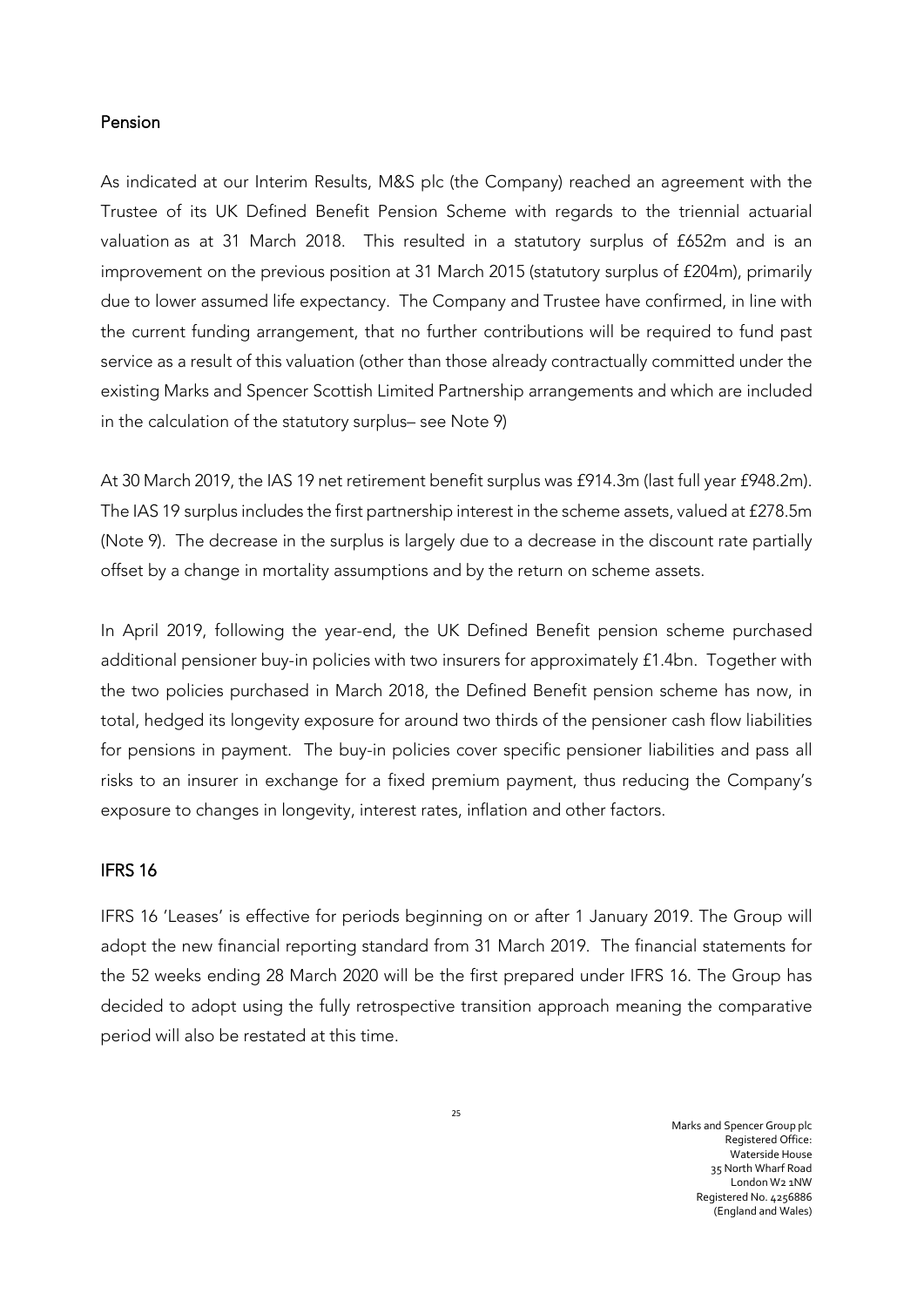## Pension

As indicated at our Interim Results, M&S plc (the Company) reached an agreement with the Trustee of its UK Defined Benefit Pension Scheme with regards to the triennial actuarial valuation as at 31 March 2018. This resulted in a statutory surplus of £652m and is an improvement on the previous position at 31 March 2015 (statutory surplus of £204m), primarily due to lower assumed life expectancy. The Company and Trustee have confirmed, in line with the current funding arrangement, that no further contributions will be required to fund past service as a result of this valuation (other than those already contractually committed under the existing Marks and Spencer Scottish Limited Partnership arrangements and which are included in the calculation of the statutory surplus– see Note 9)

At 30 March 2019, the IAS 19 net retirement benefit surplus was £914.3m (last full year £948.2m). The IAS 19 surplus includes the first partnership interest in the scheme assets, valued at £278.5m (Note 9). The decrease in the surplus is largely due to a decrease in the discount rate partially offset by a change in mortality assumptions and by the return on scheme assets.

In April 2019, following the year-end, the UK Defined Benefit pension scheme purchased additional pensioner buy-in policies with two insurers for approximately £1.4bn. Together with the two policies purchased in March 2018, the Defined Benefit pension scheme has now, in total, hedged its longevity exposure for around two thirds of the pensioner cash flow liabilities for pensions in payment. The buy-in policies cover specific pensioner liabilities and pass all risks to an insurer in exchange for a fixed premium payment, thus reducing the Company's exposure to changes in longevity, interest rates, inflation and other factors.

## IFRS 16

IFRS 16 'Leases' is effective for periods beginning on or after 1 January 2019. The Group will adopt the new financial reporting standard from 31 March 2019. The financial statements for the 52 weeks ending 28 March 2020 will be the first prepared under IFRS 16. The Group has decided to adopt using the fully retrospective transition approach meaning the comparative period will also be restated at this time.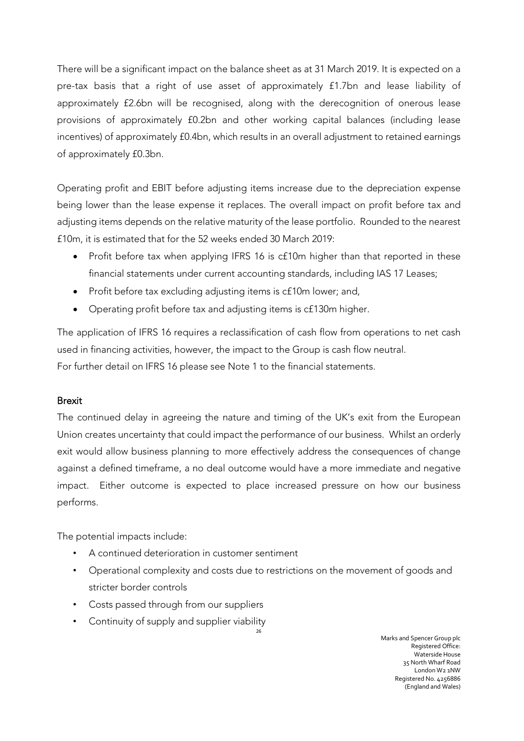There will be a significant impact on the balance sheet as at 31 March 2019. It is expected on a pre-tax basis that a right of use asset of approximately £1.7bn and lease liability of approximately £2.6bn will be recognised, along with the derecognition of onerous lease provisions of approximately £0.2bn and other working capital balances (including lease incentives) of approximately £0.4bn, which results in an overall adjustment to retained earnings of approximately £0.3bn.

Operating profit and EBIT before adjusting items increase due to the depreciation expense being lower than the lease expense it replaces. The overall impact on profit before tax and adjusting items depends on the relative maturity of the lease portfolio. Rounded to the nearest £10m, it is estimated that for the 52 weeks ended 30 March 2019:

- Profit before tax when applying IFRS 16 is c£10m higher than that reported in these financial statements under current accounting standards, including IAS 17 Leases;
- Profit before tax excluding adjusting items is c£10m lower; and,
- Operating profit before tax and adjusting items is c£130m higher.

The application of IFRS 16 requires a reclassification of cash flow from operations to net cash used in financing activities, however, the impact to the Group is cash flow neutral.
For further detail on IFRS 16 please see Note 1 to the financial statements.

## Brexit

The continued delay in agreeing the nature and timing of the UK's exit from the European Union creates uncertainty that could impact the performance of our business. Whilst an orderly exit would allow business planning to more effectively address the consequences of change against a defined timeframe, a no deal outcome would have a more immediate and negative impact. Either outcome is expected to place increased pressure on how our business performs.

The potential impacts include:

- A continued deterioration in customer sentiment
- Operational complexity and costs due to restrictions on the movement of goods and stricter border controls
- Costs passed through from our suppliers
- Continuity of supply and supplier viability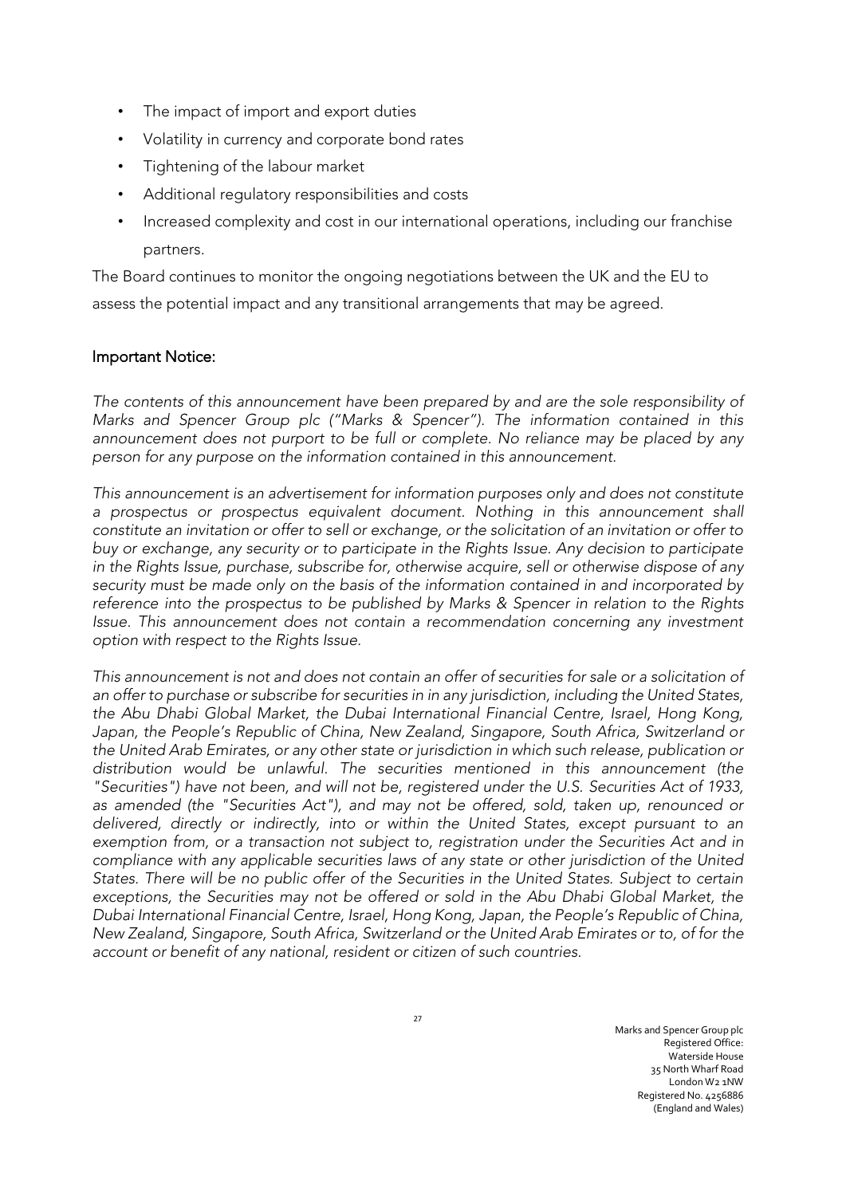- The impact of import and export duties
- Volatility in currency and corporate bond rates
- Tightening of the labour market
- Additional regulatory responsibilities and costs
- Increased complexity and cost in our international operations, including our franchise partners.

The Board continues to monitor the ongoing negotiations between the UK and the EU to assess the potential impact and any transitional arrangements that may be agreed.

## Important Notice:

*The contents of this announcement have been prepared by and are the sole responsibility of Marks and Spencer Group plc ("Marks & Spencer"). The information contained in this announcement does not purport to be full or complete. No reliance may be placed by any person for any purpose on the information contained in this announcement.*

*This announcement is an advertisement for information purposes only and does not constitute a prospectus or prospectus equivalent document. Nothing in this announcement shall constitute an invitation or offer to sell or exchange, or the solicitation of an invitation or offer to buy or exchange, any security or to participate in the Rights Issue. Any decision to participate in the Rights Issue, purchase, subscribe for, otherwise acquire, sell or otherwise dispose of any security must be made only on the basis of the information contained in and incorporated by reference into the prospectus to be published by Marks & Spencer in relation to the Rights Issue. This announcement does not contain a recommendation concerning any investment option with respect to the Rights Issue.*

*This announcement is not and does not contain an offer of securities for sale or a solicitation of an offer to purchase or subscribe for securities in in any jurisdiction, including the United States, the Abu Dhabi Global Market, the Dubai International Financial Centre, Israel, Hong Kong, Japan, the People's Republic of China, New Zealand, Singapore, South Africa, Switzerland or the United Arab Emirates, or any other state or jurisdiction in which such release, publication or distribution would be unlawful. The securities mentioned in this announcement (the "Securities") have not been, and will not be, registered under the U.S. Securities Act of 1933, as amended (the "Securities Act"), and may not be offered, sold, taken up, renounced or delivered, directly or indirectly, into or within the United States, except pursuant to an exemption from, or a transaction not subject to, registration under the Securities Act and in compliance with any applicable securities laws of any state or other jurisdiction of the United States. There will be no public offer of the Securities in the United States. Subject to certain exceptions, the Securities may not be offered or sold in the Abu Dhabi Global Market, the Dubai International Financial Centre, Israel, Hong Kong, Japan, the People's Republic of China, New Zealand, Singapore, South Africa, Switzerland or the United Arab Emirates or to, of for the account or benefit of any national, resident or citizen of such countries.*

Marks and Spencer Group plc
Registered Office:
Waterside House
35 North Wharf Road
London W2 1NW
Registered No. 4256886
(England and Wales)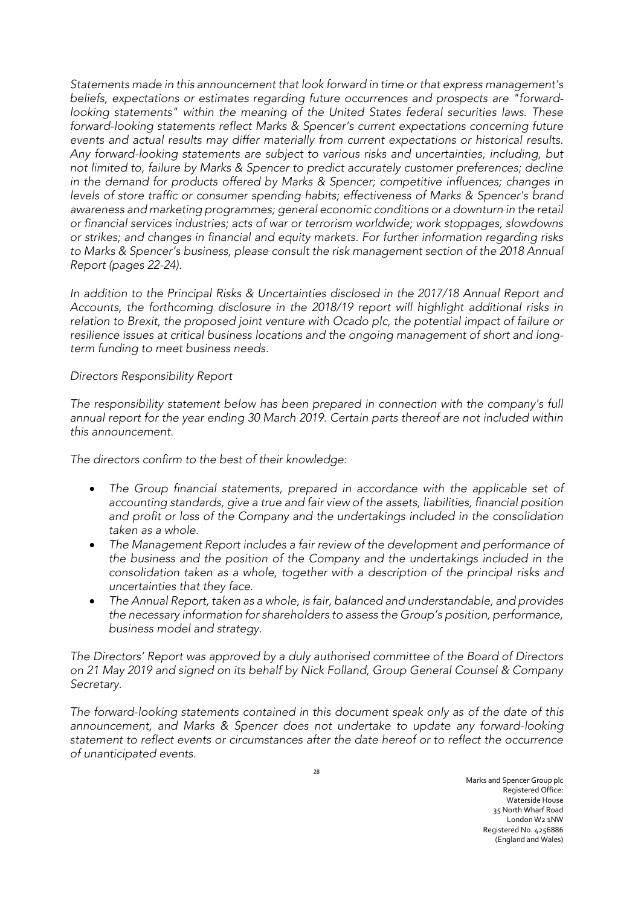*Statements made in this announcement that look forward in time or that express management's beliefs, expectations or estimates regarding future occurrences and prospects are "forward-looking statements" within the meaning of the United States federal securities laws. These forward-looking statements reflect Marks & Spencer's current expectations concerning future events and actual results may differ materially from current expectations or historical results. Any forward-looking statements are subject to various risks and uncertainties, including, but not limited to, failure by Marks & Spencer to predict accurately customer preferences; decline in the demand for products offered by Marks & Spencer; competitive influences; changes in levels of store traffic or consumer spending habits; effectiveness of Marks & Spencer's brand awareness and marketing programmes; general economic conditions or a downturn in the retail or financial services industries; acts of war or terrorism worldwide; work stoppages, slowdowns or strikes; and changes in financial and equity markets. For further information regarding risks to Marks & Spencer's business, please consult the risk management section of the 2018 Annual Report (pages 22-24).*

*In addition to the Principal Risks & Uncertainties disclosed in the 2017/18 Annual Report and Accounts, the forthcoming disclosure in the 2018/19 report will highlight additional risks in relation to Brexit, the proposed joint venture with Ocado plc, the potential impact of failure or resilience issues at critical business locations and the ongoing management of short and long-term funding to meet business needs.*

*Directors Responsibility Report*

*The responsibility statement below has been prepared in connection with the company's full annual report for the year ending 30 March 2019. Certain parts thereof are not included within this announcement.*

*The directors confirm to the best of their knowledge:*

- *The Group financial statements, prepared in accordance with the applicable set of accounting standards, give a true and fair view of the assets, liabilities, financial position and profit or loss of the Company and the undertakings included in the consolidation taken as a whole.*
- *The Management Report includes a fair review of the development and performance of the business and the position of the Company and the undertakings included in the consolidation taken as a whole, together with a description of the principal risks and uncertainties that they face.*
- *The Annual Report, taken as a whole, is fair, balanced and understandable, and provides the necessary information for shareholders to assess the Group's position, performance, business model and strategy.*

*The Directors' Report was approved by a duly authorised committee of the Board of Directors on 21 May 2019 and signed on its behalf by Nick Folland, Group General Counsel & Company Secretary.*

*The forward-looking statements contained in this document speak only as of the date of this announcement, and Marks & Spencer does not undertake to update any forward-looking statement to reflect events or circumstances after the date hereof or to reflect the occurrence of unanticipated events.*

Marks and Spencer Group plc
Registered Office:
Waterside House
35 North Wharf Road
London W2 1NW
Registered No. 4256886
(England and Wales)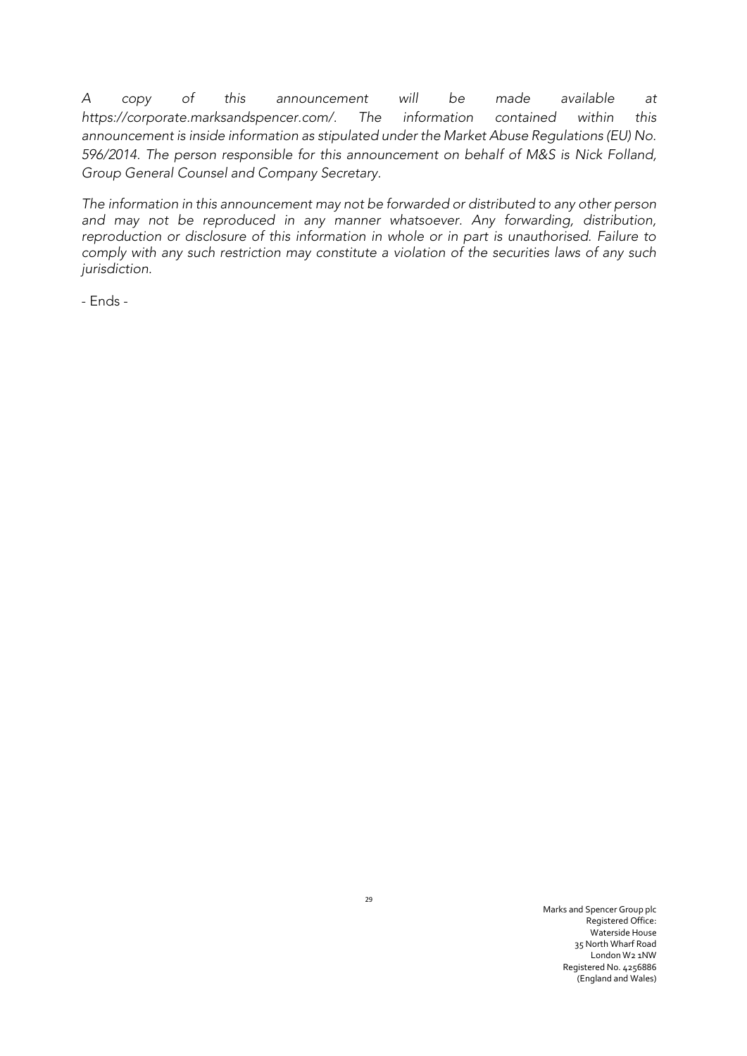*A copy of this announcement will be made available at https://corporate.marksandspencer.com/. The information contained within this announcement is inside information as stipulated under the Market Abuse Regulations (EU) No. 596/2014. The person responsible for this announcement on behalf of M&S is Nick Folland, Group General Counsel and Company Secretary.*

*The information in this announcement may not be forwarded or distributed to any other person and may not be reproduced in any manner whatsoever. Any forwarding, distribution, reproduction or disclosure of this information in whole or in part is unauthorised. Failure to comply with any such restriction may constitute a violation of the securities laws of any such jurisdiction.*

\- Ends -

Marks and Spencer Group plc
Registered Office:
Waterside House
35 North Wharf Road
London W2 1NW
Registered No. 4256886
(England and Wales)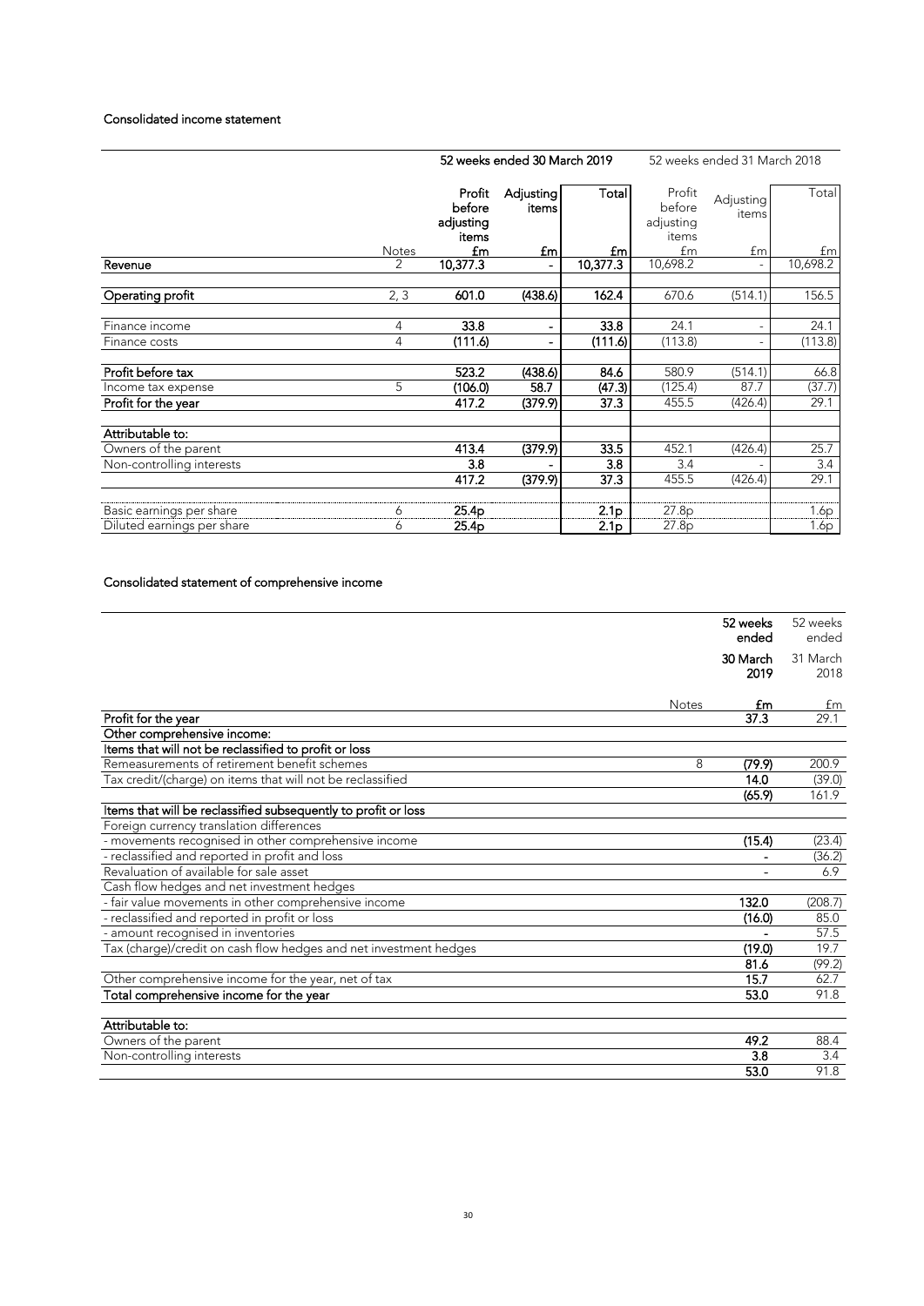### Consolidated income statement

| | | 52 weeks ended 30 March 2019 | | | 52 weeks ended 31 March 2018 | | |
|---|---|---|---|---|---|---|---|
| | Notes | Profit before adjusting items £m | Adjusting items £m | Total £m | Profit before adjusting items £m | Adjusting items £m | Total £m |
| **Revenue** | 2 | 10,377.3 | - | 10,377.3 | 10,698.2 | - | 10,698.2 |
| **Operating profit** | 2, 3 | 601.0 | (438.6) | 162.4 | 670.6 | (514.1) | 156.5 |
| Finance income | 4 | 33.8 | - | 33.8 | 24.1 | - | 24.1 |
| Finance costs | 4 | (111.6) | - | (111.6) | (113.8) | - | (113.8) |
| **Profit before tax** | | 523.2 | (438.6) | 84.6 | 580.9 | (514.1) | 66.8 |
| Income tax expense | 5 | (106.0) | 58.7 | (47.3) | (125.4) | 87.7 | (37.7) |
| **Profit for the year** | | 417.2 | (379.9) | 37.3 | 455.5 | (426.4) | 29.1 |
| **Attributable to:** | | | | | | | |
| Owners of the parent | | 413.4 | (379.9) | 33.5 | 452.1 | (426.4) | 25.7 |
| Non-controlling interests | | 3.8 | - | 3.8 | 3.4 | - | 3.4 |
| | | 417.2 | (379.9) | 37.3 | 455.5 | (426.4) | 29.1 |
| Basic earnings per share | 6 | 25.4p | | 2.1p | 27.8p | | 1.6p |
| Diluted earnings per share | 6 | 25.4p | | 2.1p | 27.8p | | 1.6p |

### Consolidated statement of comprehensive income

| | Notes | 52 weeks ended 30 March 2019 £m | 52 weeks ended 31 March 2018 £m |
|---|---|---|---|
| **Profit for the year** | | 37.3 | 29.1 |
| **Other comprehensive income:** | | | |
| **Items that will not be reclassified to profit or loss** | | | |
| Remeasurements of retirement benefit schemes | 8 | (79.9) | 200.9 |
| Tax credit/(charge) on items that will not be reclassified | | 14.0 | (39.0) |
| | | (65.9) | 161.9 |
| **Items that will be reclassified subsequently to profit or loss** | | | |
| Foreign currency translation differences | | | |
| - movements recognised in other comprehensive income | | (15.4) | (23.4) |
| - reclassified and reported in profit and loss | | - | (36.2) |
| Revaluation of available for sale asset | | - | 6.9 |
| Cash flow hedges and net investment hedges | | | |
| - fair value movements in other comprehensive income | | 132.0 | (208.7) |
| - reclassified and reported in profit or loss | | (16.0) | 85.0 |
| - amount recognised in inventories | | - | 57.5 |
| Tax (charge)/credit on cash flow hedges and net investment hedges | | (19.0) | 19.7 |
| | | 81.6 | (99.2) |
| Other comprehensive income for the year, net of tax | | 15.7 | 62.7 |
| **Total comprehensive income for the year** | | 53.0 | 91.8 |
| **Attributable to:** | | | |
| Owners of the parent | | 49.2 | 88.4 |
| Non-controlling interests | | 3.8 | 3.4 |
| | | 53.0 | 91.8 |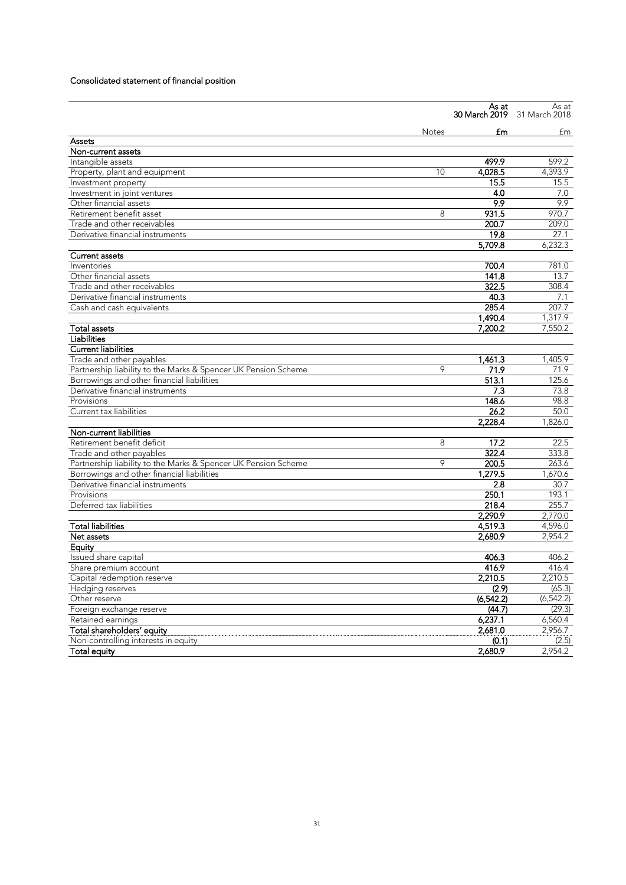## Consolidated statement of financial position

| | Notes | As at 30 March 2019 £m | As at 31 March 2018 £m |
|---|---|---|---|
| **Assets** | | | |
| **Non-current assets** | | | |
| Intangible assets | | **499.9** | 599.2 |
| Property, plant and equipment | 10 | **4,028.5** | 4,393.9 |
| Investment property | | **15.5** | 15.5 |
| Investment in joint ventures | | **4.0** | 7.0 |
| Other financial assets | | **9.9** | 9.9 |
| Retirement benefit asset | 8 | **931.5** | 970.7 |
| Trade and other receivables | | **200.7** | 209.0 |
| Derivative financial instruments | | **19.8** | 27.1 |
| | | **5,709.8** | 6,232.3 |
| **Current assets** | | | |
| Inventories | | **700.4** | 781.0 |
| Other financial assets | | **141.8** | 13.7 |
| Trade and other receivables | | **322.5** | 308.4 |
| Derivative financial instruments | | **40.3** | 7.1 |
| Cash and cash equivalents | | **285.4** | 207.7 |
| | | **1,490.4** | 1,317.9 |
| **Total assets** | | **7,200.2** | 7,550.2 |
| **Liabilities** | | | |
| **Current liabilities** | | | |
| Trade and other payables | | **1,461.3** | 1,405.9 |
| Partnership liability to the Marks & Spencer UK Pension Scheme | 9 | **71.9** | 71.9 |
| Borrowings and other financial liabilities | | **513.1** | 125.6 |
| Derivative financial instruments | | **7.3** | 73.8 |
| Provisions | | **148.6** | 98.8 |
| Current tax liabilities | | **26.2** | 50.0 |
| | | **2,228.4** | 1,826.0 |
| **Non-current liabilities** | | | |
| Retirement benefit deficit | 8 | **17.2** | 22.5 |
| Trade and other payables | | **322.4** | 333.8 |
| Partnership liability to the Marks & Spencer UK Pension Scheme | 9 | **200.5** | 263.6 |
| Borrowings and other financial liabilities | | **1,279.5** | 1,670.6 |
| Derivative financial instruments | | **2.8** | 30.7 |
| Provisions | | **250.1** | 193.1 |
| Deferred tax liabilities | | **218.4** | 255.7 |
| | | **2,290.9** | 2,770.0 |
| **Total liabilities** | | **4,519.3** | 4,596.0 |
| **Net assets** | | **2,680.9** | 2,954.2 |
| **Equity** | | | |
| Issued share capital | | **406.3** | 406.2 |
| Share premium account | | **416.9** | 416.4 |
| Capital redemption reserve | | **2,210.5** | 2,210.5 |
| Hedging reserves | | **(2.9)** | (65.3) |
| Other reserve | | **(6,542.2)** | (6,542.2) |
| Foreign exchange reserve | | **(44.7)** | (29.3) |
| Retained earnings | | **6,237.1** | 6,560.4 |
| **Total shareholders' equity** | | **2,681.0** | 2,956.7 |
| Non-controlling interests in equity | | **(0.1)** | (2.5) |
| **Total equity** | | **2,680.9** | 2,954.2 |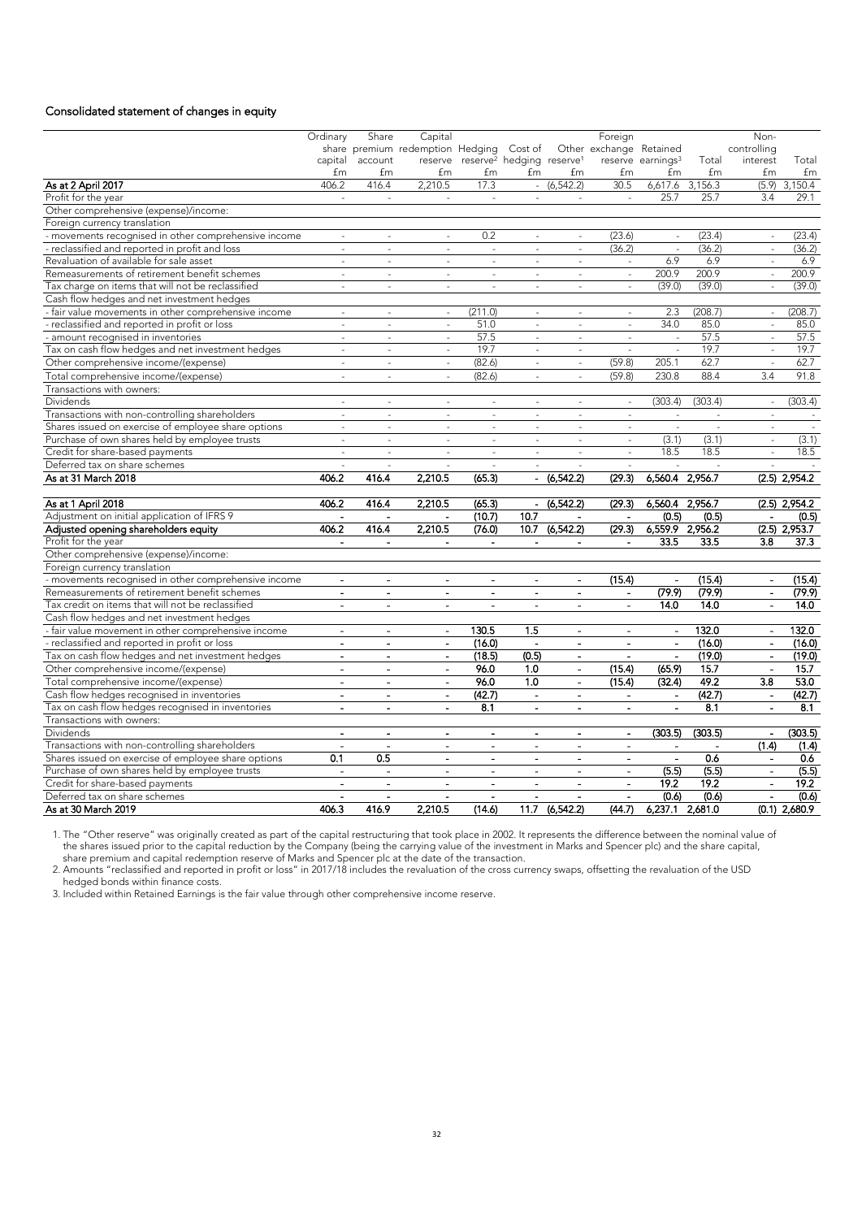## Consolidated statement of changes in equity

| | Ordinary share capital £m | Share premium account £m | Capital redemption reserve £m | Hedging reserve[2] £m | Cost of hedging £m | Other reserve[1] £m | Foreign exchange reserve £m | Retained earnings[3] £m | Total £m | Non-controlling interest £m | Total £m |
|---|---|---|---|---|---|---|---|---|---|---|---|
| **As at 2 April 2017** | 406.2 | 416.4 | 2,210.5 | 17.3 | - | (6,542.2) | 30.5 | 6,617.6 | 3,156.3 | (5.9) | 3,150.4 |
| Profit for the year | - | - | - | - | - | - | - | 25.7 | 25.7 | 3.4 | 29.1 |
| Other comprehensive (expense)/income: | | | | | | | | | | | |
| Foreign currency translation | | | | | | | | | | | |
| - movements recognised in other comprehensive income | - | - | - | 0.2 | - | - | (23.6) | - | (23.4) | - | (23.4) |
| - reclassified and reported in profit and loss | - | - | - | - | - | - | (36.2) | - | (36.2) | - | (36.2) |
| Revaluation of available for sale asset | - | - | - | - | - | - | - | 6.9 | 6.9 | - | 6.9 |
| Remeasurements of retirement benefit schemes | - | - | - | - | - | - | - | 200.9 | 200.9 | - | 200.9 |
| Tax charge on items that will not be reclassified | - | - | - | - | - | - | - | (39.0) | (39.0) | - | (39.0) |
| Cash flow hedges and net investment hedges | | | | | | | | | | | |
| - fair value movements in other comprehensive income | - | - | - | (211.0) | - | - | - | 2.3 | (208.7) | - | (208.7) |
| - reclassified and reported in profit or loss | - | - | - | 51.0 | - | - | - | 34.0 | 85.0 | - | 85.0 |
| - amount recognised in inventories | - | - | - | 57.5 | - | - | - | - | 57.5 | - | 57.5 |
| Tax on cash flow hedges and net investment hedges | - | - | - | 19.7 | - | - | - | - | 19.7 | - | 19.7 |
| Other comprehensive income/(expense) | - | - | - | (82.6) | - | - | (59.8) | 205.1 | 62.7 | - | 62.7 |
| Total comprehensive income/(expense) | - | - | - | (82.6) | - | - | (59.8) | 230.8 | 88.4 | 3.4 | 91.8 |
| Transactions with owners: | | | | | | | | | | | |
| Dividends | - | - | - | - | - | - | - | (303.4) | (303.4) | - | (303.4) |
| Transactions with non-controlling shareholders | - | - | - | - | - | - | - | - | - | - | - |
| Shares issued on exercise of employee share options | - | - | - | - | - | - | - | - | - | - | - |
| Purchase of own shares held by employee trusts | - | - | - | - | - | - | - | (3.1) | (3.1) | - | (3.1) |
| Credit for share-based payments | - | - | - | - | - | - | - | 18.5 | 18.5 | - | 18.5 |
| Deferred tax on share schemes | - | - | - | - | - | - | - | - | - | - | - |
| **As at 31 March 2018** | **406.2** | **416.4** | **2,210.5** | **(65.3)** | **-** | **(6,542.2)** | **(29.3)** | **6,560.4** | **2,956.7** | **(2.5)** | **2,954.2** |
| | | | | | | | | | | | |
| **As at 1 April 2018** | **406.2** | **416.4** | **2,210.5** | **(65.3)** | **-** | **(6,542.2)** | **(29.3)** | **6,560.4** | **2,956.7** | **(2.5)** | **2,954.2** |
| Adjustment on initial application of IFRS 9 | - | - | - | (10.7) | 10.7 | - | - | (0.5) | (0.5) | - | (0.5) |
| **Adjusted opening shareholders equity** | **406.2** | **416.4** | **2,210.5** | **(76.0)** | **10.7** | **(6,542.2)** | **(29.3)** | **6,559.9** | **2,956.2** | **(2.5)** | **2,953.7** |
| Profit for the year | - | - | - | - | - | - | - | 33.5 | 33.5 | 3.8 | 37.3 |
| Other comprehensive (expense)/income: | | | | | | | | | | | |
| Foreign currency translation | | | | | | | | | | | |
| - movements recognised in other comprehensive income | - | - | - | - | - | - | (15.4) | - | (15.4) | - | (15.4) |
| Remeasurements of retirement benefit schemes | - | - | - | - | - | - | - | (79.9) | (79.9) | - | (79.9) |
| Tax credit on items that will not be reclassified | - | - | - | - | - | - | - | 14.0 | 14.0 | - | 14.0 |
| Cash flow hedges and net investment hedges | | | | | | | | | | | |
| - fair value movement in other comprehensive income | - | - | - | 130.5 | 1.5 | - | - | - | 132.0 | - | 132.0 |
| - reclassified and reported in profit or loss | - | - | - | (16.0) | - | - | - | - | (16.0) | - | (16.0) |
| Tax on cash flow hedges and net investment hedges | - | - | - | (18.5) | (0.5) | - | - | - | (19.0) | - | (19.0) |
| Other comprehensive income/(expense) | - | - | - | 96.0 | 1.0 | - | (15.4) | (65.9) | 15.7 | - | 15.7 |
| Total comprehensive income/(expense) | - | - | - | 96.0 | 1.0 | - | (15.4) | (32.4) | 49.2 | 3.8 | 53.0 |
| Cash flow hedges recognised in inventories | - | - | - | (42.7) | - | - | - | - | (42.7) | - | (42.7) |
| Tax on cash flow hedges recognised in inventories | - | - | - | 8.1 | - | - | - | - | 8.1 | - | 8.1 |
| Transactions with owners: | | | | | | | | | | | |
| Dividends | - | - | - | - | - | - | - | (303.5) | (303.5) | - | (303.5) |
| Transactions with non-controlling shareholders | - | - | - | - | - | - | - | - | - | (1.4) | (1.4) |
| Shares issued on exercise of employee share options | 0.1 | 0.5 | - | - | - | - | - | - | 0.6 | - | 0.6 |
| Purchase of own shares held by employee trusts | - | - | - | - | - | - | - | (5.5) | (5.5) | - | (5.5) |
| Credit for share-based payments | - | - | - | - | - | - | - | 19.2 | 19.2 | - | 19.2 |
| Deferred tax on share schemes | - | - | - | - | - | - | - | (0.6) | (0.6) | - | (0.6) |
| **As at 30 March 2019** | **406.3** | **416.9** | **2,210.5** | **(14.6)** | **11.7** | **(6,542.2)** | **(44.7)** | **6,237.1** | **2,681.0** | **(0.1)** | **2,680.9** |

1. The "Other reserve" was originally created as part of the capital restructuring that took place in 2002. It represents the difference between the nominal value of the shares issued prior to the capital reduction by the Company (being the carrying value of the investment in Marks and Spencer plc) and the share capital, share premium and capital redemption reserve of Marks and Spencer plc at the date of the transaction.
2. Amounts "reclassified and reported in profit or loss" in 2017/18 includes the revaluation of the cross currency swaps, offsetting the revaluation of the USD hedged bonds within finance costs.
3. Included within Retained Earnings is the fair value through other comprehensive income reserve.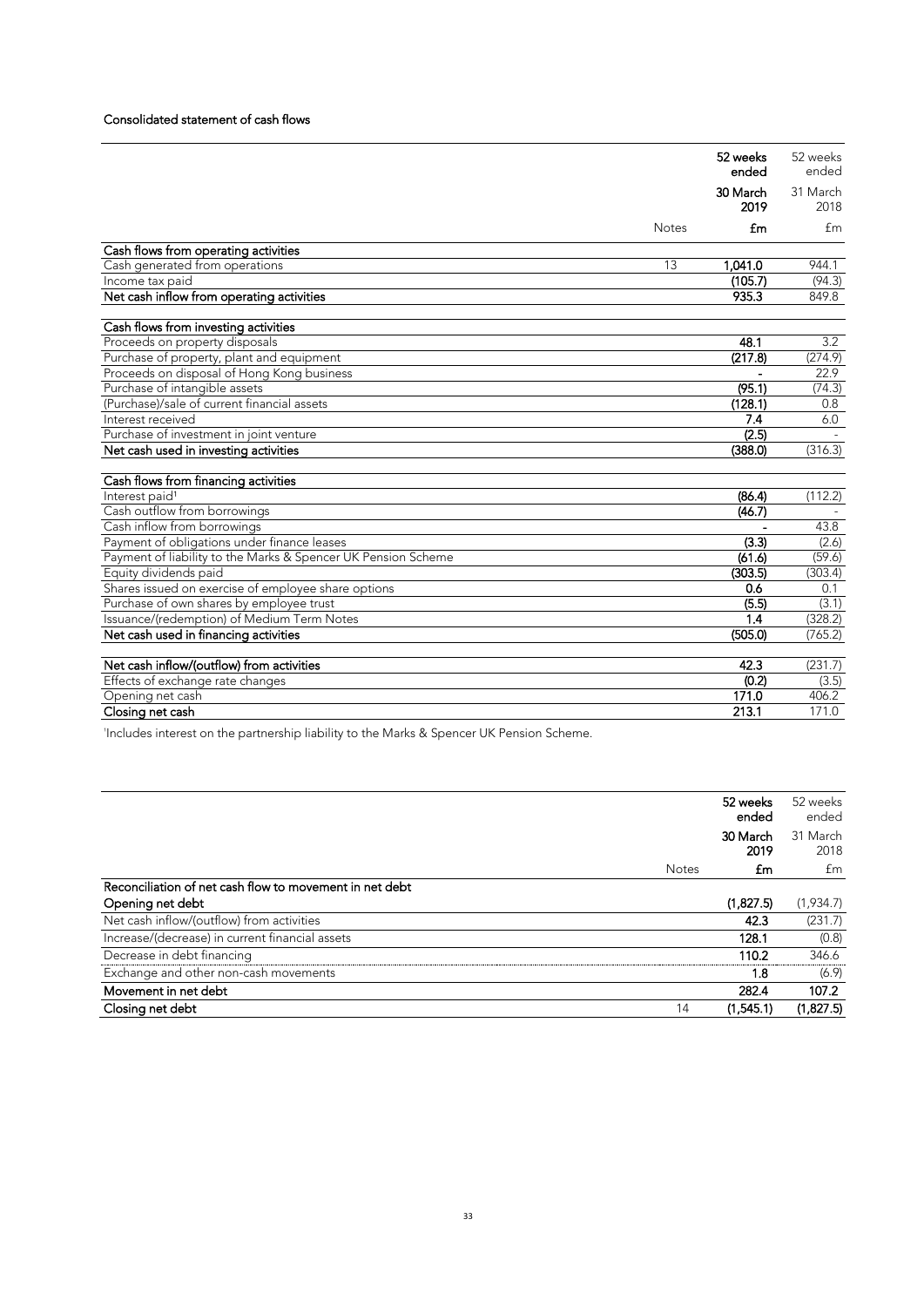### Consolidated statement of cash flows

| | Notes | 52 weeks ended 30 March 2019 £m | 52 weeks ended 31 March 2018 £m |
|---|---|---|---|
| **Cash flows from operating activities** | | | |
| Cash generated from operations | 13 | 1,041.0 | 944.1 |
| Income tax paid | | (105.7) | (94.3) |
| Net cash inflow from operating activities | | 935.3 | 849.8 |
| | | | |
| **Cash flows from investing activities** | | | |
| Proceeds on property disposals | | 48.1 | 3.2 |
| Purchase of property, plant and equipment | | (217.8) | (274.9) |
| Proceeds on disposal of Hong Kong business | | - | 22.9 |
| Purchase of intangible assets | | (95.1) | (74.3) |
| (Purchase)/sale of current financial assets | | (128.1) | 0.8 |
| Interest received | | 7.4 | 6.0 |
| Purchase of investment in joint venture | | (2.5) | - |
| Net cash used in investing activities | | (388.0) | (316.3) |
| | | | |
| **Cash flows from financing activities** | | | |
| Interest paid[1] | | (86.4) | (112.2) |
| Cash outflow from borrowings | | (46.7) | - |
| Cash inflow from borrowings | | - | 43.8 |
| Payment of obligations under finance leases | | (3.3) | (2.6) |
| Payment of liability to the Marks & Spencer UK Pension Scheme | | (61.6) | (59.6) |
| Equity dividends paid | | (303.5) | (303.4) |
| Shares issued on exercise of employee share options | | 0.6 | 0.1 |
| Purchase of own shares by employee trust | | (5.5) | (3.1) |
| Issuance/(redemption) of Medium Term Notes | | 1.4 | (328.2) |
| Net cash used in financing activities | | (505.0) | (765.2) |
| | | | |
| Net cash inflow/(outflow) from activities | | 42.3 | (231.7) |
| Effects of exchange rate changes | | (0.2) | (3.5) |
| Opening net cash | | 171.0 | 406.2 |
| Closing net cash | | 213.1 | 171.0 |

[1]Includes interest on the partnership liability to the Marks & Spencer UK Pension Scheme.

| | Notes | 52 weeks ended 30 March 2019 £m | 52 weeks ended 31 March 2018 £m |
|---|---|---|---|
| **Reconciliation of net cash flow to movement in net debt** | | | |
| **Opening net debt** | | (1,827.5) | (1,934.7) |
| Net cash inflow/(outflow) from activities | | 42.3 | (231.7) |
| Increase/(decrease) in current financial assets | | 128.1 | (0.8) |
| Decrease in debt financing | | 110.2 | 346.6 |
| Exchange and other non-cash movements | | 1.8 | (6.9) |
| **Movement in net debt** | | 282.4 | 107.2 |
| **Closing net debt** | 14 | (1,545.1) | (1,827.5) |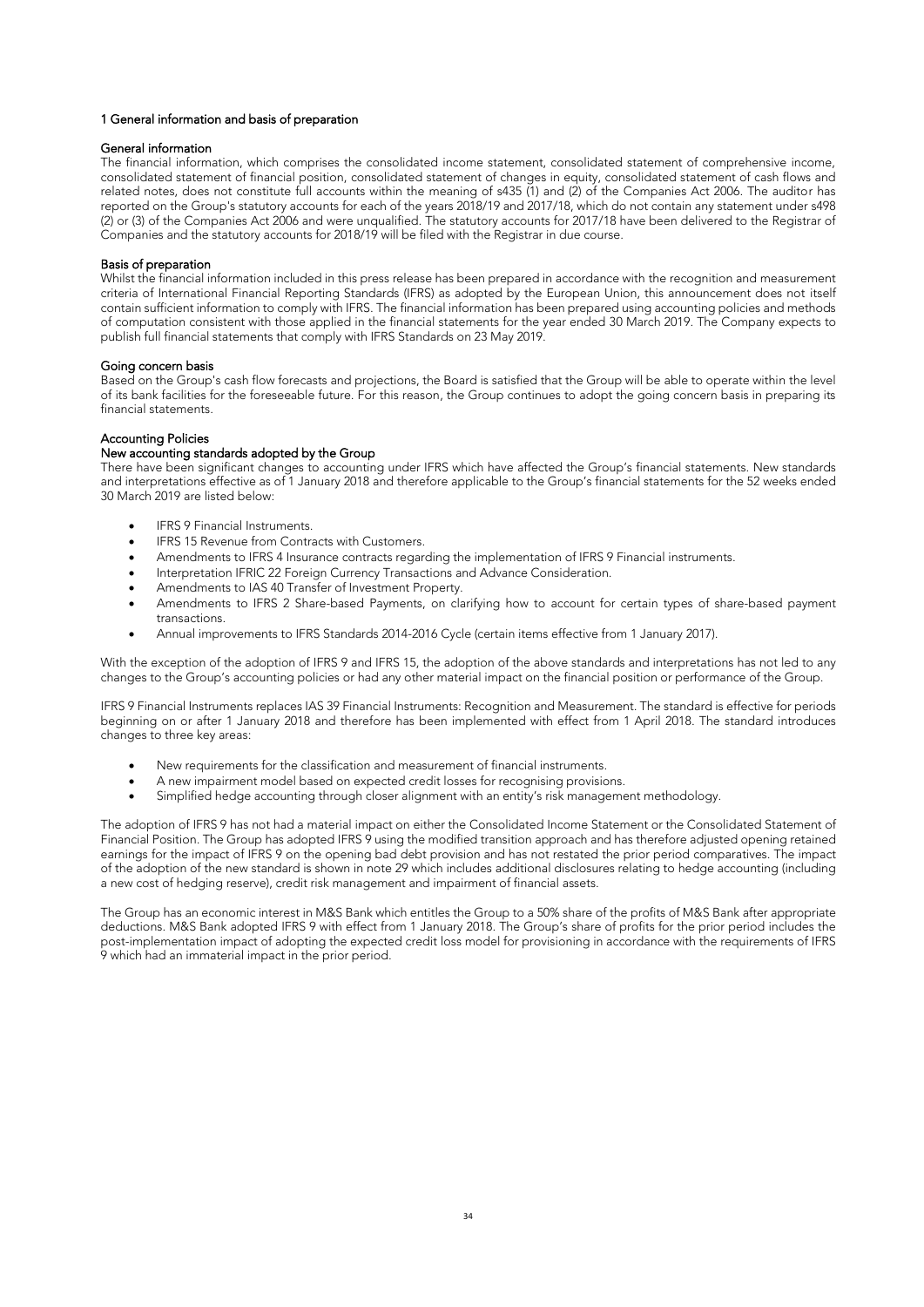## 1 General information and basis of preparation

### General information

The financial information, which comprises the consolidated income statement, consolidated statement of comprehensive income, consolidated statement of financial position, consolidated statement of changes in equity, consolidated statement of cash flows and related notes, does not constitute full accounts within the meaning of s435 (1) and (2) of the Companies Act 2006. The auditor has reported on the Group's statutory accounts for each of the years 2018/19 and 2017/18, which do not contain any statement under s498 (2) or (3) of the Companies Act 2006 and were unqualified. The statutory accounts for 2017/18 have been delivered to the Registrar of Companies and the statutory accounts for 2018/19 will be filed with the Registrar in due course.

### Basis of preparation

Whilst the financial information included in this press release has been prepared in accordance with the recognition and measurement criteria of International Financial Reporting Standards (IFRS) as adopted by the European Union, this announcement does not itself contain sufficient information to comply with IFRS. The financial information has been prepared using accounting policies and methods of computation consistent with those applied in the financial statements for the year ended 30 March 2019. The Company expects to publish full financial statements that comply with IFRS Standards on 23 May 2019.

### Going concern basis

Based on the Group's cash flow forecasts and projections, the Board is satisfied that the Group will be able to operate within the level of its bank facilities for the foreseeable future. For this reason, the Group continues to adopt the going concern basis in preparing its financial statements.

### Accounting Policies

#### New accounting standards adopted by the Group

There have been significant changes to accounting under IFRS which have affected the Group's financial statements. New standards and interpretations effective as of 1 January 2018 and therefore applicable to the Group's financial statements for the 52 weeks ended 30 March 2019 are listed below:

- IFRS 9 Financial Instruments.
- IFRS 15 Revenue from Contracts with Customers.
- Amendments to IFRS 4 Insurance contracts regarding the implementation of IFRS 9 Financial instruments.
- Interpretation IFRIC 22 Foreign Currency Transactions and Advance Consideration.
- Amendments to IAS 40 Transfer of Investment Property.
- Amendments to IFRS 2 Share-based Payments, on clarifying how to account for certain types of share-based payment transactions.
- Annual improvements to IFRS Standards 2014-2016 Cycle (certain items effective from 1 January 2017).

With the exception of the adoption of IFRS 9 and IFRS 15, the adoption of the above standards and interpretations has not led to any changes to the Group's accounting policies or had any other material impact on the financial position or performance of the Group.

IFRS 9 Financial Instruments replaces IAS 39 Financial Instruments: Recognition and Measurement. The standard is effective for periods beginning on or after 1 January 2018 and therefore has been implemented with effect from 1 April 2018. The standard introduces changes to three key areas:

- New requirements for the classification and measurement of financial instruments.
- A new impairment model based on expected credit losses for recognising provisions.
- Simplified hedge accounting through closer alignment with an entity's risk management methodology.

The adoption of IFRS 9 has not had a material impact on either the Consolidated Income Statement or the Consolidated Statement of Financial Position. The Group has adopted IFRS 9 using the modified transition approach and has therefore adjusted opening retained earnings for the impact of IFRS 9 on the opening bad debt provision and has not restated the prior period comparatives. The impact of the adoption of the new standard is shown in note 29 which includes additional disclosures relating to hedge accounting (including a new cost of hedging reserve), credit risk management and impairment of financial assets.

The Group has an economic interest in M&S Bank which entitles the Group to a 50% share of the profits of M&S Bank after appropriate deductions. M&S Bank adopted IFRS 9 with effect from 1 January 2018. The Group's share of profits for the prior period includes the post-implementation impact of adopting the expected credit loss model for provisioning in accordance with the requirements of IFRS 9 which had an immaterial impact in the prior period.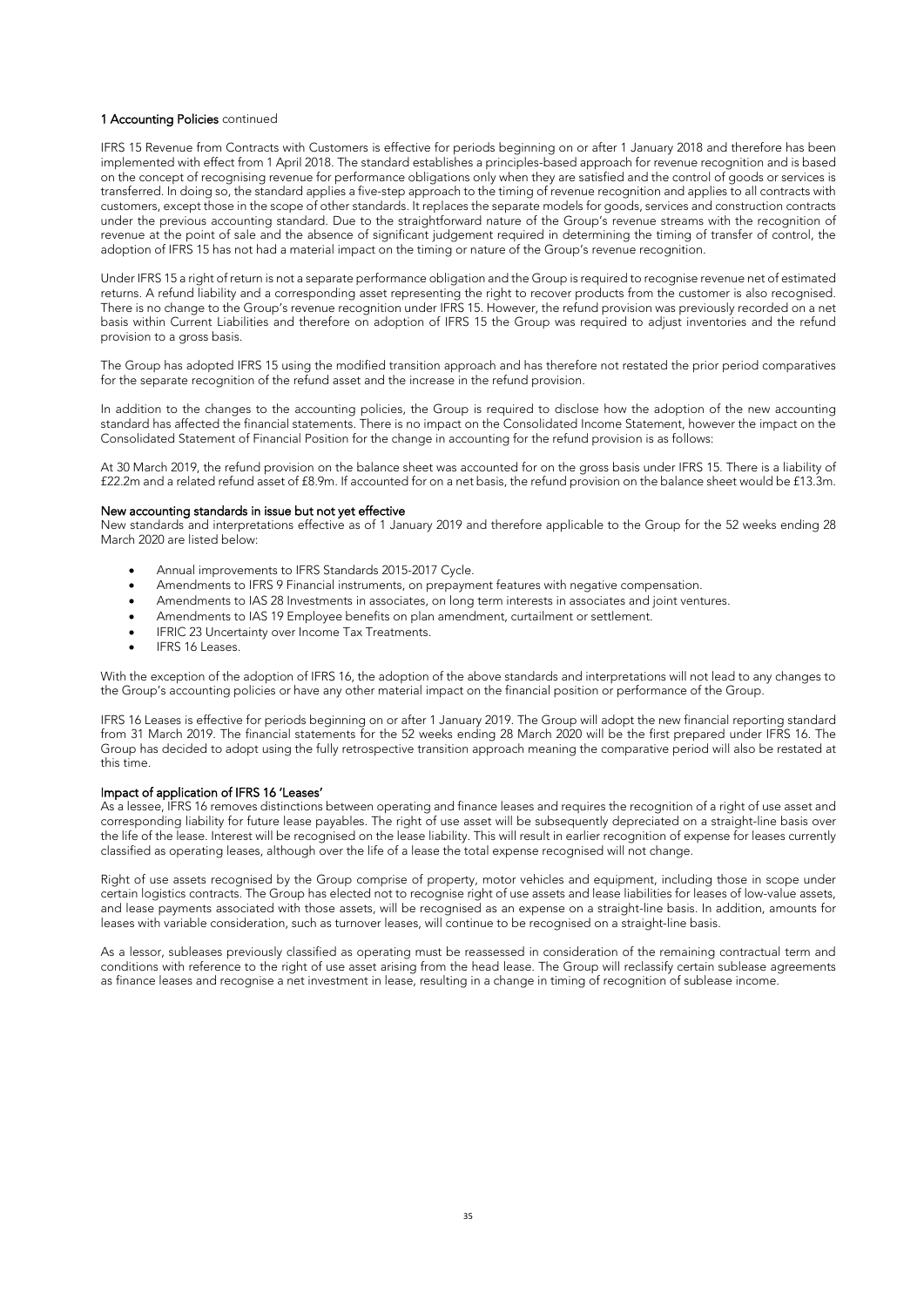**1 Accounting Policies** continued

IFRS 15 Revenue from Contracts with Customers is effective for periods beginning on or after 1 January 2018 and therefore has been implemented with effect from 1 April 2018. The standard establishes a principles-based approach for revenue recognition and is based on the concept of recognising revenue for performance obligations only when they are satisfied and the control of goods or services is transferred. In doing so, the standard applies a five-step approach to the timing of revenue recognition and applies to all contracts with customers, except those in the scope of other standards. It replaces the separate models for goods, services and construction contracts under the previous accounting standard. Due to the straightforward nature of the Group's revenue streams with the recognition of revenue at the point of sale and the absence of significant judgement required in determining the timing of transfer of control, the adoption of IFRS 15 has not had a material impact on the timing or nature of the Group's revenue recognition.

Under IFRS 15 a right of return is not a separate performance obligation and the Group is required to recognise revenue net of estimated returns. A refund liability and a corresponding asset representing the right to recover products from the customer is also recognised. There is no change to the Group's revenue recognition under IFRS 15. However, the refund provision was previously recorded on a net basis within Current Liabilities and therefore on adoption of IFRS 15 the Group was required to adjust inventories and the refund provision to a gross basis.

The Group has adopted IFRS 15 using the modified transition approach and has therefore not restated the prior period comparatives for the separate recognition of the refund asset and the increase in the refund provision.

In addition to the changes to the accounting policies, the Group is required to disclose how the adoption of the new accounting standard has affected the financial statements. There is no impact on the Consolidated Income Statement, however the impact on the Consolidated Statement of Financial Position for the change in accounting for the refund provision is as follows:

At 30 March 2019, the refund provision on the balance sheet was accounted for on the gross basis under IFRS 15. There is a liability of £22.2m and a related refund asset of £8.9m. If accounted for on a net basis, the refund provision on the balance sheet would be £13.3m.

**New accounting standards in issue but not yet effective**

New standards and interpretations effective as of 1 January 2019 and therefore applicable to the Group for the 52 weeks ending 28 March 2020 are listed below:

- Annual improvements to IFRS Standards 2015-2017 Cycle.
- Amendments to IFRS 9 Financial instruments, on prepayment features with negative compensation.
- Amendments to IAS 28 Investments in associates, on long term interests in associates and joint ventures.
- Amendments to IAS 19 Employee benefits on plan amendment, curtailment or settlement.
- IFRIC 23 Uncertainty over Income Tax Treatments.
- IFRS 16 Leases.

With the exception of the adoption of IFRS 16, the adoption of the above standards and interpretations will not lead to any changes to the Group's accounting policies or have any other material impact on the financial position or performance of the Group.

IFRS 16 Leases is effective for periods beginning on or after 1 January 2019. The Group will adopt the new financial reporting standard from 31 March 2019. The financial statements for the 52 weeks ending 28 March 2020 will be the first prepared under IFRS 16. The Group has decided to adopt using the fully retrospective transition approach meaning the comparative period will also be restated at this time.

**Impact of application of IFRS 16 'Leases'**

As a lessee, IFRS 16 removes distinctions between operating and finance leases and requires the recognition of a right of use asset and corresponding liability for future lease payables. The right of use asset will be subsequently depreciated on a straight-line basis over the life of the lease. Interest will be recognised on the lease liability. This will result in earlier recognition of expense for leases currently classified as operating leases, although over the life of a lease the total expense recognised will not change.

Right of use assets recognised by the Group comprise of property, motor vehicles and equipment, including those in scope under certain logistics contracts. The Group has elected not to recognise right of use assets and lease liabilities for leases of low-value assets, and lease payments associated with those assets, will be recognised as an expense on a straight-line basis. In addition, amounts for leases with variable consideration, such as turnover leases, will continue to be recognised on a straight-line basis.

As a lessor, subleases previously classified as operating must be reassessed in consideration of the remaining contractual term and conditions with reference to the right of use asset arising from the head lease. The Group will reclassify certain sublease agreements as finance leases and recognise a net investment in lease, resulting in a change in timing of recognition of sublease income.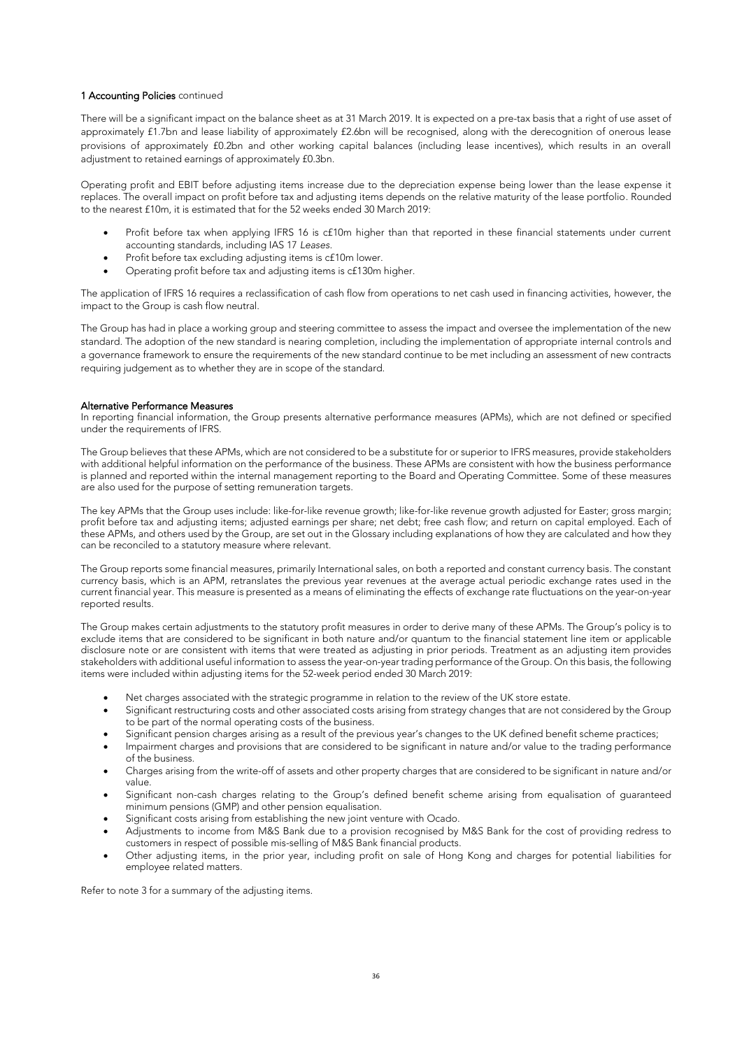**1 Accounting Policies** continued

There will be a significant impact on the balance sheet as at 31 March 2019. It is expected on a pre-tax basis that a right of use asset of approximately £1.7bn and lease liability of approximately £2.6bn will be recognised, along with the derecognition of onerous lease provisions of approximately £0.2bn and other working capital balances (including lease incentives), which results in an overall adjustment to retained earnings of approximately £0.3bn.

Operating profit and EBIT before adjusting items increase due to the depreciation expense being lower than the lease expense it replaces. The overall impact on profit before tax and adjusting items depends on the relative maturity of the lease portfolio. Rounded to the nearest £10m, it is estimated that for the 52 weeks ended 30 March 2019:

- Profit before tax when applying IFRS 16 is c£10m higher than that reported in these financial statements under current accounting standards, including IAS 17 *Leases*.
- Profit before tax excluding adjusting items is c£10m lower.
- Operating profit before tax and adjusting items is c£130m higher.

The application of IFRS 16 requires a reclassification of cash flow from operations to net cash used in financing activities, however, the impact to the Group is cash flow neutral.

The Group has had in place a working group and steering committee to assess the impact and oversee the implementation of the new standard. The adoption of the new standard is nearing completion, including the implementation of appropriate internal controls and a governance framework to ensure the requirements of the new standard continue to be met including an assessment of new contracts requiring judgement as to whether they are in scope of the standard.

**Alternative Performance Measures**

In reporting financial information, the Group presents alternative performance measures (APMs), which are not defined or specified under the requirements of IFRS.

The Group believes that these APMs, which are not considered to be a substitute for or superior to IFRS measures, provide stakeholders with additional helpful information on the performance of the business. These APMs are consistent with how the business performance is planned and reported within the internal management reporting to the Board and Operating Committee. Some of these measures are also used for the purpose of setting remuneration targets.

The key APMs that the Group uses include: like-for-like revenue growth; like-for-like revenue growth adjusted for Easter; gross margin; profit before tax and adjusting items; adjusted earnings per share; net debt; free cash flow; and return on capital employed. Each of these APMs, and others used by the Group, are set out in the Glossary including explanations of how they are calculated and how they can be reconciled to a statutory measure where relevant.

The Group reports some financial measures, primarily International sales, on both a reported and constant currency basis. The constant currency basis, which is an APM, retranslates the previous year revenues at the average actual periodic exchange rates used in the current financial year. This measure is presented as a means of eliminating the effects of exchange rate fluctuations on the year-on-year reported results.

The Group makes certain adjustments to the statutory profit measures in order to derive many of these APMs. The Group's policy is to exclude items that are considered to be significant in both nature and/or quantum to the financial statement line item or applicable disclosure note or are consistent with items that were treated as adjusting in prior periods. Treatment as an adjusting item provides stakeholders with additional useful information to assess the year-on-year trading performance of the Group. On this basis, the following items were included within adjusting items for the 52-week period ended 30 March 2019:

- Net charges associated with the strategic programme in relation to the review of the UK store estate.
- Significant restructuring costs and other associated costs arising from strategy changes that are not considered by the Group to be part of the normal operating costs of the business.
- Significant pension charges arising as a result of the previous year's changes to the UK defined benefit scheme practices;
- Impairment charges and provisions that are considered to be significant in nature and/or value to the trading performance of the business.
- Charges arising from the write-off of assets and other property charges that are considered to be significant in nature and/or value.
- Significant non-cash charges relating to the Group's defined benefit scheme arising from equalisation of guaranteed minimum pensions (GMP) and other pension equalisation.
- Significant costs arising from establishing the new joint venture with Ocado.
- Adjustments to income from M&S Bank due to a provision recognised by M&S Bank for the cost of providing redress to customers in respect of possible mis-selling of M&S Bank financial products.
- Other adjusting items, in the prior year, including profit on sale of Hong Kong and charges for potential liabilities for employee related matters.

Refer to note 3 for a summary of the adjusting items.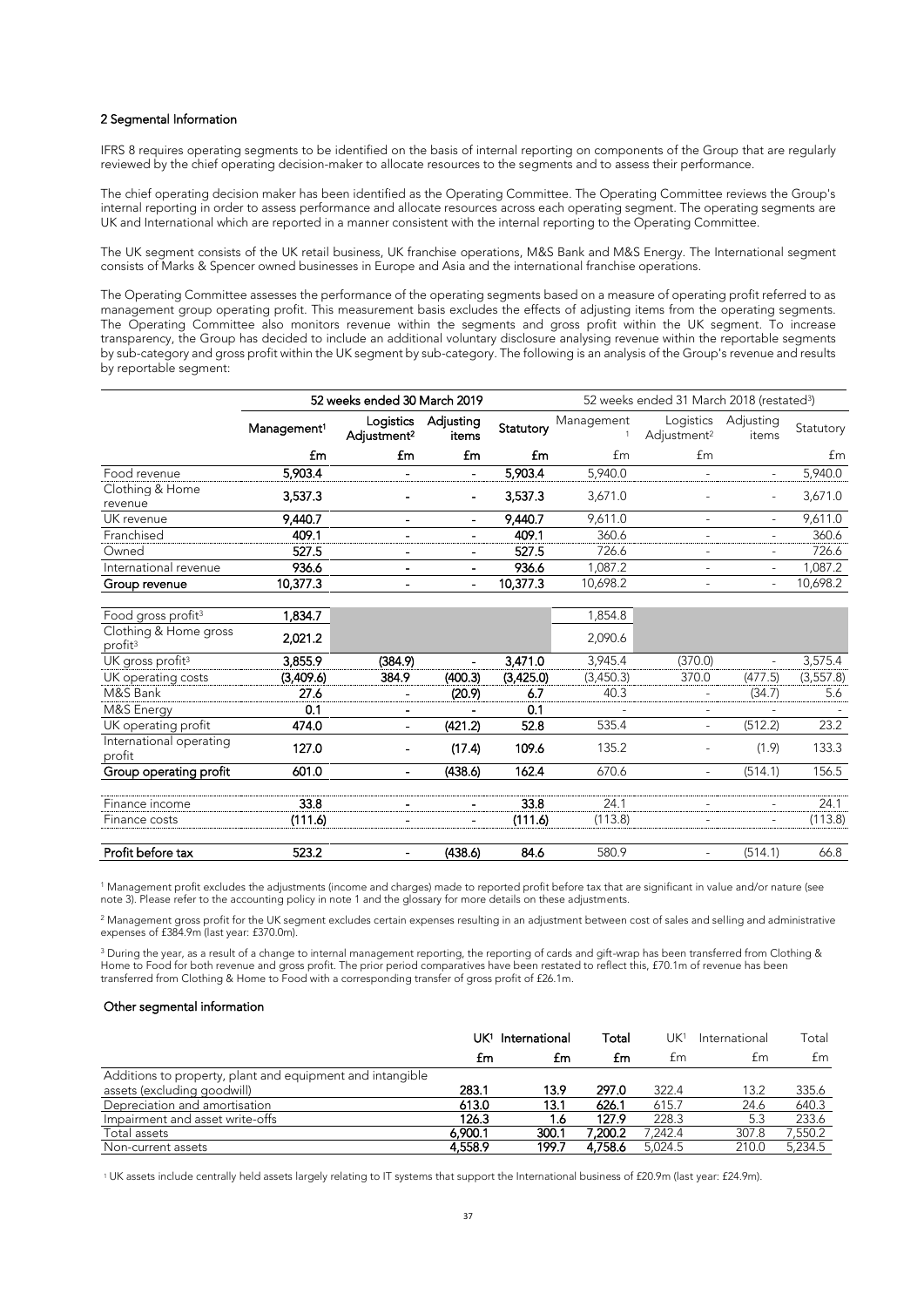## 2 Segmental Information

IFRS 8 requires operating segments to be identified on the basis of internal reporting on components of the Group that are regularly reviewed by the chief operating decision-maker to allocate resources to the segments and to assess their performance.

The chief operating decision maker has been identified as the Operating Committee. The Operating Committee reviews the Group's internal reporting in order to assess performance and allocate resources across each operating segment. The operating segments are UK and International which are reported in a manner consistent with the internal reporting to the Operating Committee.

The UK segment consists of the UK retail business, UK franchise operations, M&S Bank and M&S Energy. The International segment consists of Marks & Spencer owned businesses in Europe and Asia and the international franchise operations.

The Operating Committee assesses the performance of the operating segments based on a measure of operating profit referred to as management group operating profit. This measurement basis excludes the effects of adjusting items from the operating segments. The Operating Committee also monitors revenue within the segments and gross profit within the UK segment. To increase transparency, the Group has decided to include an additional voluntary disclosure analysing revenue within the reportable segments by sub-category and gross profit within the UK segment by sub-category. The following is an analysis of the Group's revenue and results by reportable segment:

| | 52 weeks ended 30 March 2019 | | | | 52 weeks ended 31 March 2018 (restated[3]) | | | |
|---|---|---|---|---|---|---|---|---|
| | Management[1] | Logistics Adjustment[2] | Adjusting items | Statutory | Management[1] | Logistics Adjustment[2] | Adjusting items | Statutory |
| | £m | £m | £m | £m | £m | £m | | £m |
| Food revenue | 5,903.4 | - | - | 5,903.4 | 5,940.0 | - | - | 5,940.0 |
| Clothing & Home revenue | 3,537.3 | - | - | 3,537.3 | 3,671.0 | - | - | 3,671.0 |
| UK revenue | 9,440.7 | - | - | 9,440.7 | 9,611.0 | - | - | 9,611.0 |
| Franchised | 409.1 | - | - | 409.1 | 360.6 | - | - | 360.6 |
| Owned | 527.5 | - | - | 527.5 | 726.6 | - | - | 726.6 |
| International revenue | 936.6 | - | - | 936.6 | 1,087.2 | - | - | 1,087.2 |
| **Group revenue** | **10,377.3** | - | - | **10,377.3** | 10,698.2 | - | - | 10,698.2 |
| | | | | | | | | |
| Food gross profit[3] | 1,834.7 | | | | 1,854.8 | | | |
| Clothing & Home gross profit[3] | 2,021.2 | | | | 2,090.6 | | | |
| UK gross profit[3] | 3,855.9 | (384.9) | - | 3,471.0 | 3,945.4 | (370.0) | - | 3,575.4 |
| UK operating costs | (3,409.6) | 384.9 | (400.3) | (3,425.0) | (3,450.3) | 370.0 | (477.5) | (3,557.8) |
| M&S Bank | 27.6 | - | (20.9) | 6.7 | 40.3 | - | (34.7) | 5.6 |
| M&S Energy | 0.1 | - | - | 0.1 | - | - | - | - |
| UK operating profit | 474.0 | - | (421.2) | 52.8 | 535.4 | - | (512.2) | 23.2 |
| International operating profit | 127.0 | - | (17.4) | 109.6 | 135.2 | - | (1.9) | 133.3 |
| **Group operating profit** | **601.0** | - | **(438.6)** | **162.4** | 670.6 | - | (514.1) | 156.5 |
| | | | | | | | | |
| Finance income | 33.8 | - | - | 33.8 | 24.1 | - | - | 24.1 |
| Finance costs | (111.6) | - | - | (111.6) | (113.8) | - | - | (113.8) |
| | | | | | | | | |
| **Profit before tax** | **523.2** | - | **(438.6)** | **84.6** | 580.9 | - | (514.1) | 66.8 |

[1] Management profit excludes the adjustments (income and charges) made to reported profit before tax that are significant in value and/or nature (see note 3). Please refer to the accounting policy in note 1 and the glossary for more details on these adjustments.

[2] Management gross profit for the UK segment excludes certain expenses resulting in an adjustment between cost of sales and selling and administrative expenses of £384.9m (last year: £370.0m).

[3] During the year, as a result of a change to internal management reporting, the reporting of cards and gift-wrap has been transferred from Clothing & Home to Food for both revenue and gross profit. The prior period comparatives have been restated to reflect this, £70.1m of revenue has been transferred from Clothing & Home to Food with a corresponding transfer of gross profit of £26.1m.

### Other segmental information

| | UK[1] | International | Total | UK[1] | International | Total |
|---|---|---|---|---|---|---|
| | £m | £m | £m | £m | £m | £m |
| Additions to property, plant and equipment and intangible assets (excluding goodwill) | 283.1 | 13.9 | 297.0 | 322.4 | 13.2 | 335.6 |
| Depreciation and amortisation | 613.0 | 13.1 | 626.1 | 615.7 | 24.6 | 640.3 |
| Impairment and asset write-offs | 126.3 | 1.6 | 127.9 | 228.3 | 5.3 | 233.6 |
| Total assets | 6,900.1 | 300.1 | 7,200.2 | 7,242.4 | 307.8 | 7,550.2 |
| Non-current assets | 4,558.9 | 199.7 | 4,758.6 | 5,024.5 | 210.0 | 5,234.5 |

[1] UK assets include centrally held assets largely relating to IT systems that support the International business of £20.9m (last year: £24.9m).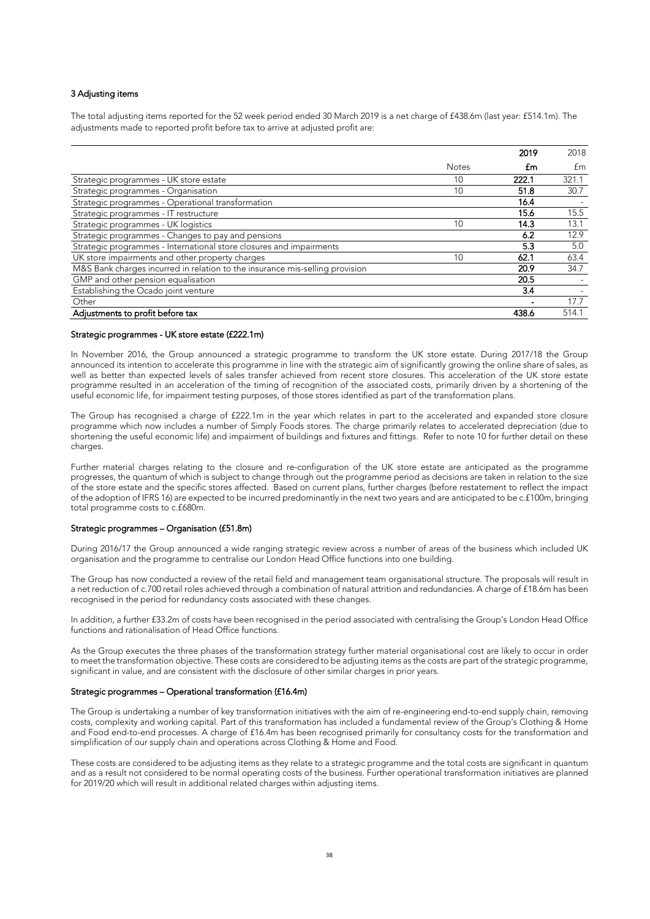## 3 Adjusting items

The total adjusting items reported for the 52 week period ended 30 March 2019 is a net charge of £438.6m (last year: £514.1m). The adjustments made to reported profit before tax to arrive at adjusted profit are:

| | Notes | 2019 £m | 2018 £m |
|---|---|---|---|
| Strategic programmes - UK store estate | 10 | **222.1** | 321.1 |
| Strategic programmes - Organisation | 10 | **51.8** | 30.7 |
| Strategic programmes - Operational transformation | | **16.4** | - |
| Strategic programmes - IT restructure | | **15.6** | 15.5 |
| Strategic programmes - UK logistics | 10 | **14.3** | 13.1 |
| Strategic programmes - Changes to pay and pensions | | **6.2** | 12.9 |
| Strategic programmes - International store closures and impairments | | **5.3** | 5.0 |
| UK store impairments and other property charges | 10 | **62.1** | 63.4 |
| M&S Bank charges incurred in relation to the insurance mis-selling provision | | **20.9** | 34.7 |
| GMP and other pension equalisation | | **20.5** | - |
| Establishing the Ocado joint venture | | **3.4** | - |
| Other | | **-** | 17.7 |
| **Adjustments to profit before tax** | | **438.6** | 514.1 |

### Strategic programmes - UK store estate (£222.1m)

In November 2016, the Group announced a strategic programme to transform the UK store estate. During 2017/18 the Group announced its intention to accelerate this programme in line with the strategic aim of significantly growing the online share of sales, as well as better than expected levels of sales transfer achieved from recent store closures. This acceleration of the UK store estate programme resulted in an acceleration of the timing of recognition of the associated costs, primarily driven by a shortening of the useful economic life, for impairment testing purposes, of those stores identified as part of the transformation plans.

The Group has recognised a charge of £222.1m in the year which relates in part to the accelerated and expanded store closure programme which now includes a number of Simply Foods stores. The charge primarily relates to accelerated depreciation (due to shortening the useful economic life) and impairment of buildings and fixtures and fittings. Refer to note 10 for further detail on these charges.

Further material charges relating to the closure and re-configuration of the UK store estate are anticipated as the programme progresses, the quantum of which is subject to change through out the programme period as decisions are taken in relation to the size of the store estate and the specific stores affected. Based on current plans, further charges (before restatement to reflect the impact of the adoption of IFRS 16) are expected to be incurred predominantly in the next two years and are anticipated to be c.£100m, bringing total programme costs to c.£680m.

### Strategic programmes – Organisation (£51.8m)

During 2016/17 the Group announced a wide ranging strategic review across a number of areas of the business which included UK organisation and the programme to centralise our London Head Office functions into one building.

The Group has now conducted a review of the retail field and management team organisational structure. The proposals will result in a net reduction of c.700 retail roles achieved through a combination of natural attrition and redundancies. A charge of £18.6m has been recognised in the period for redundancy costs associated with these changes.

In addition, a further £33.2m of costs have been recognised in the period associated with centralising the Group's London Head Office functions and rationalisation of Head Office functions.

As the Group executes the three phases of the transformation strategy further material organisational cost are likely to occur in order to meet the transformation objective. These costs are considered to be adjusting items as the costs are part of the strategic programme, significant in value, and are consistent with the disclosure of other similar charges in prior years.

### Strategic programmes – Operational transformation (£16.4m)

The Group is undertaking a number of key transformation initiatives with the aim of re-engineering end-to-end supply chain, removing costs, complexity and working capital. Part of this transformation has included a fundamental review of the Group's Clothing & Home and Food end-to-end processes. A charge of £16.4m has been recognised primarily for consultancy costs for the transformation and simplification of our supply chain and operations across Clothing & Home and Food.

These costs are considered to be adjusting items as they relate to a strategic programme and the total costs are significant in quantum and as a result not considered to be normal operating costs of the business. Further operational transformation initiatives are planned for 2019/20 which will result in additional related charges within adjusting items.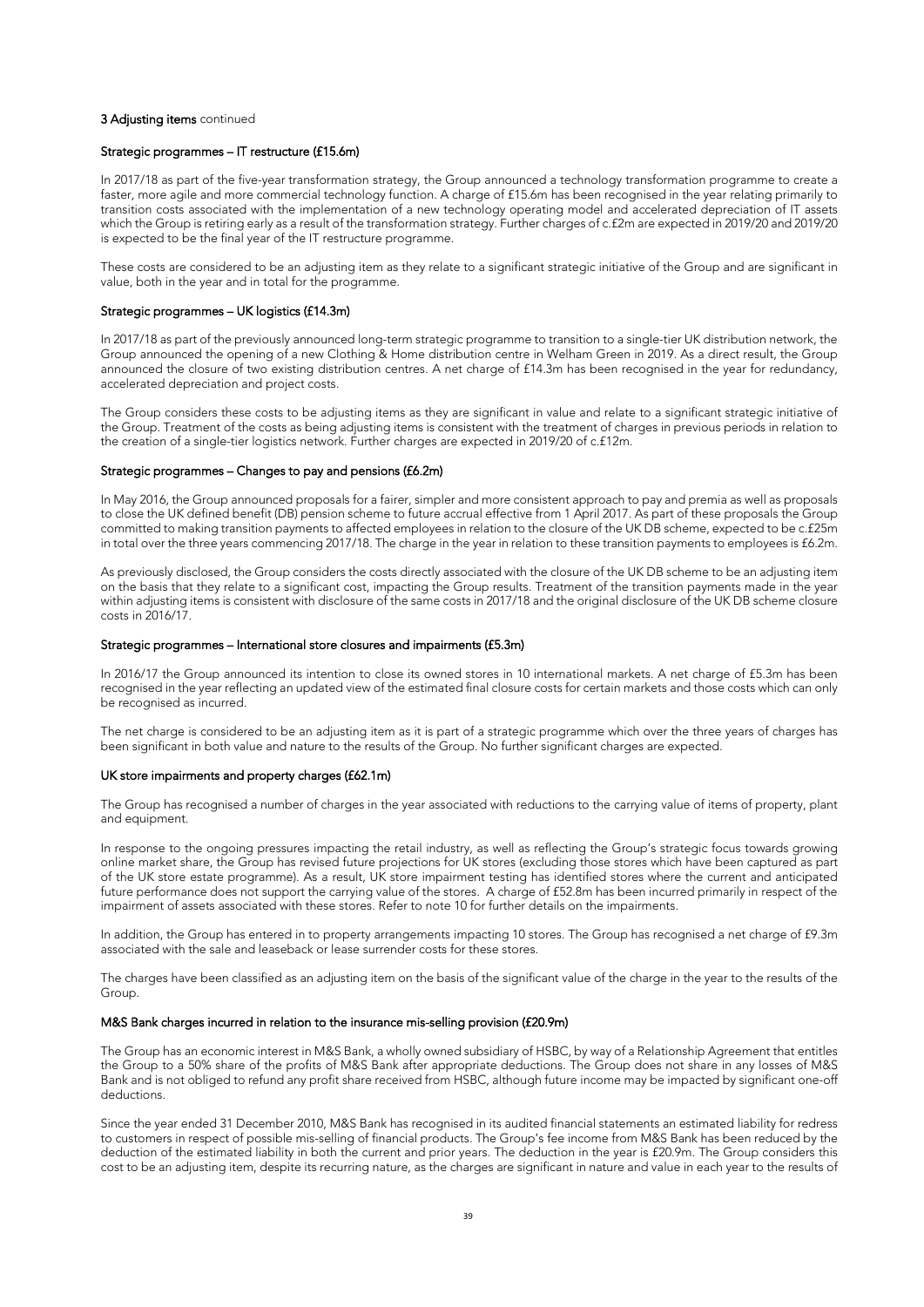**3 Adjusting items** continued

**Strategic programmes – IT restructure (£15.6m)**

In 2017/18 as part of the five-year transformation strategy, the Group announced a technology transformation programme to create a faster, more agile and more commercial technology function. A charge of £15.6m has been recognised in the year relating primarily to transition costs associated with the implementation of a new technology operating model and accelerated depreciation of IT assets which the Group is retiring early as a result of the transformation strategy. Further charges of c.£2m are expected in 2019/20 and 2019/20 is expected to be the final year of the IT restructure programme.

These costs are considered to be an adjusting item as they relate to a significant strategic initiative of the Group and are significant in value, both in the year and in total for the programme.

**Strategic programmes – UK logistics (£14.3m)**

In 2017/18 as part of the previously announced long-term strategic programme to transition to a single-tier UK distribution network, the Group announced the opening of a new Clothing & Home distribution centre in Welham Green in 2019. As a direct result, the Group announced the closure of two existing distribution centres. A net charge of £14.3m has been recognised in the year for redundancy, accelerated depreciation and project costs.

The Group considers these costs to be adjusting items as they are significant in value and relate to a significant strategic initiative of the Group. Treatment of the costs as being adjusting items is consistent with the treatment of charges in previous periods in relation to the creation of a single-tier logistics network. Further charges are expected in 2019/20 of c.£12m.

**Strategic programmes – Changes to pay and pensions (£6.2m)**

In May 2016, the Group announced proposals for a fairer, simpler and more consistent approach to pay and premia as well as proposals to close the UK defined benefit (DB) pension scheme to future accrual effective from 1 April 2017. As part of these proposals the Group committed to making transition payments to affected employees in relation to the closure of the UK DB scheme, expected to be c.£25m in total over the three years commencing 2017/18. The charge in the year in relation to these transition payments to employees is £6.2m.

As previously disclosed, the Group considers the costs directly associated with the closure of the UK DB scheme to be an adjusting item on the basis that they relate to a significant cost, impacting the Group results. Treatment of the transition payments made in the year within adjusting items is consistent with disclosure of the same costs in 2017/18 and the original disclosure of the UK DB scheme closure costs in 2016/17.

**Strategic programmes – International store closures and impairments (£5.3m)**

In 2016/17 the Group announced its intention to close its owned stores in 10 international markets. A net charge of £5.3m has been recognised in the year reflecting an updated view of the estimated final closure costs for certain markets and those costs which can only be recognised as incurred.

The net charge is considered to be an adjusting item as it is part of a strategic programme which over the three years of charges has been significant in both value and nature to the results of the Group. No further significant charges are expected.

**UK store impairments and property charges (£62.1m)**

The Group has recognised a number of charges in the year associated with reductions to the carrying value of items of property, plant and equipment.

In response to the ongoing pressures impacting the retail industry, as well as reflecting the Group's strategic focus towards growing online market share, the Group has revised future projections for UK stores (excluding those stores which have been captured as part of the UK store estate programme). As a result, UK store impairment testing has identified stores where the current and anticipated future performance does not support the carrying value of the stores. A charge of £52.8m has been incurred primarily in respect of the impairment of assets associated with these stores. Refer to note 10 for further details on the impairments.

In addition, the Group has entered in to property arrangements impacting 10 stores. The Group has recognised a net charge of £9.3m associated with the sale and leaseback or lease surrender costs for these stores.

The charges have been classified as an adjusting item on the basis of the significant value of the charge in the year to the results of the Group.

**M&S Bank charges incurred in relation to the insurance mis-selling provision (£20.9m)**

The Group has an economic interest in M&S Bank, a wholly owned subsidiary of HSBC, by way of a Relationship Agreement that entitles the Group to a 50% share of the profits of M&S Bank after appropriate deductions. The Group does not share in any losses of M&S Bank and is not obliged to refund any profit share received from HSBC, although future income may be impacted by significant one-off deductions.

Since the year ended 31 December 2010, M&S Bank has recognised in its audited financial statements an estimated liability for redress to customers in respect of possible mis-selling of financial products. The Group's fee income from M&S Bank has been reduced by the deduction of the estimated liability in both the current and prior years. The deduction in the year is £20.9m. The Group considers this cost to be an adjusting item, despite its recurring nature, as the charges are significant in nature and value in each year to the results of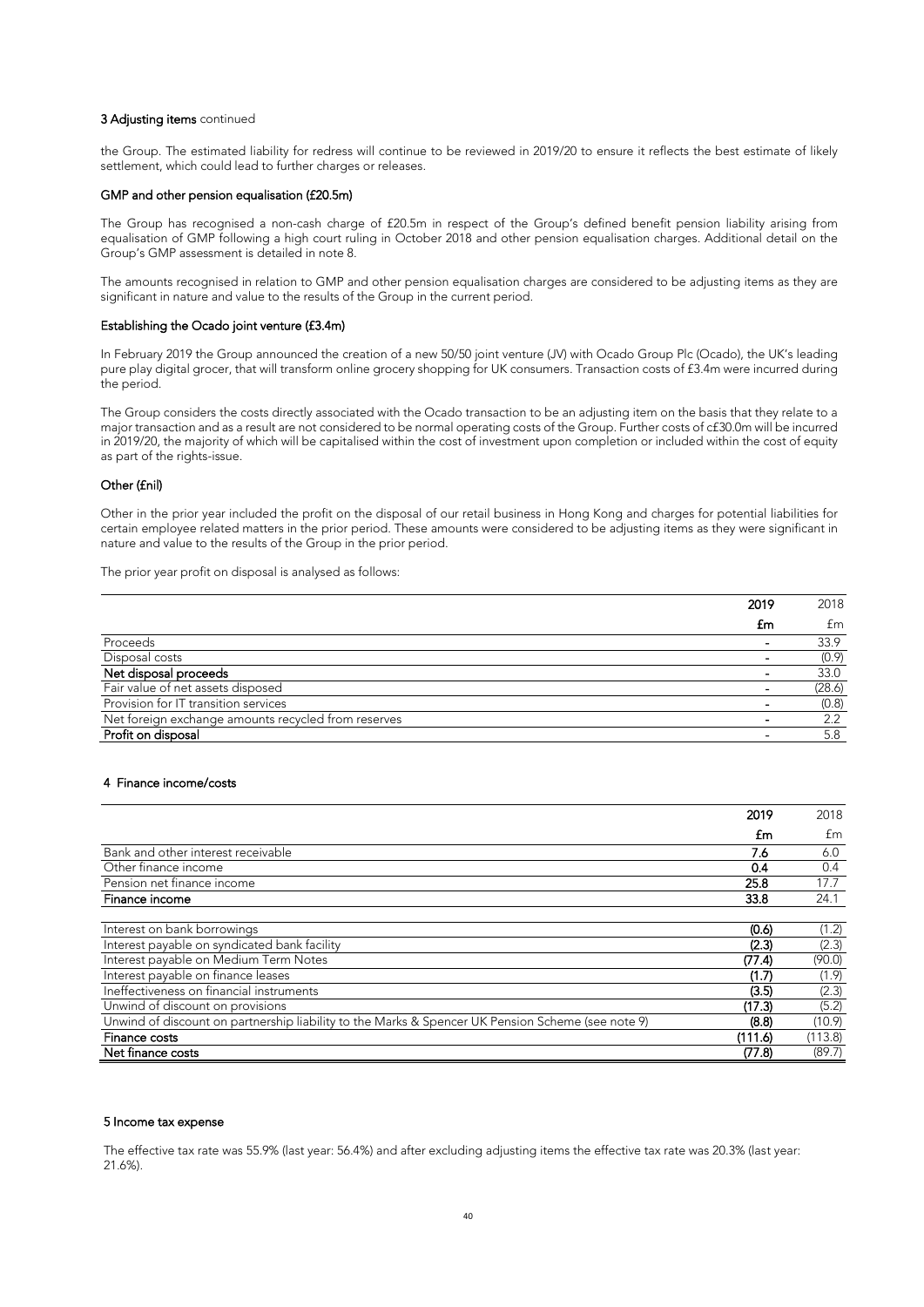### 3 Adjusting items continued

the Group. The estimated liability for redress will continue to be reviewed in 2019/20 to ensure it reflects the best estimate of likely settlement, which could lead to further charges or releases.

#### GMP and other pension equalisation (£20.5m)

The Group has recognised a non-cash charge of £20.5m in respect of the Group's defined benefit pension liability arising from equalisation of GMP following a high court ruling in October 2018 and other pension equalisation charges. Additional detail on the Group's GMP assessment is detailed in note 8.

The amounts recognised in relation to GMP and other pension equalisation charges are considered to be adjusting items as they are significant in nature and value to the results of the Group in the current period.

#### Establishing the Ocado joint venture (£3.4m)

In February 2019 the Group announced the creation of a new 50/50 joint venture (JV) with Ocado Group Plc (Ocado), the UK's leading pure play digital grocer, that will transform online grocery shopping for UK consumers. Transaction costs of £3.4m were incurred during the period.

The Group considers the costs directly associated with the Ocado transaction to be an adjusting item on the basis that they relate to a major transaction and as a result are not considered to be normal operating costs of the Group. Further costs of c£30.0m will be incurred in 2019/20, the majority of which will be capitalised within the cost of investment upon completion or included within the cost of equity as part of the rights-issue.

#### Other (£nil)

Other in the prior year included the profit on the disposal of our retail business in Hong Kong and charges for potential liabilities for certain employee related matters in the prior period. These amounts were considered to be adjusting items as they were significant in nature and value to the results of the Group in the prior period.

The prior year profit on disposal is analysed as follows:

| | 2019 | 2018 |
|---|---|---|
| | £m | £m |
| Proceeds | - | 33.9 |
| Disposal costs | - | (0.9) |
| **Net disposal proceeds** | - | 33.0 |
| Fair value of net assets disposed | - | (28.6) |
| Provision for IT transition services | - | (0.8) |
| Net foreign exchange amounts recycled from reserves | - | 2.2 |
| **Profit on disposal** | - | 5.8 |

### 4 Finance income/costs

| | 2019 | 2018 |
|---|---|---|
| | £m | £m |
| Bank and other interest receivable | 7.6 | 6.0 |
| Other finance income | 0.4 | 0.4 |
| Pension net finance income | 25.8 | 17.7 |
| **Finance income** | **33.8** | 24.1 |
| | | |
| Interest on bank borrowings | (0.6) | (1.2) |
| Interest payable on syndicated bank facility | (2.3) | (2.3) |
| Interest payable on Medium Term Notes | (77.4) | (90.0) |
| Interest payable on finance leases | (1.7) | (1.9) |
| Ineffectiveness on financial instruments | (3.5) | (2.3) |
| Unwind of discount on provisions | (17.3) | (5.2) |
| Unwind of discount on partnership liability to the Marks & Spencer UK Pension Scheme (see note 9) | (8.8) | (10.9) |
| **Finance costs** | **(111.6)** | (113.8) |
| **Net finance costs** | **(77.8)** | (89.7) |

### 5 Income tax expense

The effective tax rate was 55.9% (last year: 56.4%) and after excluding adjusting items the effective tax rate was 20.3% (last year: 21.6%).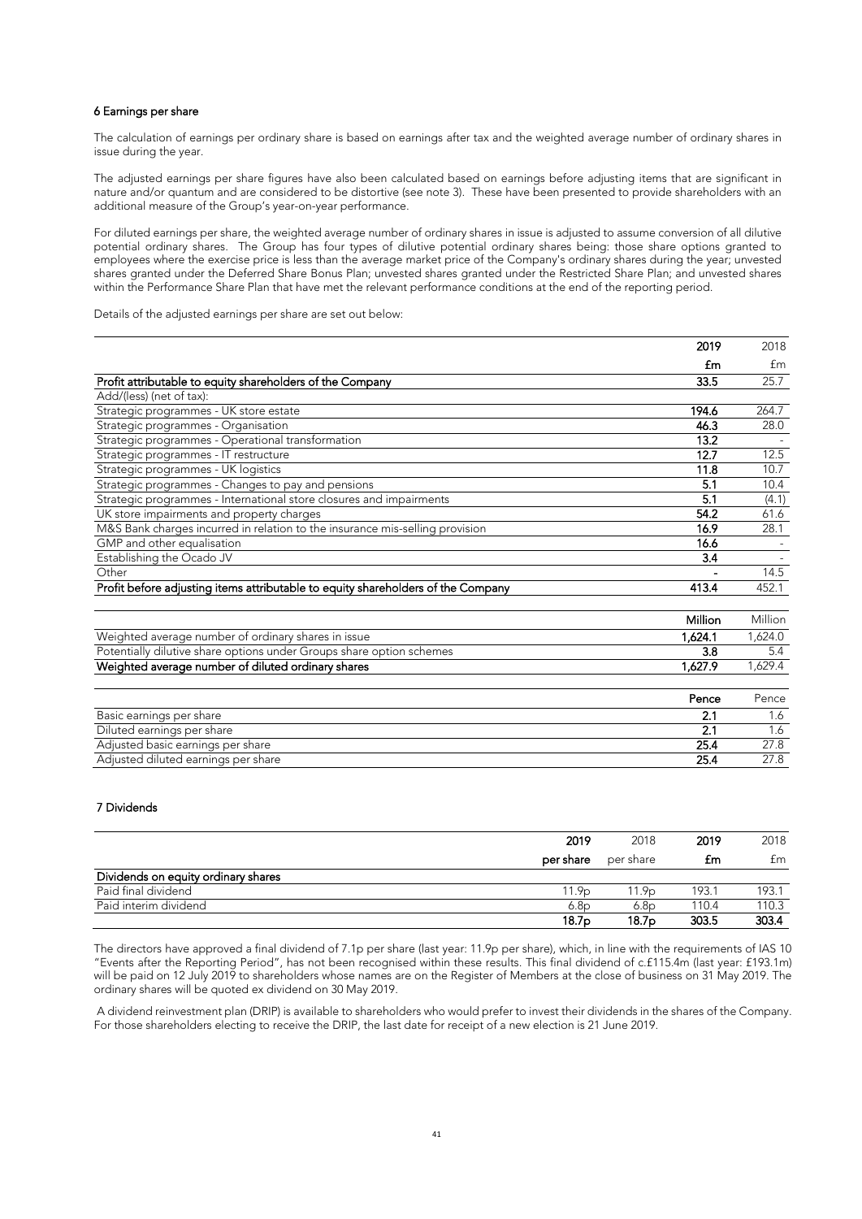### 6 Earnings per share

The calculation of earnings per ordinary share is based on earnings after tax and the weighted average number of ordinary shares in issue during the year.

The adjusted earnings per share figures have also been calculated based on earnings before adjusting items that are significant in nature and/or quantum and are considered to be distortive (see note 3). These have been presented to provide shareholders with an additional measure of the Group's year-on-year performance.

For diluted earnings per share, the weighted average number of ordinary shares in issue is adjusted to assume conversion of all dilutive potential ordinary shares. The Group has four types of dilutive potential ordinary shares being: those share options granted to employees where the exercise price is less than the average market price of the Company's ordinary shares during the year; unvested shares granted under the Deferred Share Bonus Plan; unvested shares granted under the Restricted Share Plan; and unvested shares within the Performance Share Plan that have met the relevant performance conditions at the end of the reporting period.

Details of the adjusted earnings per share are set out below:

| | 2019 | 2018 |
|---|---|---|
| | £m | £m |
| **Profit attributable to equity shareholders of the Company** | **33.5** | 25.7 |
| Add/(less) (net of tax): | | |
| Strategic programmes - UK store estate | **194.6** | 264.7 |
| Strategic programmes - Organisation | **46.3** | 28.0 |
| Strategic programmes - Operational transformation | **13.2** | - |
| Strategic programmes - IT restructure | **12.7** | 12.5 |
| Strategic programmes - UK logistics | **11.8** | 10.7 |
| Strategic programmes - Changes to pay and pensions | **5.1** | 10.4 |
| Strategic programmes - International store closures and impairments | **5.1** | (4.1) |
| UK store impairments and property charges | **54.2** | 61.6 |
| M&S Bank charges incurred in relation to the insurance mis-selling provision | **16.9** | 28.1 |
| GMP and other equalisation | **16.6** | - |
| Establishing the Ocado JV | **3.4** | - |
| Other | **-** | 14.5 |
| **Profit before adjusting items attributable to equity shareholders of the Company** | **413.4** | 452.1 |

| | Million | Million |
|---|---|---|
| Weighted average number of ordinary shares in issue | **1,624.1** | 1,624.0 |
| Potentially dilutive share options under Groups share option schemes | **3.8** | 5.4 |
| **Weighted average number of diluted ordinary shares** | **1,627.9** | 1,629.4 |

| | Pence | Pence |
|---|---|---|
| Basic earnings per share | **2.1** | 1.6 |
| Diluted earnings per share | **2.1** | 1.6 |
| Adjusted basic earnings per share | **25.4** | 27.8 |
| Adjusted diluted earnings per share | **25.4** | 27.8 |

### 7 Dividends

| | 2019 | 2018 | 2019 | 2018 |
|---|---|---|---|---|
| | per share | per share | £m | £m |
| Dividends on equity ordinary shares | | | | |
| Paid final dividend | 11.9p | 11.9p | 193.1 | 193.1 |
| Paid interim dividend | 6.8p | 6.8p | 110.4 | 110.3 |
| | **18.7p** | **18.7p** | **303.5** | **303.4** |

The directors have approved a final dividend of 7.1p per share (last year: 11.9p per share), which, in line with the requirements of IAS 10 "Events after the Reporting Period", has not been recognised within these results. This final dividend of c.£115.4m (last year: £193.1m) will be paid on 12 July 2019 to shareholders whose names are on the Register of Members at the close of business on 31 May 2019. The ordinary shares will be quoted ex dividend on 30 May 2019.

A dividend reinvestment plan (DRIP) is available to shareholders who would prefer to invest their dividends in the shares of the Company. For those shareholders electing to receive the DRIP, the last date for receipt of a new election is 21 June 2019.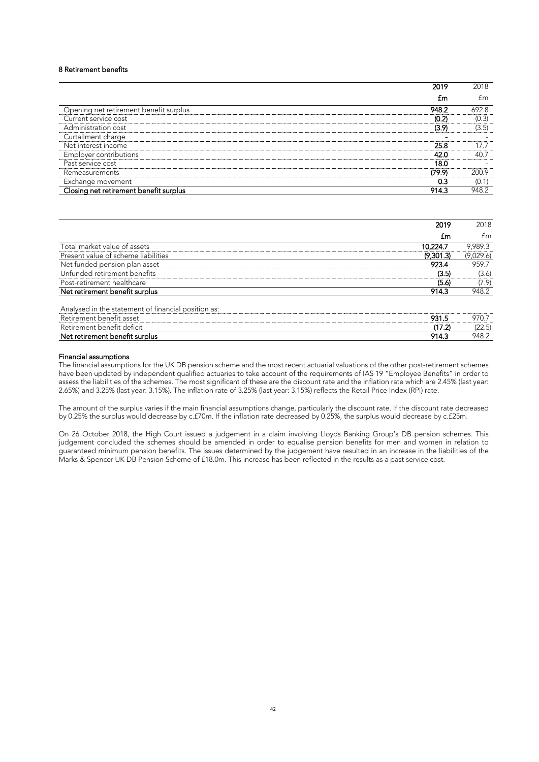### 8 Retirement benefits

| | 2019 | 2018 |
|---|---|---|
| | £m | £m |
| Opening net retirement benefit surplus | 948.2 | 692.8 |
| Current service cost | (0.2) | (0.3) |
| Administration cost | (3.9) | (3.5) |
| Curtailment charge | - | - |
| Net interest income | 25.8 | 17.7 |
| Employer contributions | 42.0 | 40.7 |
| Past service cost | 18.0 | - |
| Remeasurements | (79.9) | 200.9 |
| Exchange movement | 0.3 | (0.1) |
| **Closing net retirement benefit surplus** | **914.3** | **948.2** |

| | 2019 | 2018 |
|---|---|---|
| | £m | £m |
| Total market value of assets | 10,224.7 | 9,989.3 |
| Present value of scheme liabilities | (9,301.3) | (9,029.6) |
| Net funded pension plan asset | 923.4 | 959.7 |
| Unfunded retirement benefits | (3.5) | (3.6) |
| Post-retirement healthcare | (5.6) | (7.9) |
| **Net retirement benefit surplus** | **914.3** | **948.2** |
| Analysed in the statement of financial position as: | | |
| Retirement benefit asset | 931.5 | 970.7 |
| Retirement benefit deficit | (17.2) | (22.5) |
| **Net retirement benefit surplus** | **914.3** | **948.2** |

**Financial assumptions**

The financial assumptions for the UK DB pension scheme and the most recent actuarial valuations of the other post-retirement schemes have been updated by independent qualified actuaries to take account of the requirements of IAS 19 "Employee Benefits" in order to assess the liabilities of the schemes. The most significant of these are the discount rate and the inflation rate which are 2.45% (last year: 2.65%) and 3.25% (last year: 3.15%). The inflation rate of 3.25% (last year: 3.15%) reflects the Retail Price Index (RPI) rate.

The amount of the surplus varies if the main financial assumptions change, particularly the discount rate. If the discount rate decreased by 0.25% the surplus would decrease by c.£70m. If the inflation rate decreased by 0.25%, the surplus would decrease by c.£25m.

On 26 October 2018, the High Court issued a judgement in a claim involving Lloyds Banking Group's DB pension schemes. This judgement concluded the schemes should be amended in order to equalise pension benefits for men and women in relation to guaranteed minimum pension benefits. The issues determined by the judgement have resulted in an increase in the liabilities of the Marks & Spencer UK DB Pension Scheme of £18.0m. This increase has been reflected in the results as a past service cost.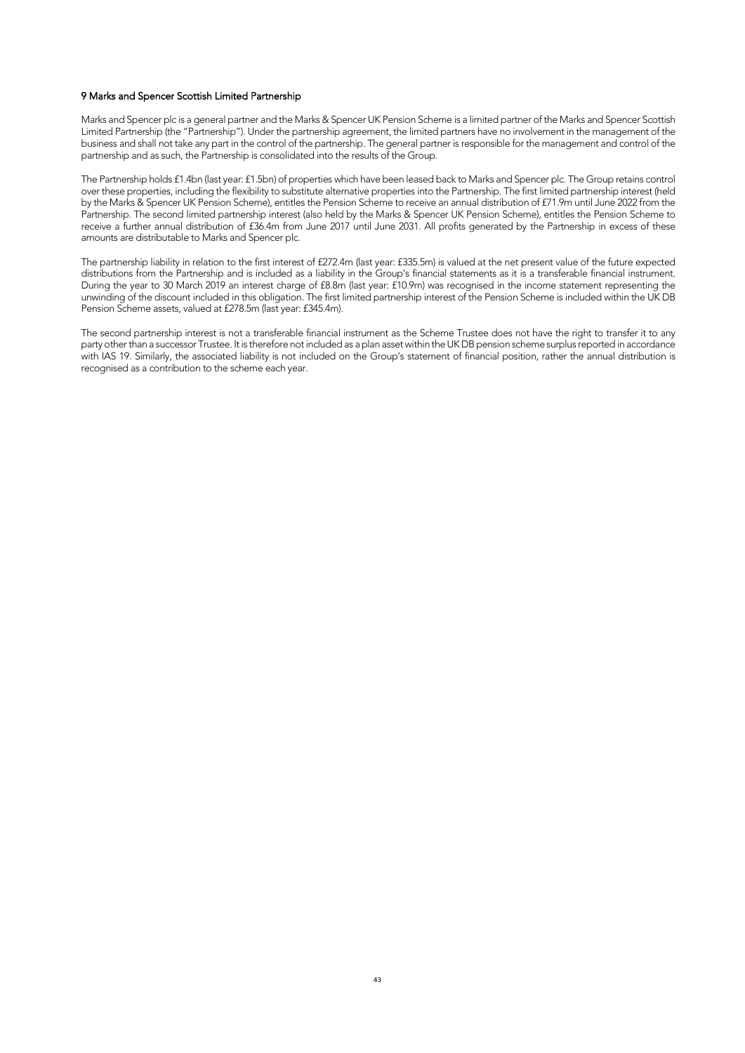## 9 Marks and Spencer Scottish Limited Partnership

Marks and Spencer plc is a general partner and the Marks & Spencer UK Pension Scheme is a limited partner of the Marks and Spencer Scottish Limited Partnership (the "Partnership"). Under the partnership agreement, the limited partners have no involvement in the management of the business and shall not take any part in the control of the partnership. The general partner is responsible for the management and control of the partnership and as such, the Partnership is consolidated into the results of the Group.

The Partnership holds £1.4bn (last year: £1.5bn) of properties which have been leased back to Marks and Spencer plc. The Group retains control over these properties, including the flexibility to substitute alternative properties into the Partnership. The first limited partnership interest (held by the Marks & Spencer UK Pension Scheme), entitles the Pension Scheme to receive an annual distribution of £71.9m until June 2022 from the Partnership. The second limited partnership interest (also held by the Marks & Spencer UK Pension Scheme), entitles the Pension Scheme to receive a further annual distribution of £36.4m from June 2017 until June 2031. All profits generated by the Partnership in excess of these amounts are distributable to Marks and Spencer plc.

The partnership liability in relation to the first interest of £272.4m (last year: £335.5m) is valued at the net present value of the future expected distributions from the Partnership and is included as a liability in the Group's financial statements as it is a transferable financial instrument. During the year to 30 March 2019 an interest charge of £8.8m (last year: £10.9m) was recognised in the income statement representing the unwinding of the discount included in this obligation. The first limited partnership interest of the Pension Scheme is included within the UK DB Pension Scheme assets, valued at £278.5m (last year: £345.4m).

The second partnership interest is not a transferable financial instrument as the Scheme Trustee does not have the right to transfer it to any party other than a successor Trustee. It is therefore not included as a plan asset within the UK DB pension scheme surplus reported in accordance with IAS 19. Similarly, the associated liability is not included on the Group's statement of financial position, rather the annual distribution is recognised as a contribution to the scheme each year.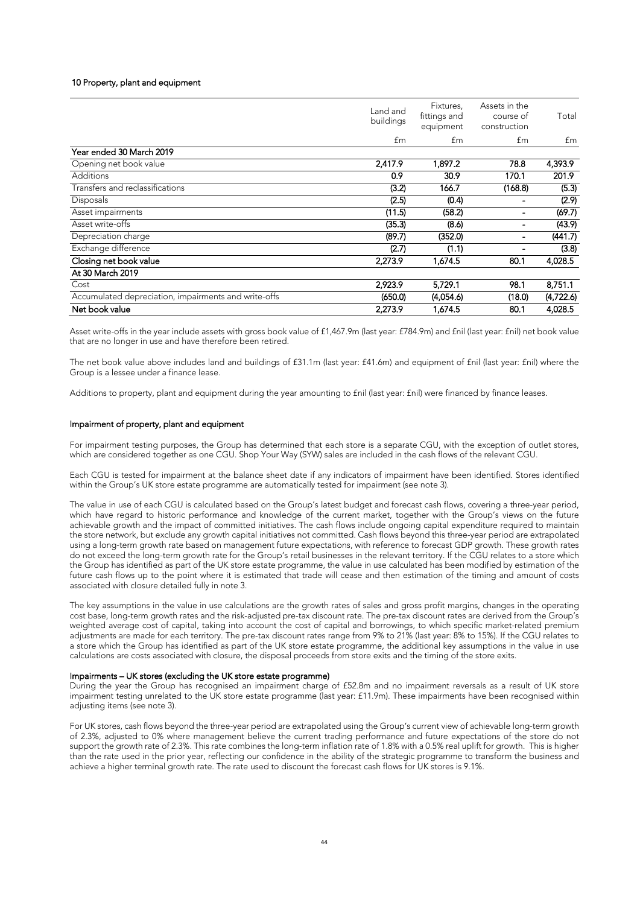## 10 Property, plant and equipment

| | Land and buildings | Fixtures, fittings and equipment | Assets in the course of construction | Total |
|---|---|---|---|---|
| | £m | £m | £m | £m |
| **Year ended 30 March 2019** | | | | |
| Opening net book value | **2,417.9** | **1,897.2** | **78.8** | **4,393.9** |
| Additions | **0.9** | **30.9** | **170.1** | **201.9** |
| Transfers and reclassifications | **(3.2)** | **166.7** | **(168.8)** | **(5.3)** |
| Disposals | **(2.5)** | **(0.4)** | - | **(2.9)** |
| Asset impairments | **(11.5)** | **(58.2)** | - | **(69.7)** |
| Asset write-offs | **(35.3)** | **(8.6)** | - | **(43.9)** |
| Depreciation charge | **(89.7)** | **(352.0)** | - | **(441.7)** |
| Exchange difference | **(2.7)** | **(1.1)** | - | **(3.8)** |
| **Closing net book value** | **2,273.9** | **1,674.5** | **80.1** | **4,028.5** |
| **At 30 March 2019** | | | | |
| Cost | **2,923.9** | **5,729.1** | **98.1** | **8,751.1** |
| Accumulated depreciation, impairments and write-offs | **(650.0)** | **(4,054.6)** | **(18.0)** | **(4,722.6)** |
| **Net book value** | **2,273.9** | **1,674.5** | **80.1** | **4,028.5** |

Asset write-offs in the year include assets with gross book value of £1,467.9m (last year: £784.9m) and £nil (last year: £nil) net book value that are no longer in use and have therefore been retired.

The net book value above includes land and buildings of £31.1m (last year: £41.6m) and equipment of £nil (last year: £nil) where the Group is a lessee under a finance lease.

Additions to property, plant and equipment during the year amounting to £nil (last year: £nil) were financed by finance leases.

### Impairment of property, plant and equipment

For impairment testing purposes, the Group has determined that each store is a separate CGU, with the exception of outlet stores, which are considered together as one CGU. Shop Your Way (SYW) sales are included in the cash flows of the relevant CGU.

Each CGU is tested for impairment at the balance sheet date if any indicators of impairment have been identified. Stores identified within the Group's UK store estate programme are automatically tested for impairment (see note 3).

The value in use of each CGU is calculated based on the Group's latest budget and forecast cash flows, covering a three-year period, which have regard to historic performance and knowledge of the current market, together with the Group's views on the future achievable growth and the impact of committed initiatives. The cash flows include ongoing capital expenditure required to maintain the store network, but exclude any growth capital initiatives not committed. Cash flows beyond this three-year period are extrapolated using a long-term growth rate based on management future expectations, with reference to forecast GDP growth. These growth rates do not exceed the long-term growth rate for the Group's retail businesses in the relevant territory. If the CGU relates to a store which the Group has identified as part of the UK store estate programme, the value in use calculated has been modified by estimation of the future cash flows up to the point where it is estimated that trade will cease and then estimation of the timing and amount of costs associated with closure detailed fully in note 3.

The key assumptions in the value in use calculations are the growth rates of sales and gross profit margins, changes in the operating cost base, long-term growth rates and the risk-adjusted pre-tax discount rate. The pre-tax discount rates are derived from the Group's weighted average cost of capital, taking into account the cost of capital and borrowings, to which specific market-related premium adjustments are made for each territory. The pre-tax discount rates range from 9% to 21% (last year: 8% to 15%). If the CGU relates to a store which the Group has identified as part of the UK store estate programme, the additional key assumptions in the value in use calculations are costs associated with closure, the disposal proceeds from store exits and the timing of the store exits.

#### Impairments – UK stores (excluding the UK store estate programme)

During the year the Group has recognised an impairment charge of £52.8m and no impairment reversals as a result of UK store impairment testing unrelated to the UK store estate programme (last year: £11.9m). These impairments have been recognised within adjusting items (see note 3).

For UK stores, cash flows beyond the three-year period are extrapolated using the Group's current view of achievable long-term growth of 2.3%, adjusted to 0% where management believe the current trading performance and future expectations of the store do not support the growth rate of 2.3%. This rate combines the long-term inflation rate of 1.8% with a 0.5% real uplift for growth. This is higher than the rate used in the prior year, reflecting our confidence in the ability of the strategic programme to transform the business and achieve a higher terminal growth rate. The rate used to discount the forecast cash flows for UK stores is 9.1%.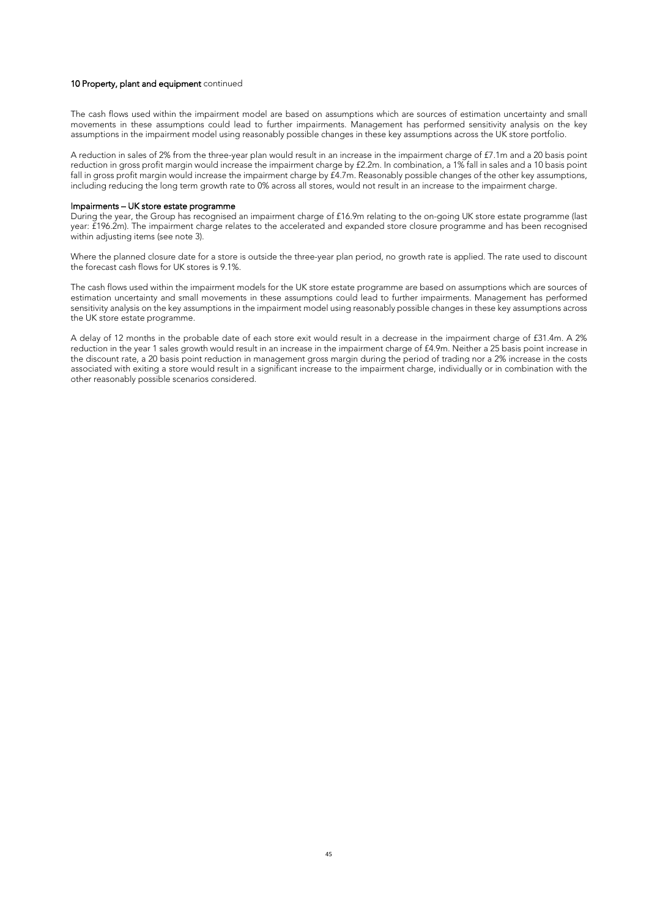**10 Property, plant and equipment** continued

The cash flows used within the impairment model are based on assumptions which are sources of estimation uncertainty and small movements in these assumptions could lead to further impairments. Management has performed sensitivity analysis on the key assumptions in the impairment model using reasonably possible changes in these key assumptions across the UK store portfolio.

A reduction in sales of 2% from the three-year plan would result in an increase in the impairment charge of £7.1m and a 20 basis point reduction in gross profit margin would increase the impairment charge by £2.2m. In combination, a 1% fall in sales and a 10 basis point fall in gross profit margin would increase the impairment charge by £4.7m. Reasonably possible changes of the other key assumptions, including reducing the long term growth rate to 0% across all stores, would not result in an increase to the impairment charge.

**Impairments – UK store estate programme**

During the year, the Group has recognised an impairment charge of £16.9m relating to the on-going UK store estate programme (last year: £196.2m). The impairment charge relates to the accelerated and expanded store closure programme and has been recognised within adjusting items (see note 3).

Where the planned closure date for a store is outside the three-year plan period, no growth rate is applied. The rate used to discount the forecast cash flows for UK stores is 9.1%.

The cash flows used within the impairment models for the UK store estate programme are based on assumptions which are sources of estimation uncertainty and small movements in these assumptions could lead to further impairments. Management has performed sensitivity analysis on the key assumptions in the impairment model using reasonably possible changes in these key assumptions across the UK store estate programme.

A delay of 12 months in the probable date of each store exit would result in a decrease in the impairment charge of £31.4m. A 2% reduction in the year 1 sales growth would result in an increase in the impairment charge of £4.9m. Neither a 25 basis point increase in the discount rate, a 20 basis point reduction in management gross margin during the period of trading nor a 2% increase in the costs associated with exiting a store would result in a significant increase to the impairment charge, individually or in combination with the other reasonably possible scenarios considered.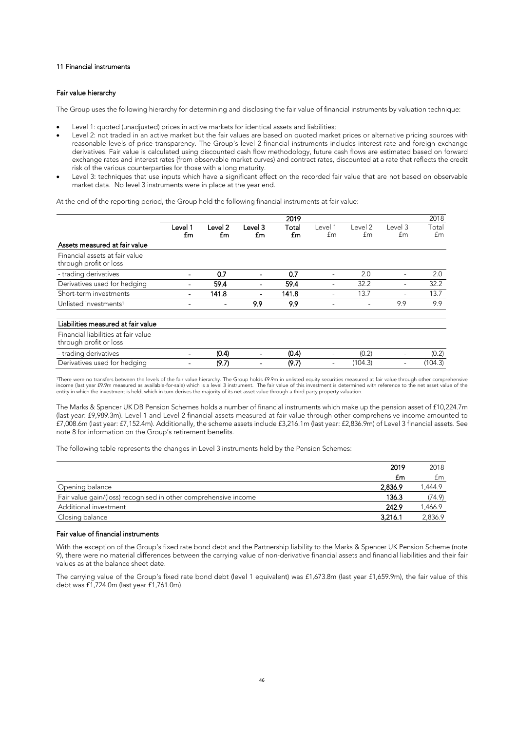## 11 Financial instruments

### Fair value hierarchy

The Group uses the following hierarchy for determining and disclosing the fair value of financial instruments by valuation technique:

- Level 1: quoted (unadjusted) prices in active markets for identical assets and liabilities;
- Level 2: not traded in an active market but the fair values are based on quoted market prices or alternative pricing sources with reasonable levels of price transparency. The Group's level 2 financial instruments includes interest rate and foreign exchange derivatives. Fair value is calculated using discounted cash flow methodology, future cash flows are estimated based on forward exchange rates and interest rates (from observable market curves) and contract rates, discounted at a rate that reflects the credit risk of the various counterparties for those with a long maturity.
- Level 3: techniques that use inputs which have a significant effect on the recorded fair value that are not based on observable market data. No level 3 instruments were in place at the year end.

At the end of the reporting period, the Group held the following financial instruments at fair value:

| | | | | 2019 | | | | 2018 |
|---|---|---|---|---|---|---|---|---|
| | **Level 1 £m** | **Level 2 £m** | **Level 3 £m** | **Total £m** | Level 1 £m | Level 2 £m | Level 3 £m | Total £m |
| **Assets measured at fair value** | | | | | | | | |
| Financial assets at fair value through profit or loss | | | | | | | | |
| - trading derivatives | **-** | **0.7** | **-** | **0.7** | - | 2.0 | - | 2.0 |
| Derivatives used for hedging | **-** | **59.4** | **-** | **59.4** | - | 32.2 | - | 32.2 |
| Short-term investments | **-** | **141.8** | **-** | **141.8** | - | 13.7 | - | 13.7 |
| Unlisted investments[1] | **-** | **-** | **9.9** | **9.9** | - | - | 9.9 | 9.9 |
| **Liabilities measured at fair value** | | | | | | | | |
| Financial liabilities at fair value through profit or loss | | | | | | | | |
| - trading derivatives | **-** | **(0.4)** | **-** | **(0.4)** | - | (0.2) | - | (0.2) |
| Derivatives used for hedging | **-** | **(9.7)** | **-** | **(9.7)** | - | (104.3) | - | (104.3) |

[1]There were no transfers between the levels of the fair value hierarchy. The Group holds £9.9m in unlisted equity securities measured at fair value through other comprehensive income (last year £9.9m measured as available-for-sale) which is a level 3 instrument. The fair value of this investment is determined with reference to the net asset value of the entity in which the investment is held, which in turn derives the majority of its net asset value through a third party property valuation.

The Marks & Spencer UK DB Pension Schemes holds a number of financial instruments which make up the pension asset of £10,224.7m (last year: £9,989.3m). Level 1 and Level 2 financial assets measured at fair value through other comprehensive income amounted to £7,008.6m (last year: £7,152.4m). Additionally, the scheme assets include £3,216.1m (last year: £2,836.9m) of Level 3 financial assets. See note 8 for information on the Group's retirement benefits.

The following table represents the changes in Level 3 instruments held by the Pension Schemes:

| | **2019 £m** | 2018 £m |
|---|---|---|
| Opening balance | **2,836.9** | 1,444.9 |
| Fair value gain/(loss) recognised in other comprehensive income | **136.3** | (74.9) |
| Additional investment | **242.9** | 1,466.9 |
| Closing balance | **3,216.1** | 2,836.9 |

### Fair value of financial instruments

With the exception of the Group's fixed rate bond debt and the Partnership liability to the Marks & Spencer UK Pension Scheme (note 9), there were no material differences between the carrying value of non-derivative financial assets and financial liabilities and their fair values as at the balance sheet date.

The carrying value of the Group's fixed rate bond debt (level 1 equivalent) was £1,673.8m (last year £1,659.9m), the fair value of this debt was £1,724.0m (last year £1,761.0m).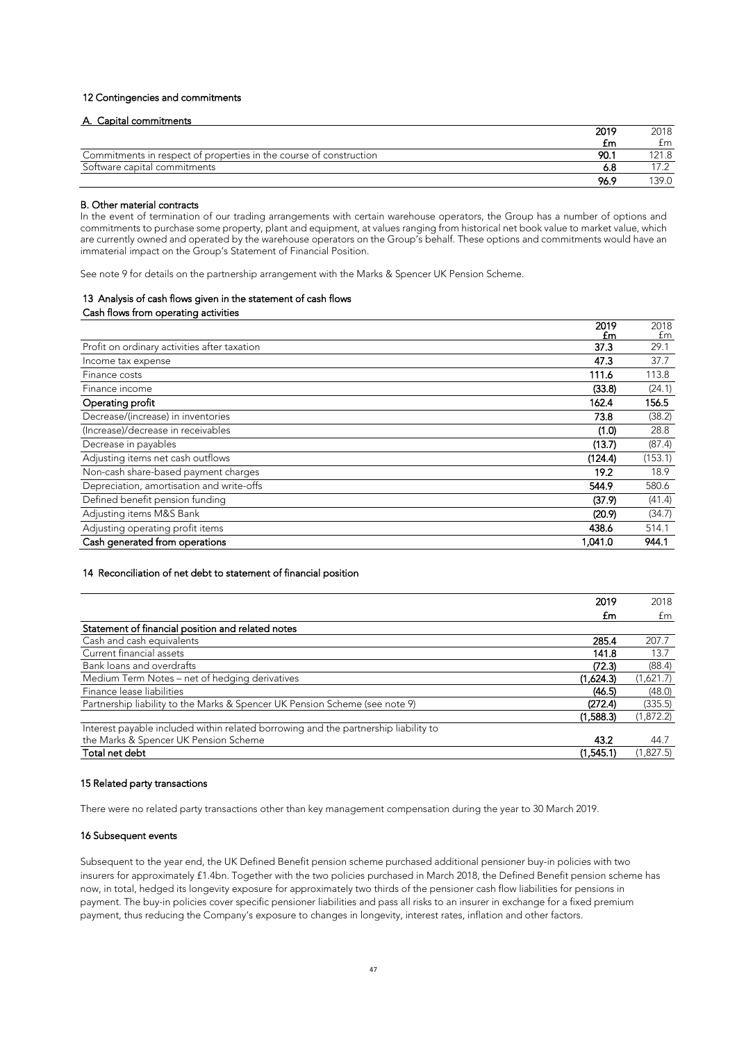## 12 Contingencies and commitments

### A. Capital commitments

| | 2019 £m | 2018 £m |
|---|---|---|
| Commitments in respect of properties in the course of construction | 90.1 | 121.8 |
| Software capital commitments | 6.8 | 17.2 |
| | 96.9 | 139.0 |

### B. Other material contracts

In the event of termination of our trading arrangements with certain warehouse operators, the Group has a number of options and commitments to purchase some property, plant and equipment, at values ranging from historical net book value to market value, which are currently owned and operated by the warehouse operators on the Group's behalf. These options and commitments would have an immaterial impact on the Group's Statement of Financial Position.

See note 9 for details on the partnership arrangement with the Marks & Spencer UK Pension Scheme.

## 13 Analysis of cash flows given in the statement of cash flows

### Cash flows from operating activities

| | 2019 £m | 2018 £m |
|---|---|---|
| Profit on ordinary activities after taxation | 37.3 | 29.1 |
| Income tax expense | 47.3 | 37.7 |
| Finance costs | 111.6 | 113.8 |
| Finance income | (33.8) | (24.1) |
| **Operating profit** | **162.4** | **156.5** |
| Decrease/(increase) in inventories | 73.8 | (38.2) |
| (Increase)/decrease in receivables | (1.0) | 28.8 |
| Decrease in payables | (13.7) | (87.4) |
| Adjusting items net cash outflows | (124.4) | (153.1) |
| Non-cash share-based payment charges | 19.2 | 18.9 |
| Depreciation, amortisation and write-offs | 544.9 | 580.6 |
| Defined benefit pension funding | (37.9) | (41.4) |
| Adjusting items M&S Bank | (20.9) | (34.7) |
| Adjusting operating profit items | 438.6 | 514.1 |
| **Cash generated from operations** | **1,041.0** | **944.1** |

## 14 Reconciliation of net debt to statement of financial position

| | 2019 £m | 2018 £m |
|---|---|---|
| **Statement of financial position and related notes** | | |
| Cash and cash equivalents | 285.4 | 207.7 |
| Current financial assets | 141.8 | 13.7 |
| Bank loans and overdrafts | (72.3) | (88.4) |
| Medium Term Notes – net of hedging derivatives | (1,624.3) | (1,621.7) |
| Finance lease liabilities | (46.5) | (48.0) |
| Partnership liability to the Marks & Spencer UK Pension Scheme (see note 9) | (272.4) | (335.5) |
| | (1,588.3) | (1,872.2) |
| Interest payable included within related borrowing and the partnership liability to the Marks & Spencer UK Pension Scheme | 43.2 | 44.7 |
| **Total net debt** | **(1,545.1)** | **(1,827.5)** |

## 15 Related party transactions

There were no related party transactions other than key management compensation during the year to 30 March 2019.

## 16 Subsequent events

Subsequent to the year end, the UK Defined Benefit pension scheme purchased additional pensioner buy-in policies with two insurers for approximately £1.4bn. Together with the two policies purchased in March 2018, the Defined Benefit pension scheme has now, in total, hedged its longevity exposure for approximately two thirds of the pensioner cash flow liabilities for pensions in payment. The buy-in policies cover specific pensioner liabilities and pass all risks to an insurer in exchange for a fixed premium payment, thus reducing the Company's exposure to changes in longevity, interest rates, inflation and other factors.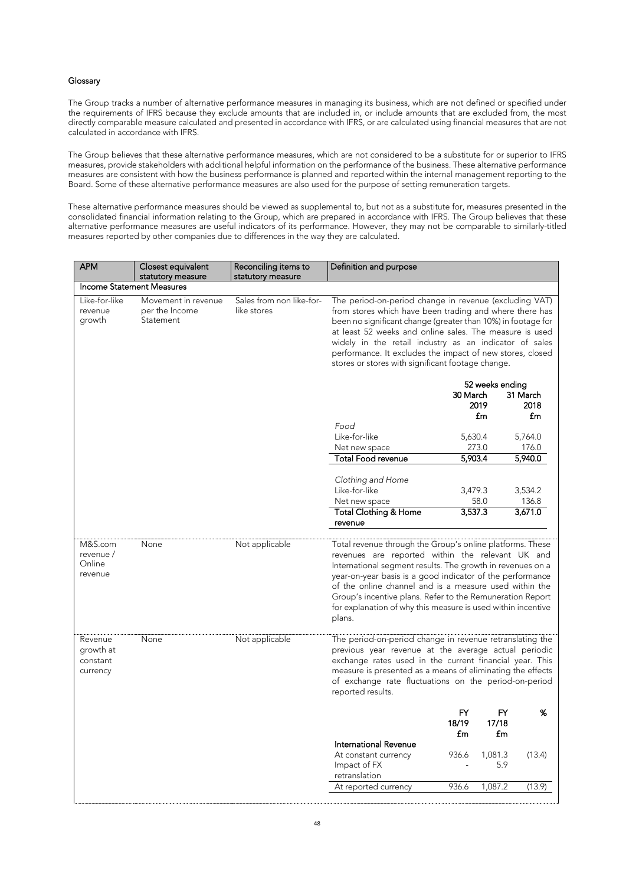#### Glossary

The Group tracks a number of alternative performance measures in managing its business, which are not defined or specified under the requirements of IFRS because they exclude amounts that are included in, or include amounts that are excluded from, the most directly comparable measure calculated and presented in accordance with IFRS, or are calculated using financial measures that are not calculated in accordance with IFRS.

The Group believes that these alternative performance measures, which are not considered to be a substitute for or superior to IFRS measures, provide stakeholders with additional helpful information on the performance of the business. These alternative performance measures are consistent with how the business performance is planned and reported within the internal management reporting to the Board. Some of these alternative performance measures are also used for the purpose of setting remuneration targets.

These alternative performance measures should be viewed as supplemental to, but not as a substitute for, measures presented in the consolidated financial information relating to the Group, which are prepared in accordance with IFRS. The Group believes that these alternative performance measures are useful indicators of its performance. However, they may not be comparable to similarly-titled measures reported by other companies due to differences in the way they are calculated.

| APM | Closest equivalent statutory measure | Reconciling items to statutory measure | Definition and purpose |
|---|---|---|---|
| **Income Statement Measures** | | | |
| Like-for-like revenue growth | Movement in revenue per the Income Statement | Sales from non like-for-like stores | The period-on-period change in revenue (excluding VAT) from stores which have been trading and where there has been no significant change (greater than 10%) in footage for at least 52 weeks and online sales. The measure is used widely in the retail industry as an indicator of sales performance. It excludes the impact of new stores, closed stores or stores with significant footage change. |
| M&S.com revenue / Online revenue | None | Not applicable | Total revenue through the Group's online platforms. These revenues are reported within the relevant UK and International segment results. The growth in revenues on a year-on-year basis is a good indicator of the performance of the online channel and is a measure used within the Group's incentive plans. Refer to the Remuneration Report for explanation of why this measure is used within incentive plans. |
| Revenue growth at constant currency | None | Not applicable | The period-on-period change in revenue retranslating the previous year revenue at the average actual periodic exchange rates used in the current financial year. This measure is presented as a means of eliminating the effects of exchange rate fluctuations on the period-on-period reported results. |

Like-for-like revenue growth:

| | 52 weeks ending 30 March 2019 £m | 52 weeks ending 31 March 2018 £m |
|---|---|---|
| *Food* | | |
| Like-for-like | 5,630.4 | 5,764.0 |
| Net new space | 273.0 | 176.0 |
| **Total Food revenue** | **5,903.4** | **5,940.0** |
| *Clothing and Home* | | |
| Like-for-like | 3,479.3 | 3,534.2 |
| Net new space | 58.0 | 136.8 |
| **Total Clothing & Home revenue** | **3,537.3** | **3,671.0** |

Revenue growth at constant currency:

| | FY 18/19 £m | FY 17/18 £m | % |
|---|---|---|---|
| **International Revenue** | | | |
| At constant currency | 936.6 | 1,081.3 | (13.4) |
| Impact of FX retranslation | - | 5.9 | |
| At reported currency | 936.6 | 1,087.2 | (13.9) |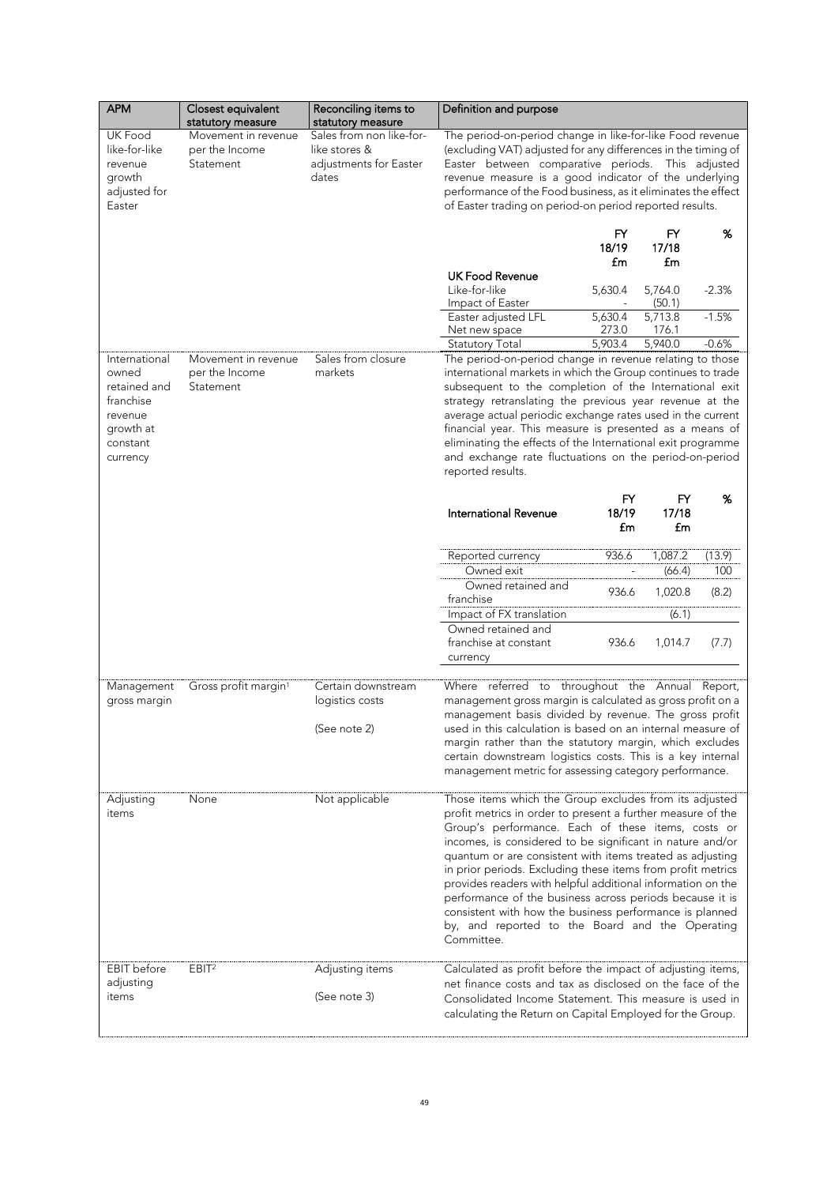| APM | Closest equivalent statutory measure | Reconciling items to statutory measure | Definition and purpose |
|---|---|---|---|
| UK Food like-for-like revenue growth adjusted for Easter | Movement in revenue per the Income Statement | Sales from non like-for-like stores & adjustments for Easter dates | The period-on-period change in like-for-like Food revenue (excluding VAT) adjusted for any differences in the timing of Easter between comparative periods. This adjusted revenue measure is a good indicator of the underlying performance of the Food business, as it eliminates the effect of Easter trading on period-on period reported results. |
| International owned retained and franchise revenue growth at constant currency | Movement in revenue per the Income Statement | Sales from closure markets | The period-on-period change in revenue relating to those international markets in which the Group continues to trade subsequent to the completion of the International exit strategy retranslating the previous year revenue at the average actual periodic exchange rates used in the current financial year. This measure is presented as a means of eliminating the effects of the International exit programme and exchange rate fluctuations on the period-on-period reported results. |
| Management gross margin | Gross profit margin[1] | Certain downstream logistics costs (See note 2) | Where referred to throughout the Annual Report, management gross margin is calculated as gross profit on a management basis divided by revenue. The gross profit used in this calculation is based on an internal measure of margin rather than the statutory margin, which excludes certain downstream logistics costs. This is a key internal management metric for assessing category performance. |
| Adjusting items | None | Not applicable | Those items which the Group excludes from its adjusted profit metrics in order to present a further measure of the Group's performance. Each of these items, costs or incomes, is considered to be significant in nature and/or quantum or are consistent with items treated as adjusting in prior periods. Excluding these items from profit metrics provides readers with helpful additional information on the performance of the business across periods because it is consistent with how the business performance is planned by, and reported to the Board and the Operating Committee. |
| EBIT before adjusting items | EBIT[2] | Adjusting items (See note 3) | Calculated as profit before the impact of adjusting items, net finance costs and tax as disclosed on the face of the Consolidated Income Statement. This measure is used in calculating the Return on Capital Employed for the Group. |

| UK Food Revenue | FY 18/19 £m | FY 17/18 £m | % |
|---|---|---|---|
| Like-for-like | 5,630.4 | 5,764.0 | -2.3% |
| Impact of Easter | - | (50.1) | |
| Easter adjusted LFL | 5,630.4 | 5,713.8 | -1.5% |
| Net new space | 273.0 | 176.1 | |
| Statutory Total | 5,903.4 | 5,940.0 | -0.6% |

| International Revenue | FY 18/19 £m | FY 17/18 £m | % |
|---|---|---|---|
| Reported currency | 936.6 | 1,087.2 | (13.9) |
| Owned exit | - | (66.4) | 100 |
| Owned retained and franchise | 936.6 | 1,020.8 | (8.2) |
| Impact of FX translation | | (6.1) | |
| Owned retained and franchise at constant currency | 936.6 | 1,014.7 | (7.7) |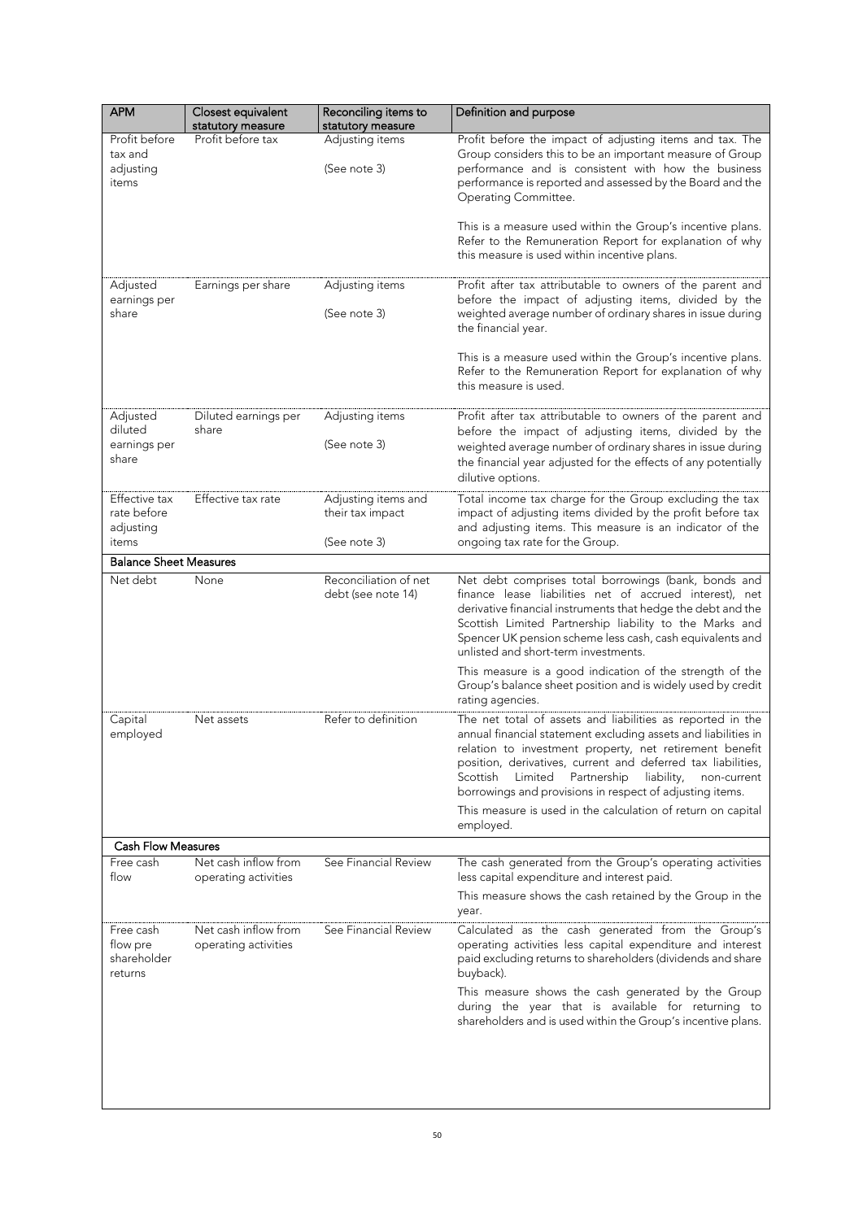| APM | Closest equivalent statutory measure | Reconciling items to statutory measure | Definition and purpose |
|---|---|---|---|
| Profit before tax and adjusting items | Profit before tax | Adjusting items<br><br>(See note 3) | Profit before the impact of adjusting items and tax. The Group considers this to be an important measure of Group performance and is consistent with how the business performance is reported and assessed by the Board and the Operating Committee.<br><br>This is a measure used within the Group's incentive plans. Refer to the Remuneration Report for explanation of why this measure is used within incentive plans. |
| Adjusted earnings per share | Earnings per share | Adjusting items<br><br>(See note 3) | Profit after tax attributable to owners of the parent and before the impact of adjusting items, divided by the weighted average number of ordinary shares in issue during the financial year.<br><br>This is a measure used within the Group's incentive plans. Refer to the Remuneration Report for explanation of why this measure is used. |
| Adjusted diluted earnings per share | Diluted earnings per share | Adjusting items<br><br>(See note 3) | Profit after tax attributable to owners of the parent and before the impact of adjusting items, divided by the weighted average number of ordinary shares in issue during the financial year adjusted for the effects of any potentially dilutive options. |
| Effective tax rate before adjusting items | Effective tax rate | Adjusting items and their tax impact<br><br>(See note 3) | Total income tax charge for the Group excluding the tax impact of adjusting items divided by the profit before tax and adjusting items. This measure is an indicator of the ongoing tax rate for the Group. |
| **Balance Sheet Measures** | | | |
| Net debt | None | Reconciliation of net debt (see note 14) | Net debt comprises total borrowings (bank, bonds and finance lease liabilities net of accrued interest), net derivative financial instruments that hedge the debt and the Scottish Limited Partnership liability to the Marks and Spencer UK pension scheme less cash, cash equivalents and unlisted and short-term investments.<br><br>This measure is a good indication of the strength of the Group's balance sheet position and is widely used by credit rating agencies. |
| Capital employed | Net assets | Refer to definition | The net total of assets and liabilities as reported in the annual financial statement excluding assets and liabilities in relation to investment property, net retirement benefit position, derivatives, current and deferred tax liabilities, Scottish Limited Partnership liability, non-current borrowings and provisions in respect of adjusting items.<br><br>This measure is used in the calculation of return on capital employed. |
| **Cash Flow Measures** | | | |
| Free cash flow | Net cash inflow from operating activities | See Financial Review | The cash generated from the Group's operating activities less capital expenditure and interest paid.<br><br>This measure shows the cash retained by the Group in the year. |
| Free cash flow pre shareholder returns | Net cash inflow from operating activities | See Financial Review | Calculated as the cash generated from the Group's operating activities less capital expenditure and interest paid excluding returns to shareholders (dividends and share buyback).<br><br>This measure shows the cash generated by the Group during the year that is available for returning to shareholders and is used within the Group's incentive plans. |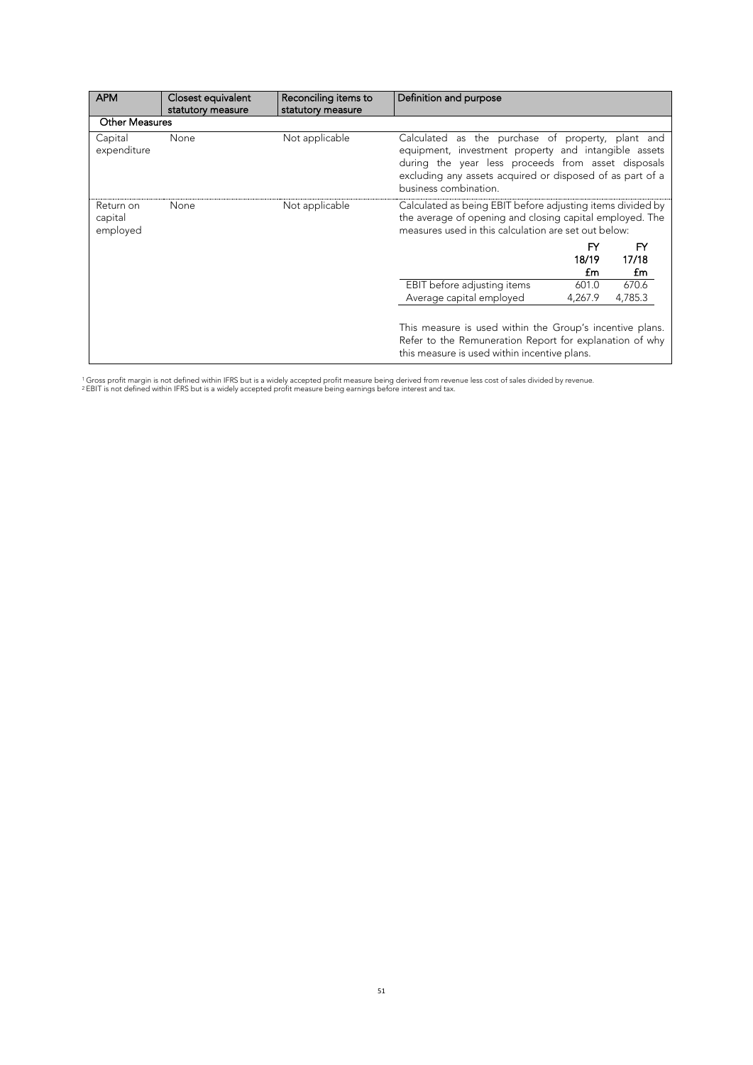| APM | Closest equivalent statutory measure | Reconciling items to statutory measure | Definition and purpose |
|---|---|---|---|
| **Other Measures** | | | |
| Capital expenditure | None | Not applicable | Calculated as the purchase of property, plant and equipment, investment property and intangible assets during the year less proceeds from asset disposals excluding any assets acquired or disposed of as part of a business combination. |
| Return on capital employed | None | Not applicable | Calculated as being EBIT before adjusting items divided by the average of opening and closing capital employed. The measures used in this calculation are set out below:<br><br>\| \| FY 18/19 £m \| FY 17/18 £m \|<br>\| EBIT before adjusting items \| 601.0 \| 670.6 \|<br>\| Average capital employed \| 4,267.9 \| 4,785.3 \|<br><br>This measure is used within the Group's incentive plans. Refer to the Remuneration Report for explanation of why this measure is used within incentive plans. |

[1] Gross profit margin is not defined within IFRS but is a widely accepted profit measure being derived from revenue less cost of sales divided by revenue.
[2] EBIT is not defined within IFRS but is a widely accepted profit measure being earnings before interest and tax.